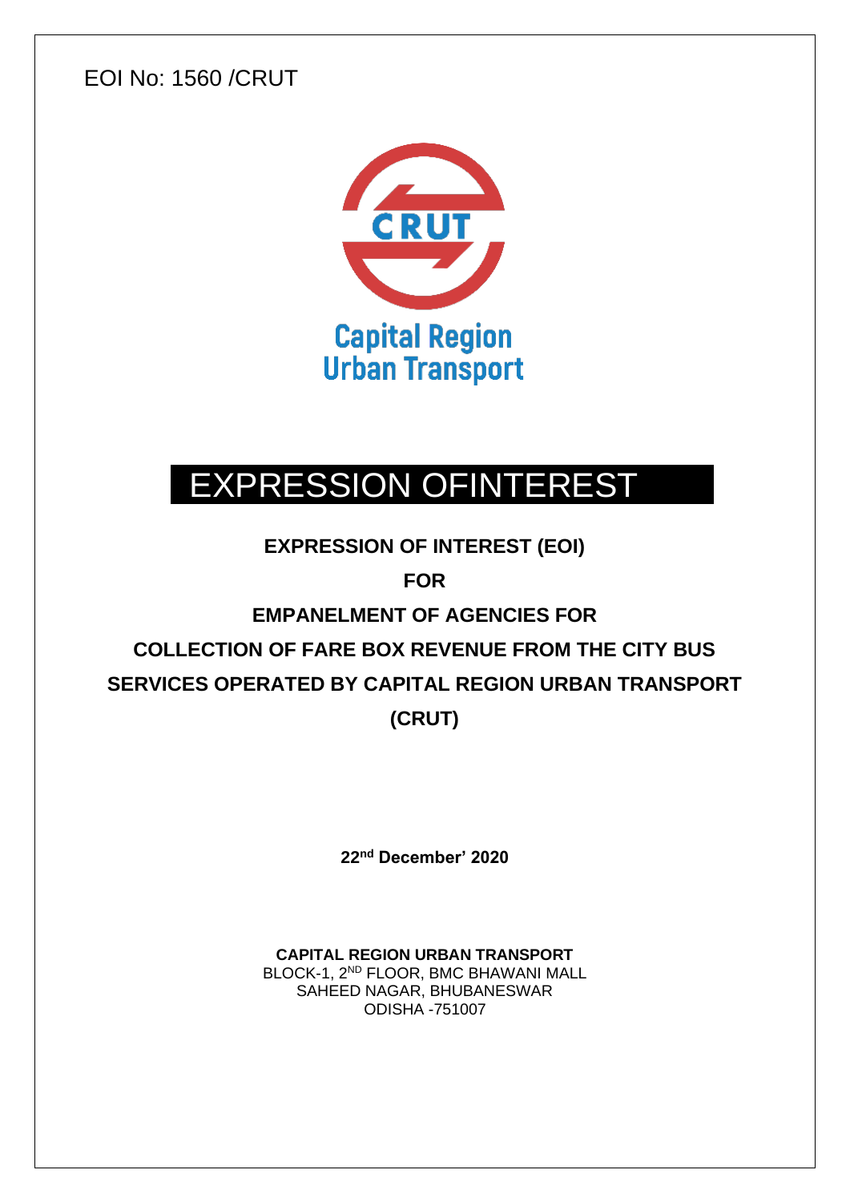EOI No: 1560 /CRUT

CRUT

Capital Region Urban Transport

# EXPRESSION OFINTEREST

**EXPRESSION OF INTEREST (EOI)**

**FOR**

**EMPANELMENT OF AGENCIES FOR**

**COLLECTION OF FARE BOX REVENUE FROM THE CITY BUS SERVICES OPERATED BY CAPITAL REGION URBAN TRANSPORT (CRUT)**

**22nd December' 2020**

**CAPITAL REGION URBAN TRANSPORT**
BLOCK-1, 2ND FLOOR, BMC BHAWANI MALL
SAHEED NAGAR, BHUBANESWAR
ODISHA -751007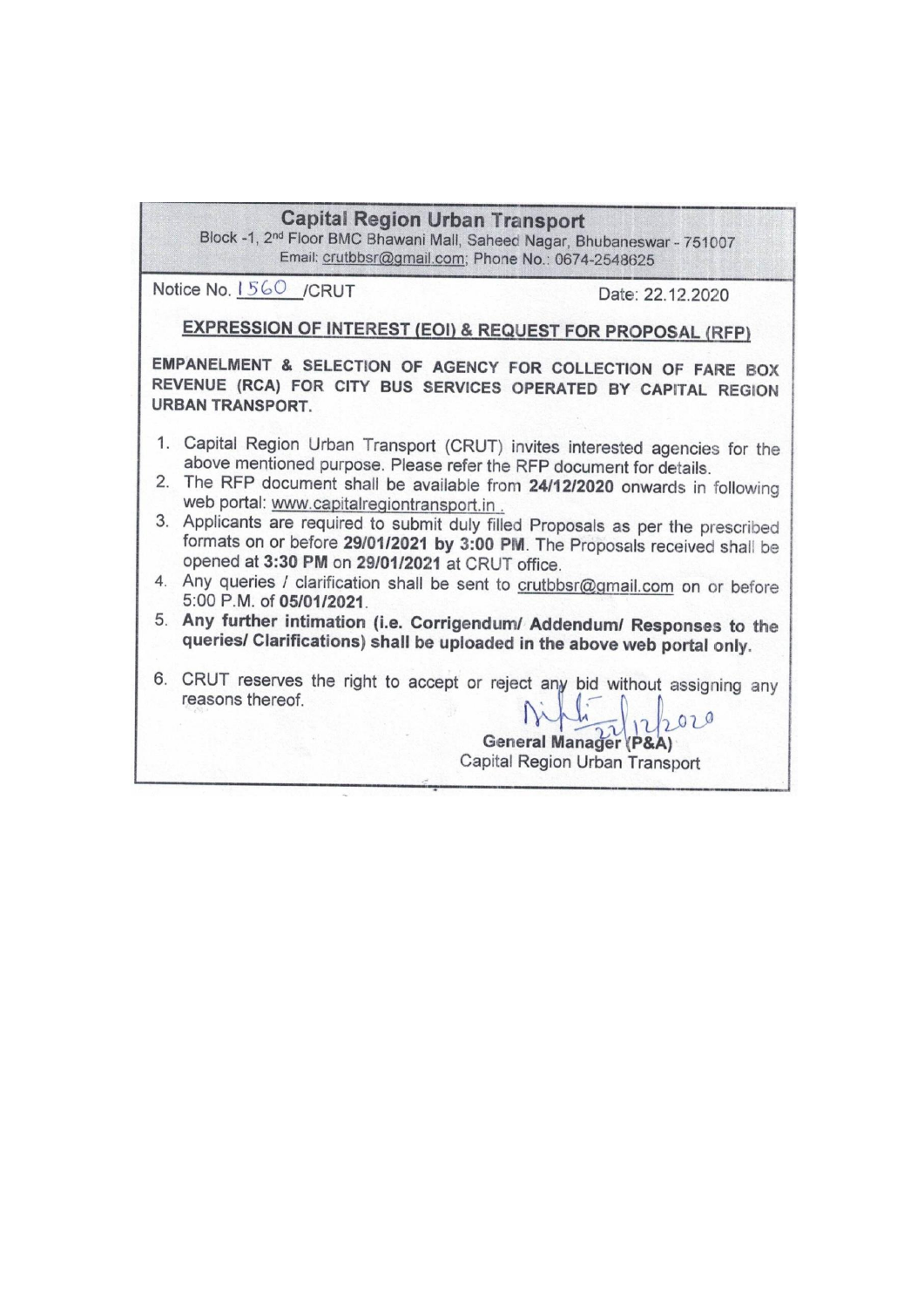# Capital Region Urban Transport

Block -1, 2nd Floor BMC Bhawani Mall, Saheed Nagar, Bhubaneswar - 751007
Email: crutbbsr@gmail.com; Phone No.: 0674-2548625

Notice No. 1560 /CRUT

Date: 22.12.2020

## EXPRESSION OF INTEREST (EOI) & REQUEST FOR PROPOSAL (RFP)

**EMPANELMENT & SELECTION OF AGENCY FOR COLLECTION OF FARE BOX REVENUE (RCA) FOR CITY BUS SERVICES OPERATED BY CAPITAL REGION URBAN TRANSPORT.**

1. Capital Region Urban Transport (CRUT) invites interested agencies for the above mentioned purpose. Please refer the RFP document for details.
2. The RFP document shall be available from **24/12/2020** onwards in following web portal: www.capitalregiontransport.in .
3. Applicants are required to submit duly filled Proposals as per the prescribed formats on or before **29/01/2021 by 3:00 PM**. The Proposals received shall be opened at **3:30 PM** on **29/01/2021** at CRUT office.
4. Any queries / clarification shall be sent to crutbbsr@gmail.com on or before 5:00 P.M. of **05/01/2021**.
5. **Any further intimation (i.e. Corrigendum/ Addendum/ Responses to the queries/ Clarifications) shall be uploaded in the above web portal only.**
6. CRUT reserves the right to accept or reject any bid without assigning any reasons thereof.

22/12/2020

**General Manager (P&A)**
Capital Region Urban Transport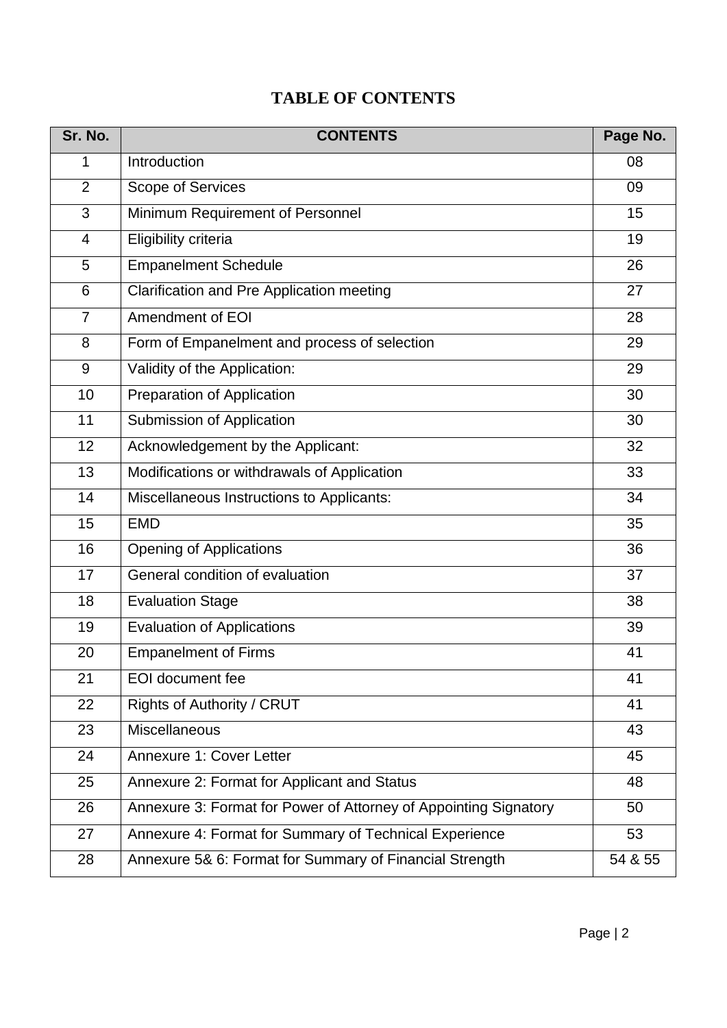# TABLE OF CONTENTS

| Sr. No. | CONTENTS | Page No. |
|---|---|---|
| 1 | Introduction | 08 |
| 2 | Scope of Services | 09 |
| 3 | Minimum Requirement of Personnel | 15 |
| 4 | Eligibility criteria | 19 |
| 5 | Empanelment Schedule | 26 |
| 6 | Clarification and Pre Application meeting | 27 |
| 7 | Amendment of EOI | 28 |
| 8 | Form of Empanelment and process of selection | 29 |
| 9 | Validity of the Application: | 29 |
| 10 | Preparation of Application | 30 |
| 11 | Submission of Application | 30 |
| 12 | Acknowledgement by the Applicant: | 32 |
| 13 | Modifications or withdrawals of Application | 33 |
| 14 | Miscellaneous Instructions to Applicants: | 34 |
| 15 | EMD | 35 |
| 16 | Opening of Applications | 36 |
| 17 | General condition of evaluation | 37 |
| 18 | Evaluation Stage | 38 |
| 19 | Evaluation of Applications | 39 |
| 20 | Empanelment of Firms | 41 |
| 21 | EOI document fee | 41 |
| 22 | Rights of Authority / CRUT | 41 |
| 23 | Miscellaneous | 43 |
| 24 | Annexure 1: Cover Letter | 45 |
| 25 | Annexure 2: Format for Applicant and Status | 48 |
| 26 | Annexure 3: Format for Power of Attorney of Appointing Signatory | 50 |
| 27 | Annexure 4: Format for Summary of Technical Experience | 53 |
| 28 | Annexure 5& 6: Format for Summary of Financial Strength | 54 & 55 |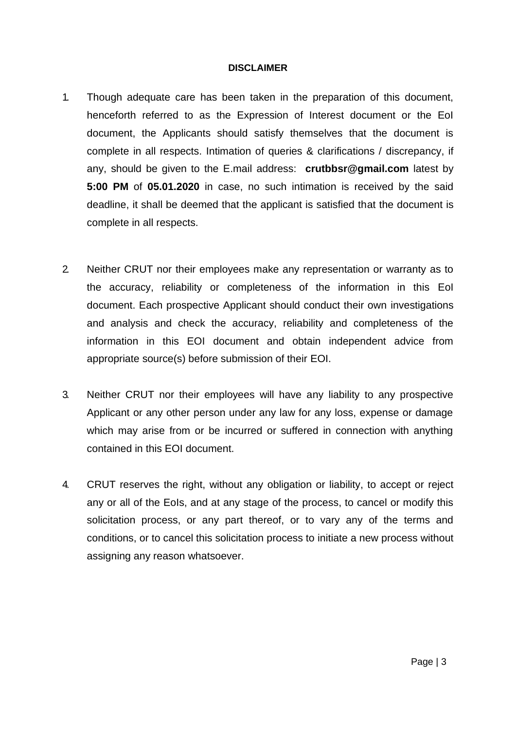**DISCLAIMER**

1. Though adequate care has been taken in the preparation of this document, henceforth referred to as the Expression of Interest document or the EoI document, the Applicants should satisfy themselves that the document is complete in all respects. Intimation of queries & clarifications / discrepancy, if any, should be given to the E.mail address: **crutbbsr@gmail.com** latest by **5:00 PM** of **05.01.2020** in case, no such intimation is received by the said deadline, it shall be deemed that the applicant is satisfied that the document is complete in all respects.

2. Neither CRUT nor their employees make any representation or warranty as to the accuracy, reliability or completeness of the information in this EoI document. Each prospective Applicant should conduct their own investigations and analysis and check the accuracy, reliability and completeness of the information in this EOI document and obtain independent advice from appropriate source(s) before submission of their EOI.

3. Neither CRUT nor their employees will have any liability to any prospective Applicant or any other person under any law for any loss, expense or damage which may arise from or be incurred or suffered in connection with anything contained in this EOI document.

4. CRUT reserves the right, without any obligation or liability, to accept or reject any or all of the EoIs, and at any stage of the process, to cancel or modify this solicitation process, or any part thereof, or to vary any of the terms and conditions, or to cancel this solicitation process to initiate a new process without assigning any reason whatsoever.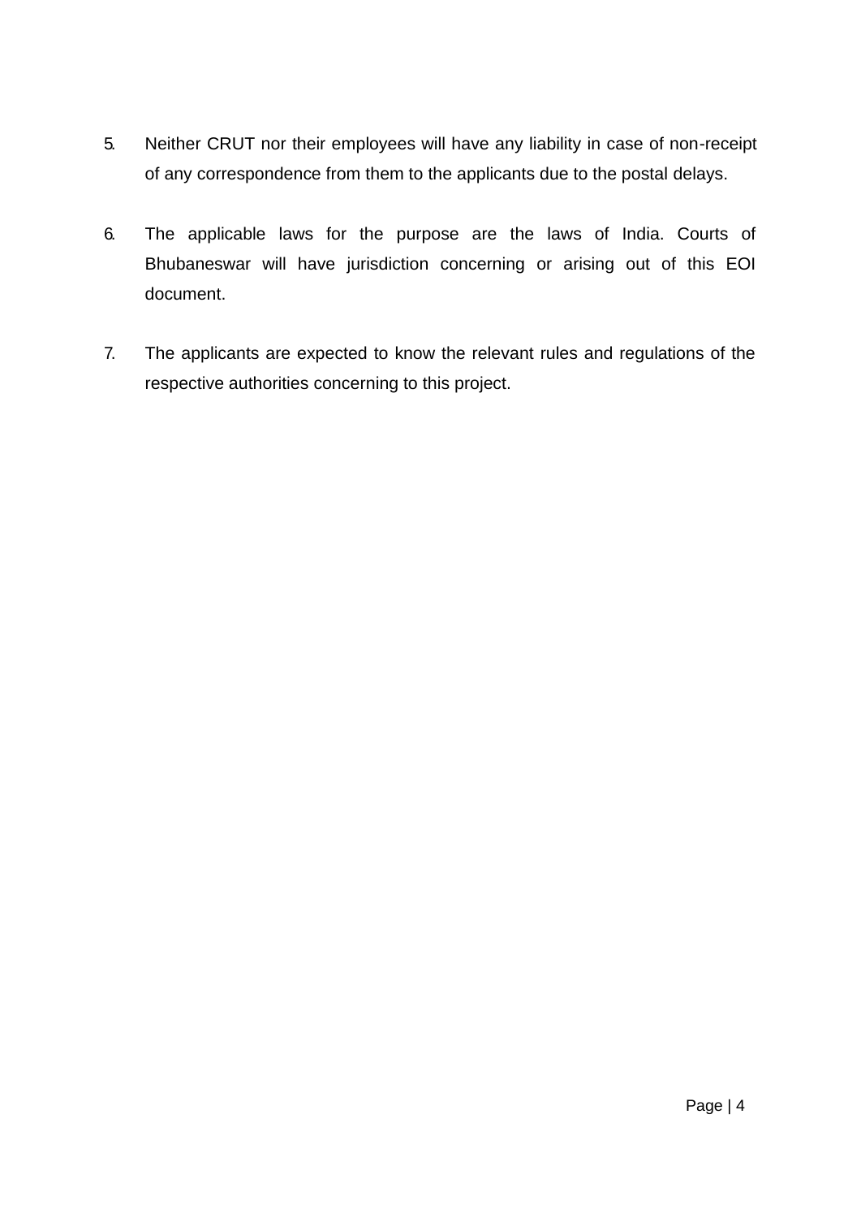5. Neither CRUT nor their employees will have any liability in case of non-receipt of any correspondence from them to the applicants due to the postal delays.

6. The applicable laws for the purpose are the laws of India. Courts of Bhubaneswar will have jurisdiction concerning or arising out of this EOI document.

7. The applicants are expected to know the relevant rules and regulations of the respective authorities concerning to this project.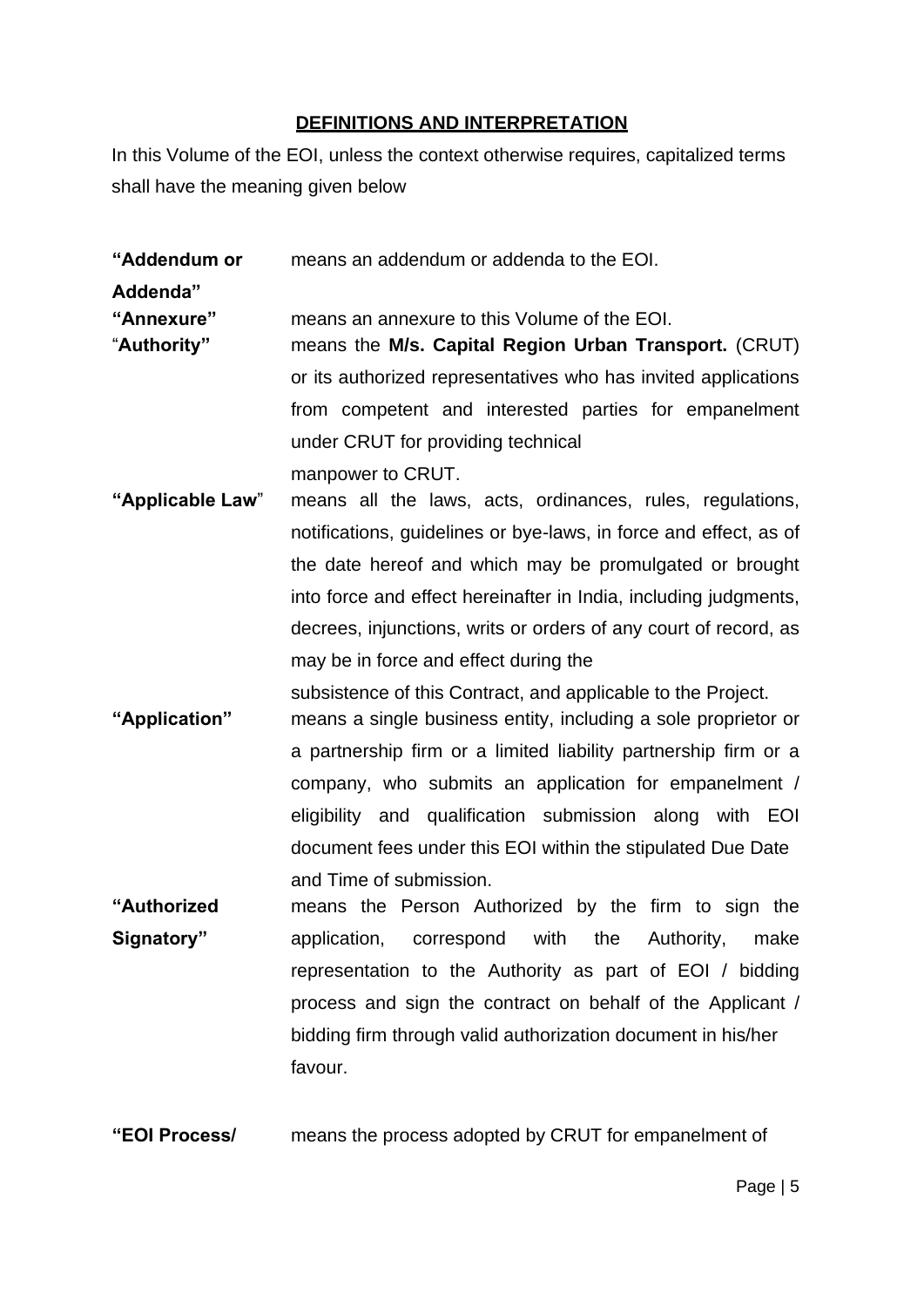## DEFINITIONS AND INTERPRETATION

In this Volume of the EOI, unless the context otherwise requires, capitalized terms shall have the meaning given below

| | |
|---|---|
| **"Addendum or Addenda"** | means an addendum or addenda to the EOI. |
| **"Annexure"** | means an annexure to this Volume of the EOI. |
| "**Authority"** | means the **M/s. Capital Region Urban Transport.** (CRUT) or its authorized representatives who has invited applications from competent and interested parties for empanelment under CRUT for providing technical manpower to CRUT. |
| **"Applicable Law**" | means all the laws, acts, ordinances, rules, regulations, notifications, guidelines or bye-laws, in force and effect, as of the date hereof and which may be promulgated or brought into force and effect hereinafter in India, including judgments, decrees, injunctions, writs or orders of any court of record, as may be in force and effect during the subsistence of this Contract, and applicable to the Project. |
| **"Application"** | means a single business entity, including a sole proprietor or a partnership firm or a limited liability partnership firm or a company, who submits an application for empanelment / eligibility and qualification submission along with EOI document fees under this EOI within the stipulated Due Date and Time of submission. |
| **"Authorized Signatory"** | means the Person Authorized by the firm to sign the application, correspond with the Authority, make representation to the Authority as part of EOI / bidding process and sign the contract on behalf of the Applicant / bidding firm through valid authorization document in his/her favour. |
| **"EOI Process/** | means the process adopted by CRUT for empanelment of |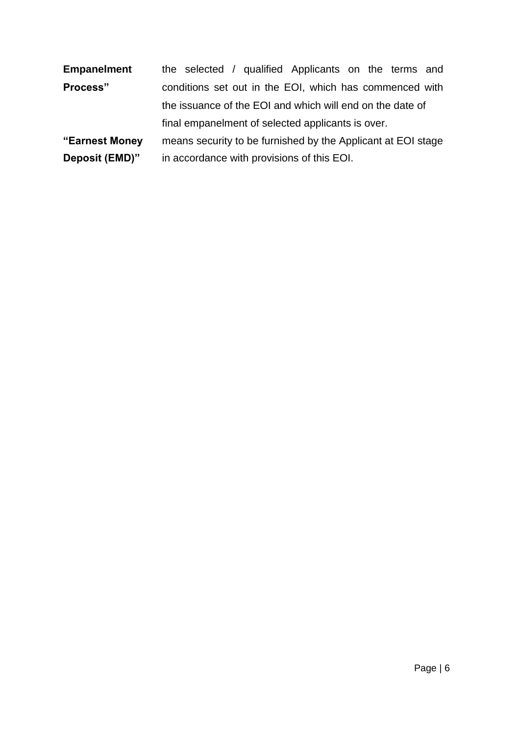| | |
|---|---|
| **Empanelment Process"** | the selected / qualified Applicants on the terms and conditions set out in the EOI, which has commenced with the issuance of the EOI and which will end on the date of final empanelment of selected applicants is over. |
| **"Earnest Money Deposit (EMD)"** | means security to be furnished by the Applicant at EOI stage in accordance with provisions of this EOI. |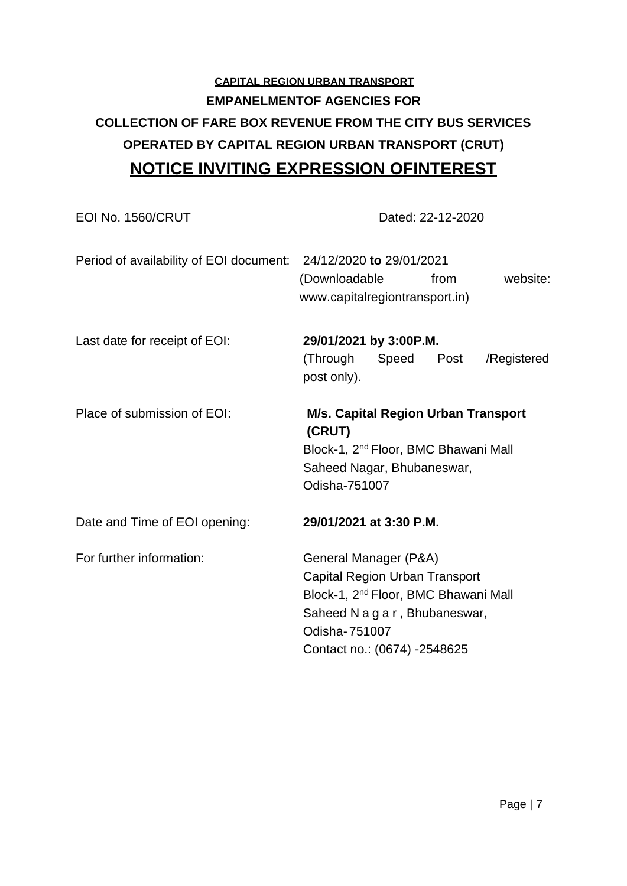**CAPITAL REGION URBAN TRANSPORT**

**EMPANELMENTOF AGENCIES FOR**

**COLLECTION OF FARE BOX REVENUE FROM THE CITY BUS SERVICES**

**OPERATED BY CAPITAL REGION URBAN TRANSPORT (CRUT)**

# NOTICE INVITING EXPRESSION OFINTEREST

EOI No. 1560/CRUT Dated: 22-12-2020

Period of availability of EOI document: 24/12/2020 **to** 29/01/2021
(Downloadable from website: www.capitalregiontransport.in)

Last date for receipt of EOI: **29/01/2021 by 3:00P.M.**
(Through Speed Post /Registered post only).

Place of submission of EOI: **M/s. Capital Region Urban Transport (CRUT)**
Block-1, 2nd Floor, BMC Bhawani Mall
Saheed Nagar, Bhubaneswar,
Odisha-751007

Date and Time of EOI opening: **29/01/2021 at 3:30 P.M.**

For further information: General Manager (P&A)
Capital Region Urban Transport
Block-1, 2nd Floor, BMC Bhawani Mall
Saheed N a g a r , Bhubaneswar,
Odisha- 751007
Contact no.: (0674) -2548625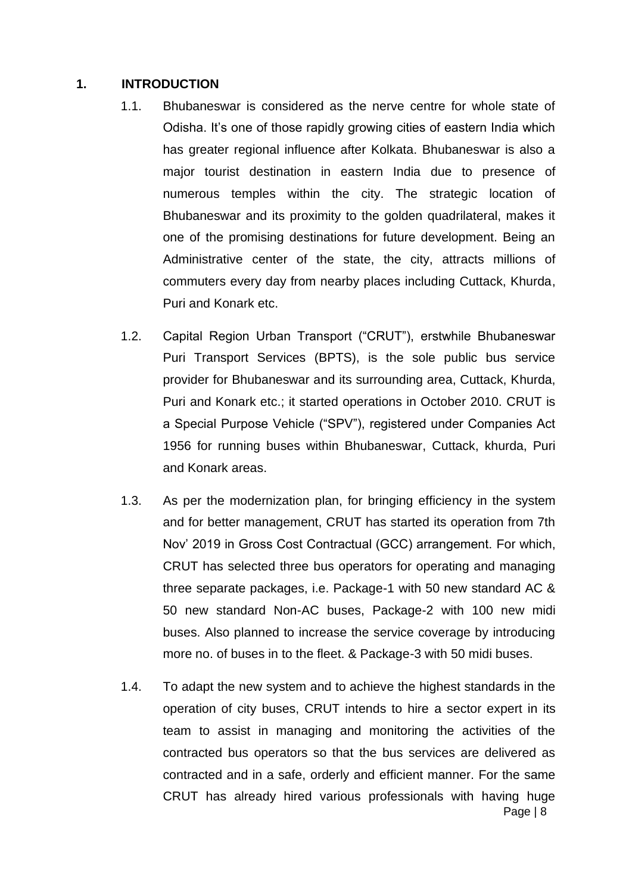## 1. INTRODUCTION

1.1. Bhubaneswar is considered as the nerve centre for whole state of Odisha. It's one of those rapidly growing cities of eastern India which has greater regional influence after Kolkata. Bhubaneswar is also a major tourist destination in eastern India due to presence of numerous temples within the city. The strategic location of Bhubaneswar and its proximity to the golden quadrilateral, makes it one of the promising destinations for future development. Being an Administrative center of the state, the city, attracts millions of commuters every day from nearby places including Cuttack, Khurda, Puri and Konark etc.

1.2. Capital Region Urban Transport ("CRUT"), erstwhile Bhubaneswar Puri Transport Services (BPTS), is the sole public bus service provider for Bhubaneswar and its surrounding area, Cuttack, Khurda, Puri and Konark etc.; it started operations in October 2010. CRUT is a Special Purpose Vehicle ("SPV"), registered under Companies Act 1956 for running buses within Bhubaneswar, Cuttack, khurda, Puri and Konark areas.

1.3. As per the modernization plan, for bringing efficiency in the system and for better management, CRUT has started its operation from 7th Nov' 2019 in Gross Cost Contractual (GCC) arrangement. For which, CRUT has selected three bus operators for operating and managing three separate packages, i.e. Package-1 with 50 new standard AC & 50 new standard Non-AC buses, Package-2 with 100 new midi buses. Also planned to increase the service coverage by introducing more no. of buses in to the fleet. & Package-3 with 50 midi buses.

1.4. To adapt the new system and to achieve the highest standards in the operation of city buses, CRUT intends to hire a sector expert in its team to assist in managing and monitoring the activities of the contracted bus operators so that the bus services are delivered as contracted and in a safe, orderly and efficient manner. For the same CRUT has already hired various professionals with having huge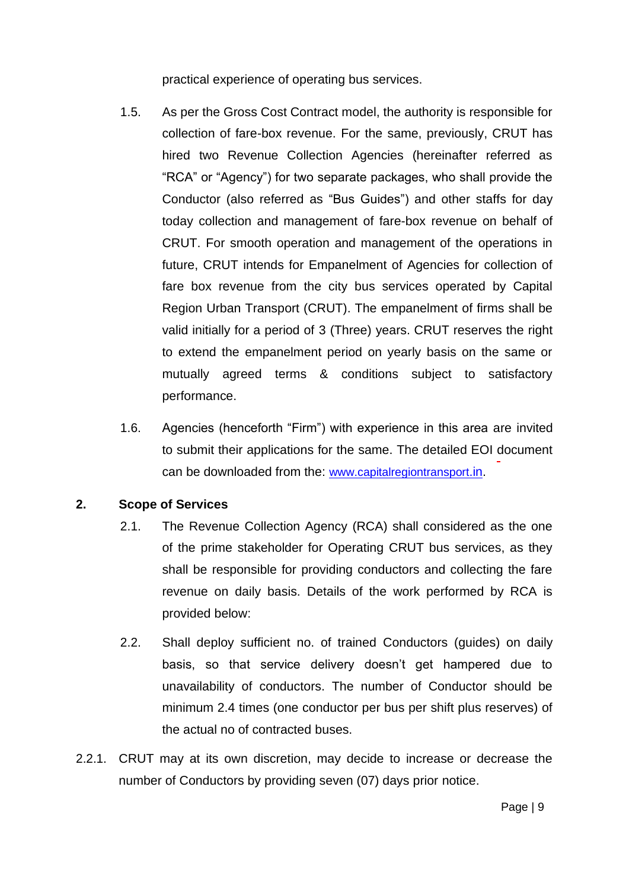practical experience of operating bus services.

1.5. As per the Gross Cost Contract model, the authority is responsible for collection of fare-box revenue. For the same, previously, CRUT has hired two Revenue Collection Agencies (hereinafter referred as “RCA” or “Agency”) for two separate packages, who shall provide the Conductor (also referred as “Bus Guides”) and other staffs for day today collection and management of fare-box revenue on behalf of CRUT. For smooth operation and management of the operations in future, CRUT intends for Empanelment of Agencies for collection of fare box revenue from the city bus services operated by Capital Region Urban Transport (CRUT). The empanelment of firms shall be valid initially for a period of 3 (Three) years. CRUT reserves the right to extend the empanelment period on yearly basis on the same or mutually agreed terms & conditions subject to satisfactory performance.

1.6. Agencies (henceforth “Firm”) with experience in this area are invited to submit their applications for the same. The detailed EOI document can be downloaded from the: www.capitalregiontransport.in.

## 2. Scope of Services

2.1. The Revenue Collection Agency (RCA) shall considered as the one of the prime stakeholder for Operating CRUT bus services, as they shall be responsible for providing conductors and collecting the fare revenue on daily basis. Details of the work performed by RCA is provided below:

2.2. Shall deploy sufficient no. of trained Conductors (guides) on daily basis, so that service delivery doesn’t get hampered due to unavailability of conductors. The number of Conductor should be minimum 2.4 times (one conductor per bus per shift plus reserves) of the actual no of contracted buses.

2.2.1. CRUT may at its own discretion, may decide to increase or decrease the number of Conductors by providing seven (07) days prior notice.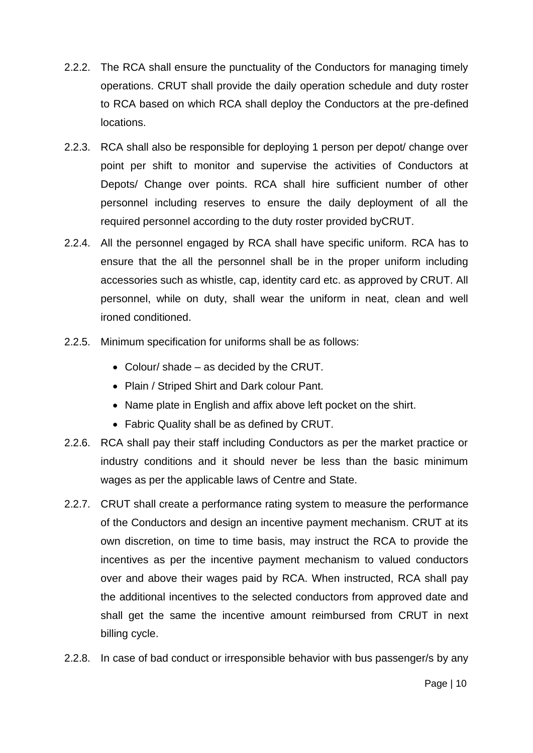2.2.2. The RCA shall ensure the punctuality of the Conductors for managing timely operations. CRUT shall provide the daily operation schedule and duty roster to RCA based on which RCA shall deploy the Conductors at the pre-defined locations.

2.2.3. RCA shall also be responsible for deploying 1 person per depot/ change over point per shift to monitor and supervise the activities of Conductors at Depots/ Change over points. RCA shall hire sufficient number of other personnel including reserves to ensure the daily deployment of all the required personnel according to the duty roster provided byCRUT.

2.2.4. All the personnel engaged by RCA shall have specific uniform. RCA has to ensure that the all the personnel shall be in the proper uniform including accessories such as whistle, cap, identity card etc. as approved by CRUT. All personnel, while on duty, shall wear the uniform in neat, clean and well ironed conditioned.

2.2.5. Minimum specification for uniforms shall be as follows:

- Colour/ shade – as decided by the CRUT.
- Plain / Striped Shirt and Dark colour Pant.
- Name plate in English and affix above left pocket on the shirt.
- Fabric Quality shall be as defined by CRUT.

2.2.6. RCA shall pay their staff including Conductors as per the market practice or industry conditions and it should never be less than the basic minimum wages as per the applicable laws of Centre and State.

2.2.7. CRUT shall create a performance rating system to measure the performance of the Conductors and design an incentive payment mechanism. CRUT at its own discretion, on time to time basis, may instruct the RCA to provide the incentives as per the incentive payment mechanism to valued conductors over and above their wages paid by RCA. When instructed, RCA shall pay the additional incentives to the selected conductors from approved date and shall get the same the incentive amount reimbursed from CRUT in next billing cycle.

2.2.8. In case of bad conduct or irresponsible behavior with bus passenger/s by any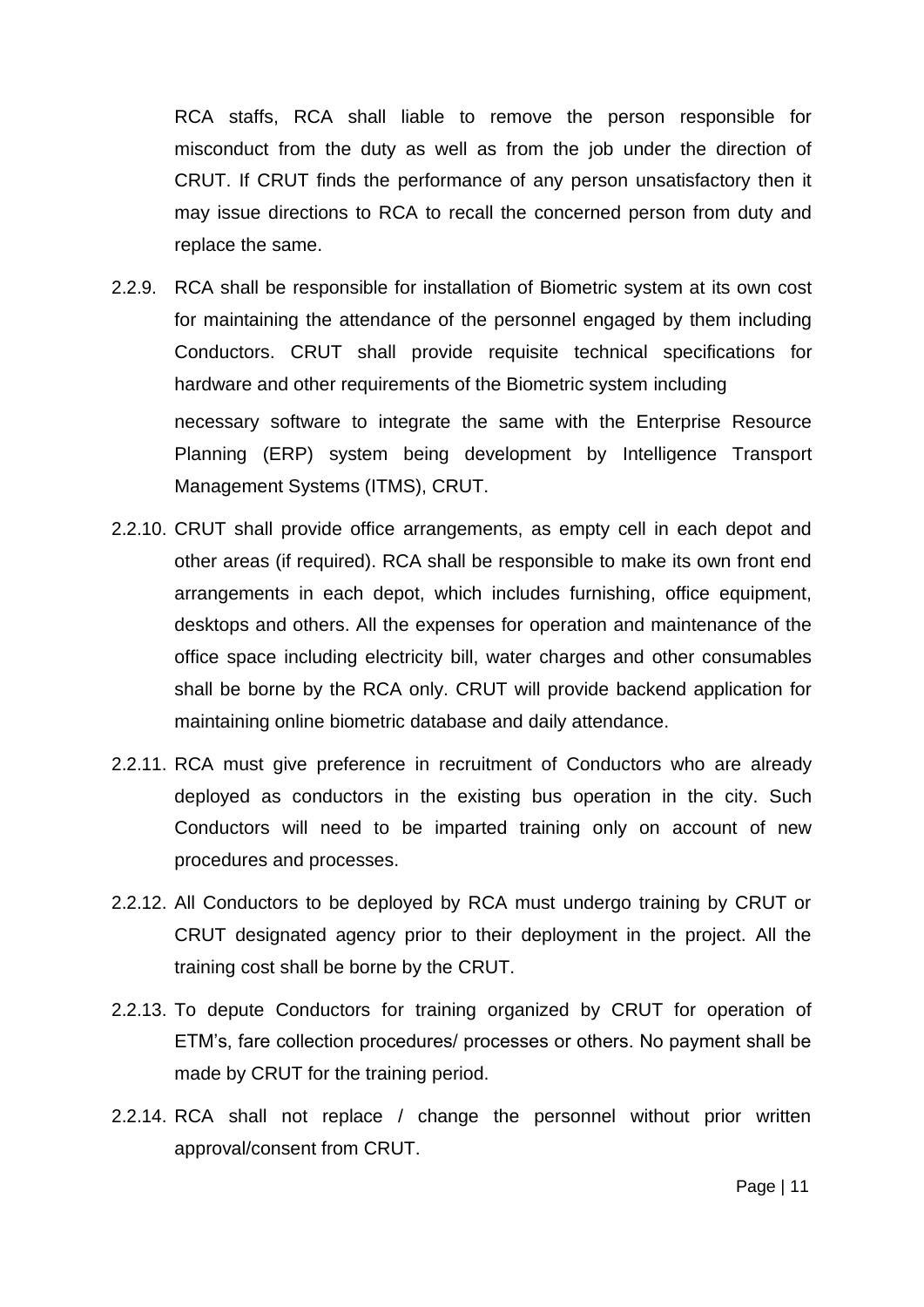RCA staffs, RCA shall liable to remove the person responsible for misconduct from the duty as well as from the job under the direction of CRUT. If CRUT finds the performance of any person unsatisfactory then it may issue directions to RCA to recall the concerned person from duty and replace the same.

2.2.9. RCA shall be responsible for installation of Biometric system at its own cost for maintaining the attendance of the personnel engaged by them including Conductors. CRUT shall provide requisite technical specifications for hardware and other requirements of the Biometric system including necessary software to integrate the same with the Enterprise Resource Planning (ERP) system being development by Intelligence Transport Management Systems (ITMS), CRUT.

2.2.10. CRUT shall provide office arrangements, as empty cell in each depot and other areas (if required). RCA shall be responsible to make its own front end arrangements in each depot, which includes furnishing, office equipment, desktops and others. All the expenses for operation and maintenance of the office space including electricity bill, water charges and other consumables shall be borne by the RCA only. CRUT will provide backend application for maintaining online biometric database and daily attendance.

2.2.11. RCA must give preference in recruitment of Conductors who are already deployed as conductors in the existing bus operation in the city. Such Conductors will need to be imparted training only on account of new procedures and processes.

2.2.12. All Conductors to be deployed by RCA must undergo training by CRUT or CRUT designated agency prior to their deployment in the project. All the training cost shall be borne by the CRUT.

2.2.13. To depute Conductors for training organized by CRUT for operation of ETM's, fare collection procedures/ processes or others. No payment shall be made by CRUT for the training period.

2.2.14. RCA shall not replace / change the personnel without prior written approval/consent from CRUT.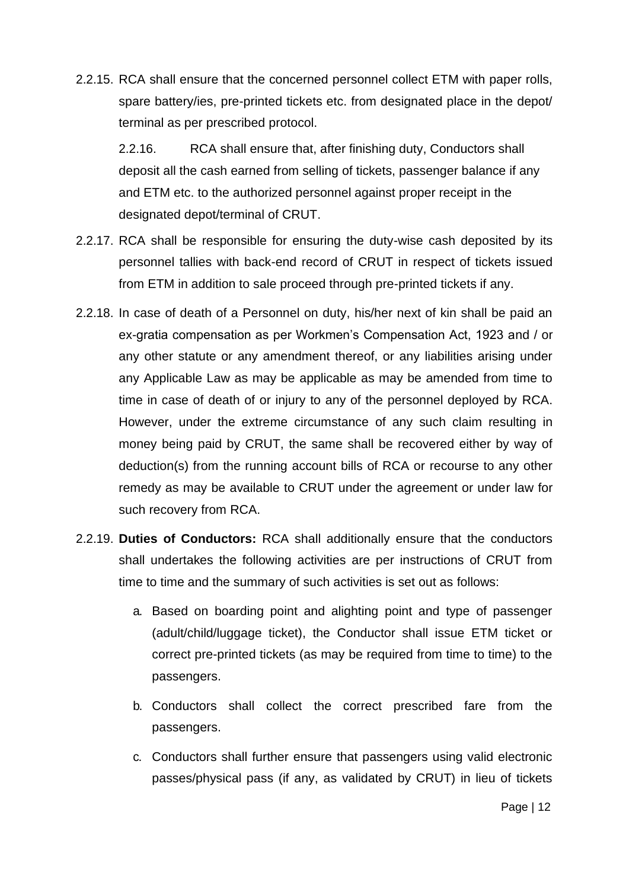2.2.15. RCA shall ensure that the concerned personnel collect ETM with paper rolls, spare battery/ies, pre-printed tickets etc. from designated place in the depot/ terminal as per prescribed protocol.

2.2.16. RCA shall ensure that, after finishing duty, Conductors shall deposit all the cash earned from selling of tickets, passenger balance if any and ETM etc. to the authorized personnel against proper receipt in the designated depot/terminal of CRUT.

2.2.17. RCA shall be responsible for ensuring the duty-wise cash deposited by its personnel tallies with back-end record of CRUT in respect of tickets issued from ETM in addition to sale proceed through pre-printed tickets if any.

2.2.18. In case of death of a Personnel on duty, his/her next of kin shall be paid an ex-gratia compensation as per Workmen's Compensation Act, 1923 and / or any other statute or any amendment thereof, or any liabilities arising under any Applicable Law as may be applicable as may be amended from time to time in case of death of or injury to any of the personnel deployed by RCA. However, under the extreme circumstance of any such claim resulting in money being paid by CRUT, the same shall be recovered either by way of deduction(s) from the running account bills of RCA or recourse to any other remedy as may be available to CRUT under the agreement or under law for such recovery from RCA.

2.2.19. **Duties of Conductors:** RCA shall additionally ensure that the conductors shall undertakes the following activities are per instructions of CRUT from time to time and the summary of such activities is set out as follows:

a. Based on boarding point and alighting point and type of passenger (adult/child/luggage ticket), the Conductor shall issue ETM ticket or correct pre-printed tickets (as may be required from time to time) to the passengers.

b. Conductors shall collect the correct prescribed fare from the passengers.

c. Conductors shall further ensure that passengers using valid electronic passes/physical pass (if any, as validated by CRUT) in lieu of tickets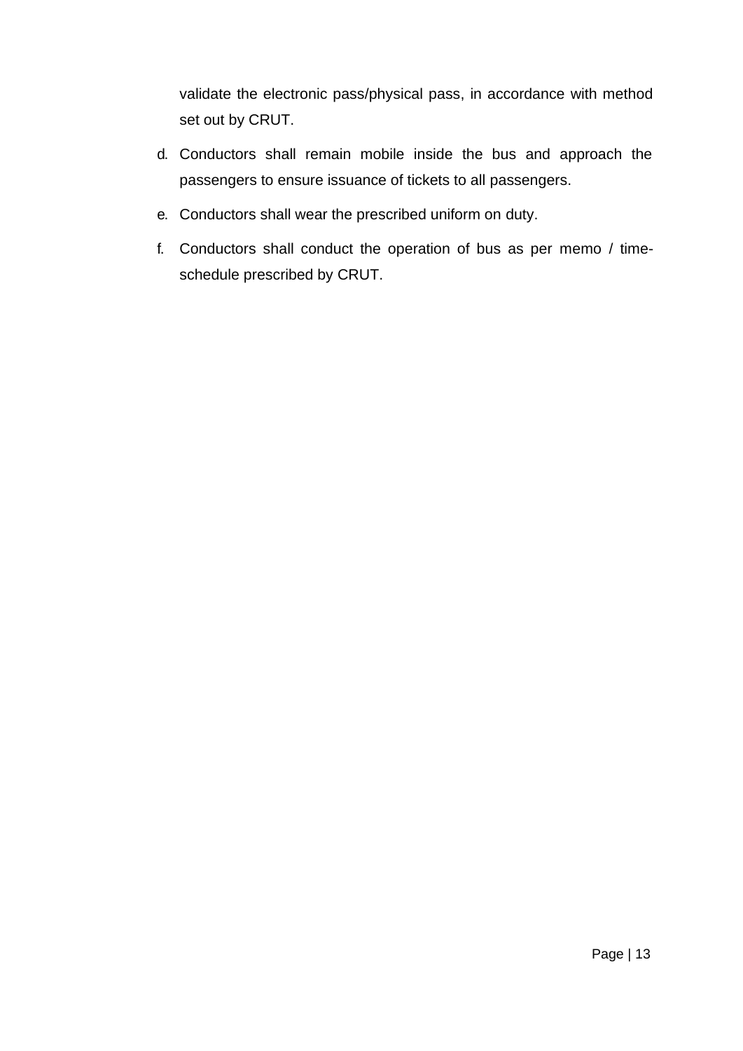validate the electronic pass/physical pass, in accordance with method set out by CRUT.

d. Conductors shall remain mobile inside the bus and approach the passengers to ensure issuance of tickets to all passengers.

e. Conductors shall wear the prescribed uniform on duty.

f. Conductors shall conduct the operation of bus as per memo / time-schedule prescribed by CRUT.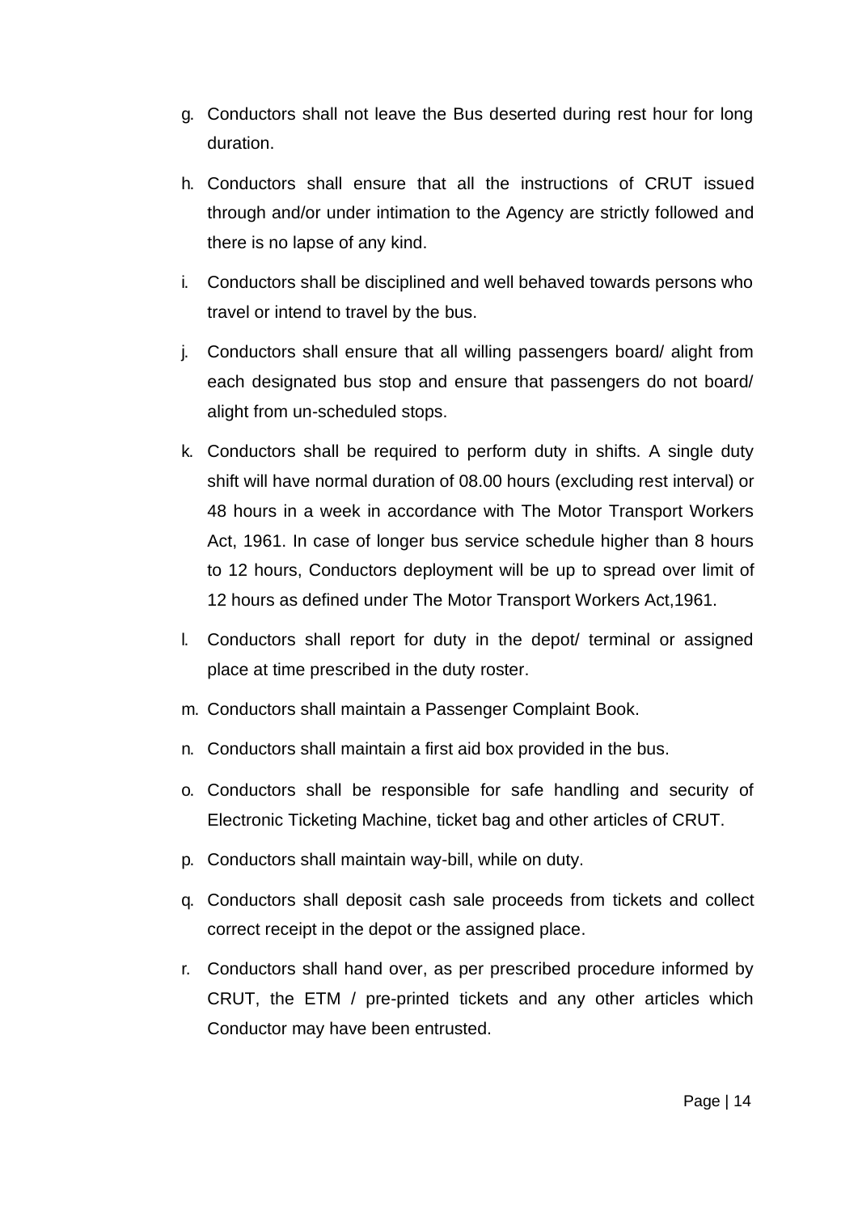g. Conductors shall not leave the Bus deserted during rest hour for long duration.

h. Conductors shall ensure that all the instructions of CRUT issued through and/or under intimation to the Agency are strictly followed and there is no lapse of any kind.

i. Conductors shall be disciplined and well behaved towards persons who travel or intend to travel by the bus.

j. Conductors shall ensure that all willing passengers board/ alight from each designated bus stop and ensure that passengers do not board/ alight from un-scheduled stops.

k. Conductors shall be required to perform duty in shifts. A single duty shift will have normal duration of 08.00 hours (excluding rest interval) or 48 hours in a week in accordance with The Motor Transport Workers Act, 1961. In case of longer bus service schedule higher than 8 hours to 12 hours, Conductors deployment will be up to spread over limit of 12 hours as defined under The Motor Transport Workers Act,1961.

l. Conductors shall report for duty in the depot/ terminal or assigned place at time prescribed in the duty roster.

m. Conductors shall maintain a Passenger Complaint Book.

n. Conductors shall maintain a first aid box provided in the bus.

o. Conductors shall be responsible for safe handling and security of Electronic Ticketing Machine, ticket bag and other articles of CRUT.

p. Conductors shall maintain way-bill, while on duty.

q. Conductors shall deposit cash sale proceeds from tickets and collect correct receipt in the depot or the assigned place.

r. Conductors shall hand over, as per prescribed procedure informed by CRUT, the ETM / pre-printed tickets and any other articles which Conductor may have been entrusted.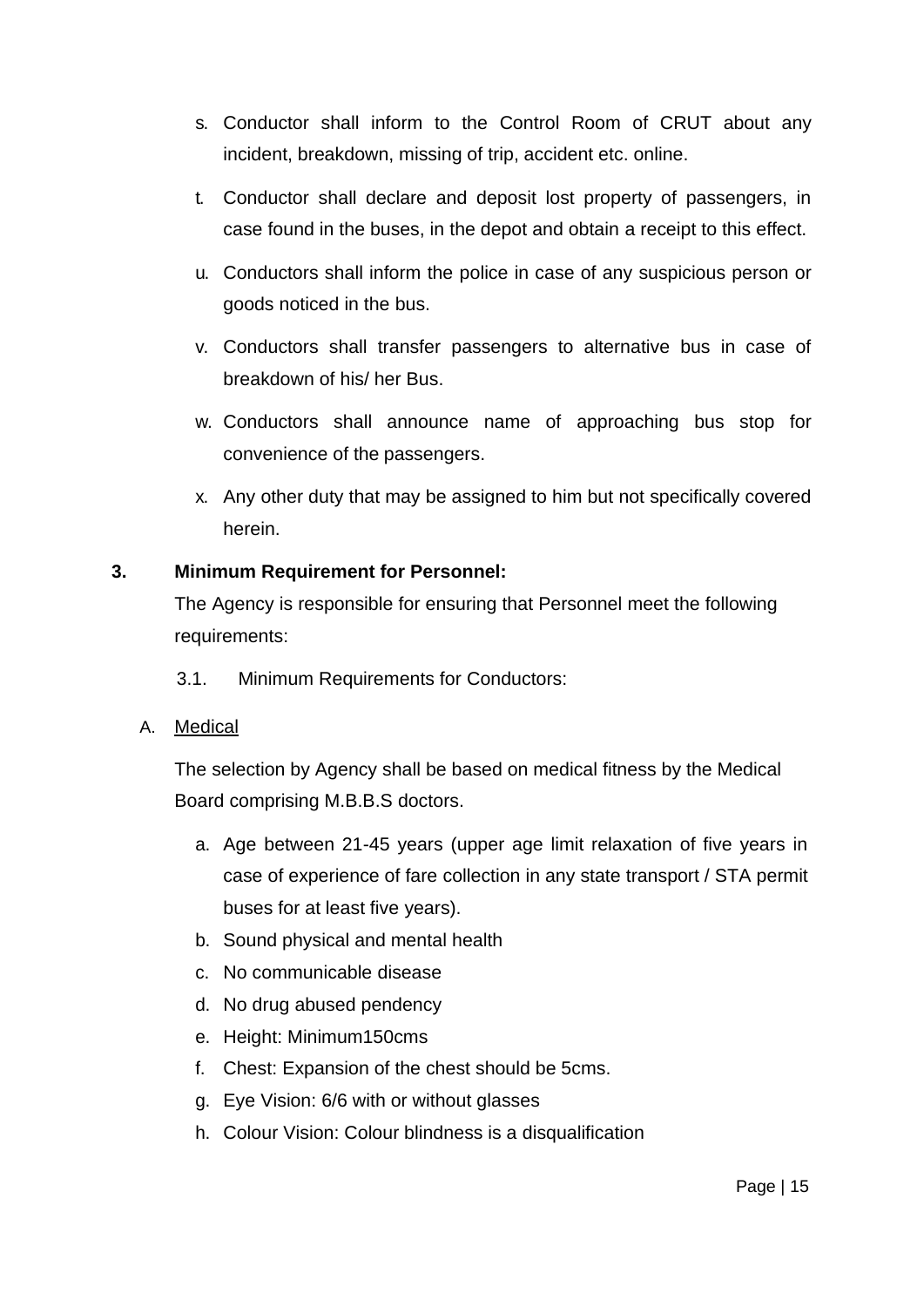s. Conductor shall inform to the Control Room of CRUT about any incident, breakdown, missing of trip, accident etc. online.

t. Conductor shall declare and deposit lost property of passengers, in case found in the buses, in the depot and obtain a receipt to this effect.

u. Conductors shall inform the police in case of any suspicious person or goods noticed in the bus.

v. Conductors shall transfer passengers to alternative bus in case of breakdown of his/ her Bus.

w. Conductors shall announce name of approaching bus stop for convenience of the passengers.

x. Any other duty that may be assigned to him but not specifically covered herein.

**3. Minimum Requirement for Personnel:**

The Agency is responsible for ensuring that Personnel meet the following requirements:

3.1. Minimum Requirements for Conductors:

A. <u>Medical</u>

The selection by Agency shall be based on medical fitness by the Medical Board comprising M.B.B.S doctors.

a. Age between 21-45 years (upper age limit relaxation of five years in case of experience of fare collection in any state transport / STA permit buses for at least five years).
b. Sound physical and mental health
c. No communicable disease
d. No drug abused pendency
e. Height: Minimum150cms
f. Chest: Expansion of the chest should be 5cms.
g. Eye Vision: 6/6 with or without glasses
h. Colour Vision: Colour blindness is a disqualification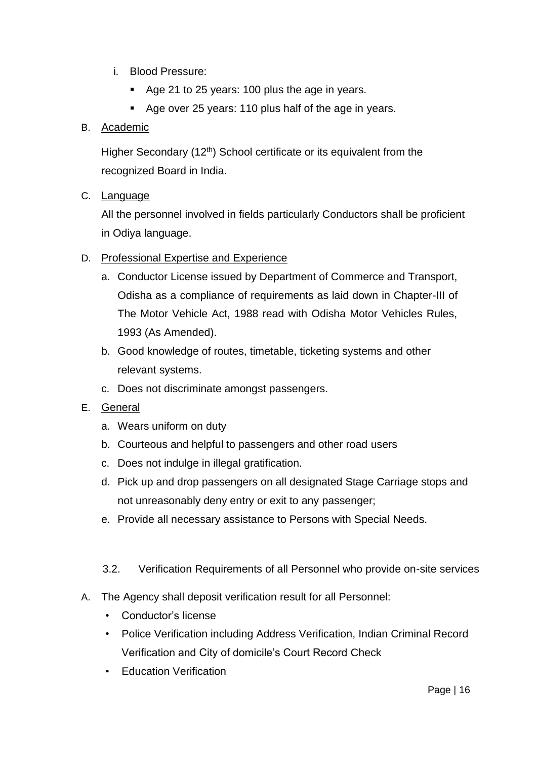i. Blood Pressure:
   - Age 21 to 25 years: 100 plus the age in years.
   - Age over 25 years: 110 plus half of the age in years.

B. Academic

Higher Secondary (12th) School certificate or its equivalent from the recognized Board in India.

C. Language

All the personnel involved in fields particularly Conductors shall be proficient in Odiya language.

D. Professional Expertise and Experience

a. Conductor License issued by Department of Commerce and Transport, Odisha as a compliance of requirements as laid down in Chapter-III of The Motor Vehicle Act, 1988 read with Odisha Motor Vehicles Rules, 1993 (As Amended).

b. Good knowledge of routes, timetable, ticketing systems and other relevant systems.

c. Does not discriminate amongst passengers.

E. General

a. Wears uniform on duty

b. Courteous and helpful to passengers and other road users

c. Does not indulge in illegal gratification.

d. Pick up and drop passengers on all designated Stage Carriage stops and not unreasonably deny entry or exit to any passenger;

e. Provide all necessary assistance to Persons with Special Needs.

### 3.2. Verification Requirements of all Personnel who provide on-site services

A. The Agency shall deposit verification result for all Personnel:

- Conductor's license
- Police Verification including Address Verification, Indian Criminal Record Verification and City of domicile's Court Record Check
- Education Verification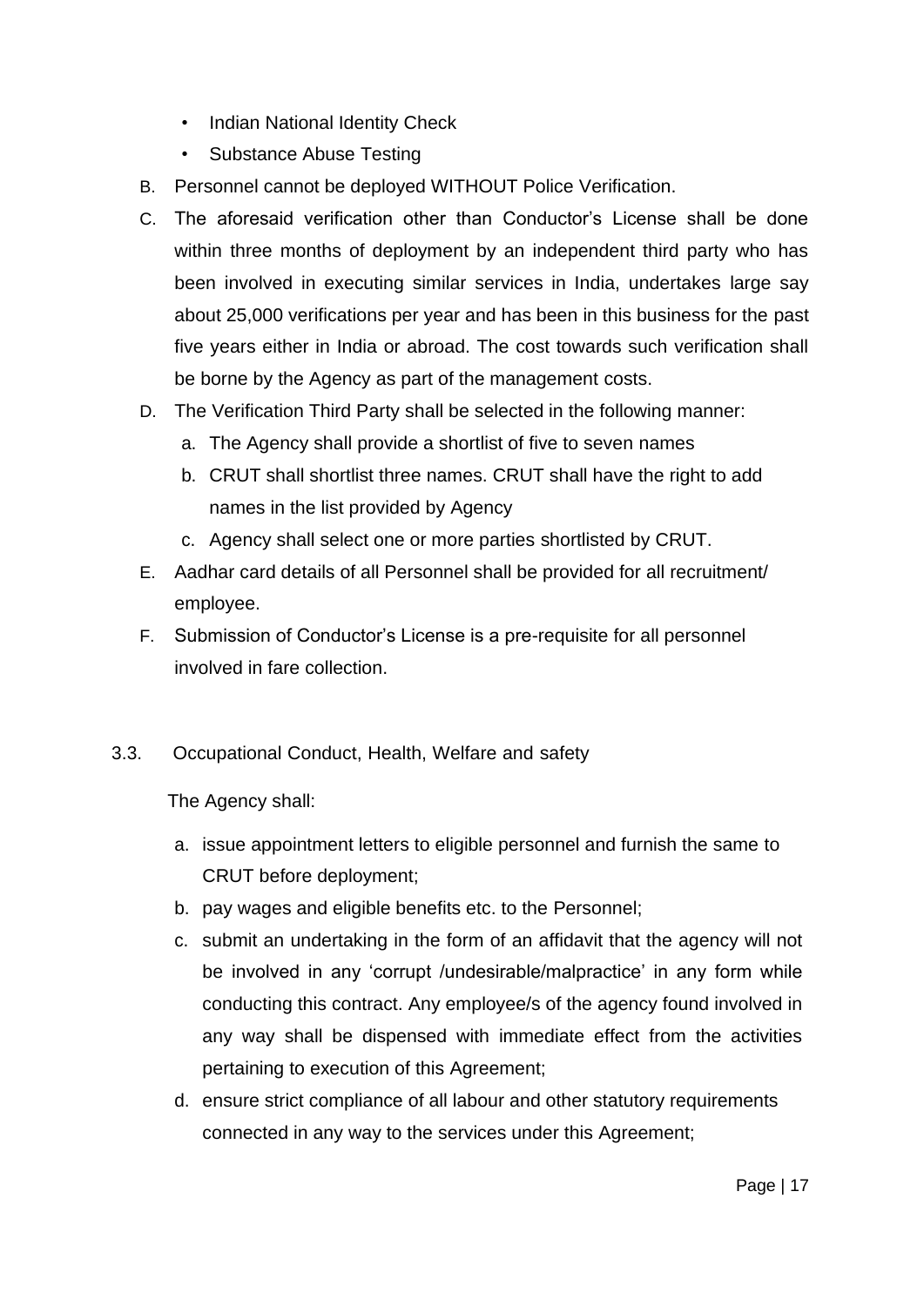- Indian National Identity Check
- Substance Abuse Testing

B. Personnel cannot be deployed WITHOUT Police Verification.

C. The aforesaid verification other than Conductor's License shall be done within three months of deployment by an independent third party who has been involved in executing similar services in India, undertakes large say about 25,000 verifications per year and has been in this business for the past five years either in India or abroad. The cost towards such verification shall be borne by the Agency as part of the management costs.

D. The Verification Third Party shall be selected in the following manner:

   a. The Agency shall provide a shortlist of five to seven names
   
   b. CRUT shall shortlist three names. CRUT shall have the right to add names in the list provided by Agency
   
   c. Agency shall select one or more parties shortlisted by CRUT.

E. Aadhar card details of all Personnel shall be provided for all recruitment/ employee.

F. Submission of Conductor's License is a pre-requisite for all personnel involved in fare collection.

### 3.3. Occupational Conduct, Health, Welfare and safety

The Agency shall:

a. issue appointment letters to eligible personnel and furnish the same to CRUT before deployment;

b. pay wages and eligible benefits etc. to the Personnel;

c. submit an undertaking in the form of an affidavit that the agency will not be involved in any 'corrupt /undesirable/malpractice' in any form while conducting this contract. Any employee/s of the agency found involved in any way shall be dispensed with immediate effect from the activities pertaining to execution of this Agreement;

d. ensure strict compliance of all labour and other statutory requirements connected in any way to the services under this Agreement;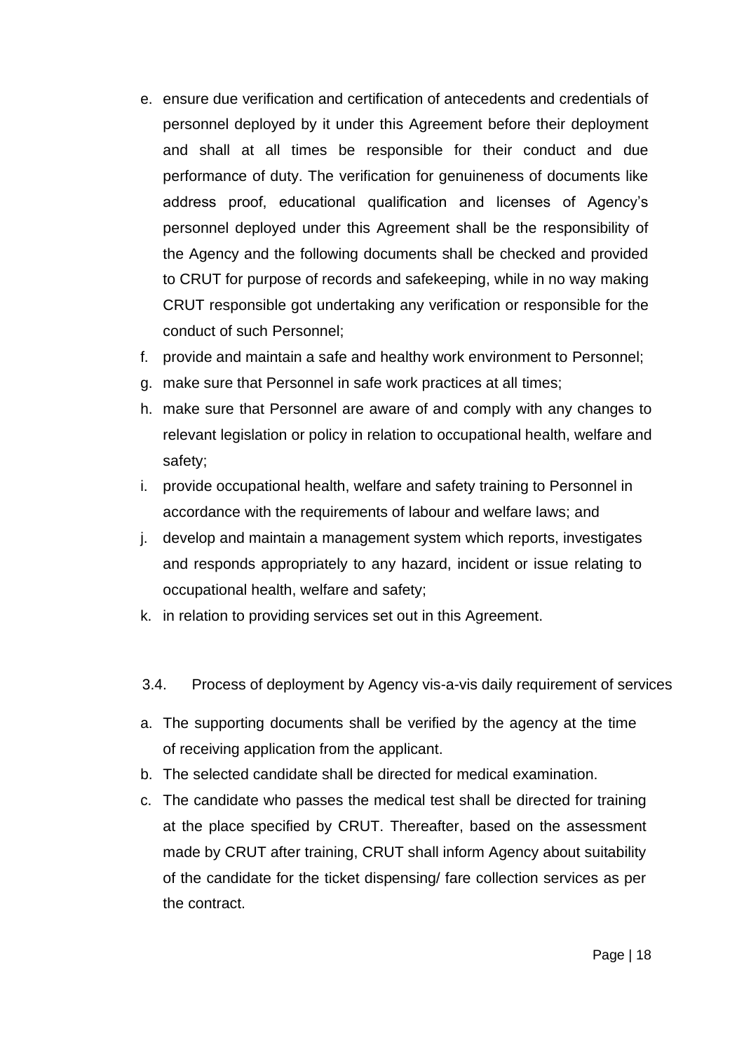e. ensure due verification and certification of antecedents and credentials of personnel deployed by it under this Agreement before their deployment and shall at all times be responsible for their conduct and due performance of duty. The verification for genuineness of documents like address proof, educational qualification and licenses of Agency's personnel deployed under this Agreement shall be the responsibility of the Agency and the following documents shall be checked and provided to CRUT for purpose of records and safekeeping, while in no way making CRUT responsible got undertaking any verification or responsible for the conduct of such Personnel;
f. provide and maintain a safe and healthy work environment to Personnel;
g. make sure that Personnel in safe work practices at all times;
h. make sure that Personnel are aware of and comply with any changes to relevant legislation or policy in relation to occupational health, welfare and safety;
i. provide occupational health, welfare and safety training to Personnel in accordance with the requirements of labour and welfare laws; and
j. develop and maintain a management system which reports, investigates and responds appropriately to any hazard, incident or issue relating to occupational health, welfare and safety;
k. in relation to providing services set out in this Agreement.

3.4. Process of deployment by Agency vis-a-vis daily requirement of services

a. The supporting documents shall be verified by the agency at the time of receiving application from the applicant.
b. The selected candidate shall be directed for medical examination.
c. The candidate who passes the medical test shall be directed for training at the place specified by CRUT. Thereafter, based on the assessment made by CRUT after training, CRUT shall inform Agency about suitability of the candidate for the ticket dispensing/ fare collection services as per the contract.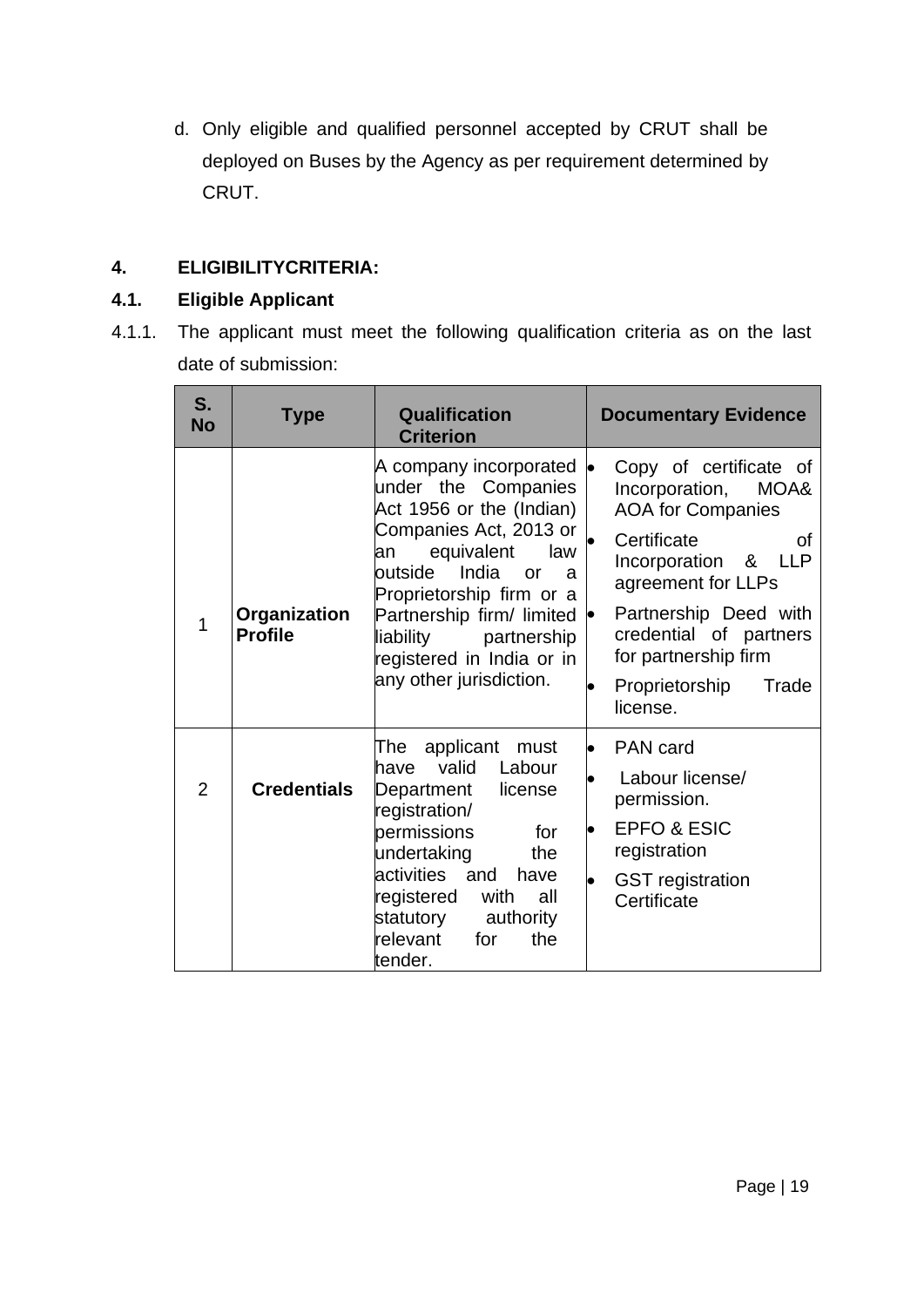d. Only eligible and qualified personnel accepted by CRUT shall be deployed on Buses by the Agency as per requirement determined by CRUT.

## 4. ELIGIBILITYCRITERIA:

### 4.1. Eligible Applicant

4.1.1. The applicant must meet the following qualification criteria as on the last date of submission:

| S. No | Type | Qualification Criterion | Documentary Evidence |
|---|---|---|---|
| 1 | **Organization Profile** | A company incorporated under the Companies Act 1956 or the (Indian) Companies Act, 2013 or an equivalent law outside India or a Proprietorship firm or a Partnership firm/ limited liability partnership registered in India or in any other jurisdiction. | • Copy of certificate of Incorporation, MOA& AOA for Companies<br>• Certificate of Incorporation & LLP agreement for LLPs<br>• Partnership Deed with credential of partners for partnership firm<br>• Proprietorship Trade license. |
| 2 | **Credentials** | The applicant must have valid Labour Department license registration/ permissions for undertaking the activities and have registered with all statutory authority relevant for the tender. | • PAN card<br>• Labour license/ permission.<br>• EPFO & ESIC registration<br>• GST registration Certificate |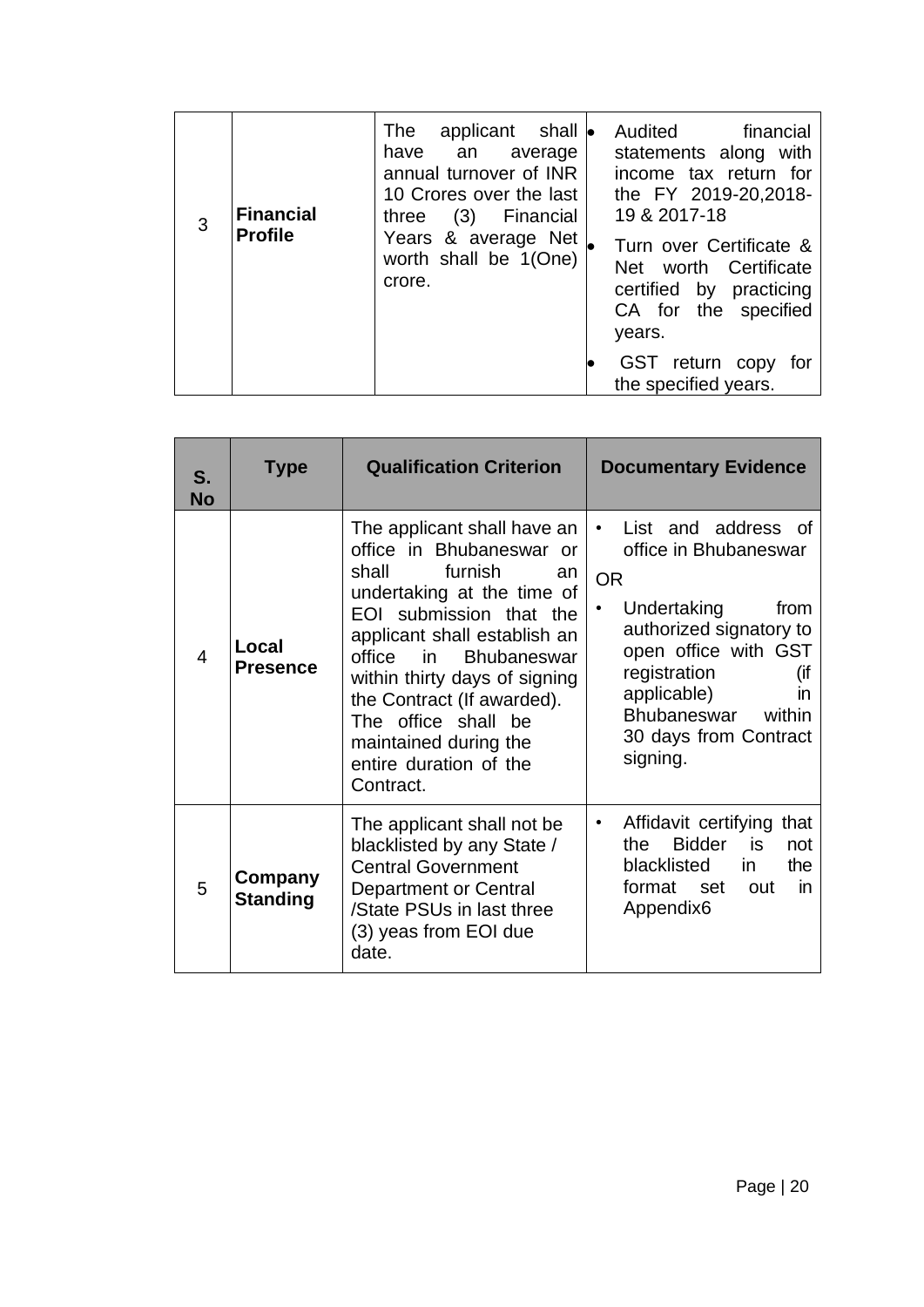| 3 | **Financial Profile** | The applicant shall have an average annual turnover of INR 10 Crores over the last three (3) Financial Years & average Net worth shall be 1(One) crore. | • Audited financial statements along with income tax return for the FY 2019-20,2018-19 & 2017-18<br>• Turn over Certificate & Net worth Certificate certified by practicing CA for the specified years.<br>• GST return copy for the specified years. |
|---|---|---|---|

| S. No | Type | Qualification Criterion | Documentary Evidence |
|---|---|---|---|
| 4 | **Local Presence** | The applicant shall have an office in Bhubaneswar or shall furnish an undertaking at the time of EOI submission that the applicant shall establish an office in Bhubaneswar within thirty days of signing the Contract (If awarded). The office shall be maintained during the entire duration of the Contract. | • List and address of office in Bhubaneswar<br>OR<br>• Undertaking from authorized signatory to open office with GST registration (if applicable) in Bhubaneswar within 30 days from Contract signing. |
| 5 | **Company Standing** | The applicant shall not be blacklisted by any State / Central Government Department or Central /State PSUs in last three (3) yeas from EOI due date. | • Affidavit certifying that the Bidder is not blacklisted in the format set out in Appendix6 |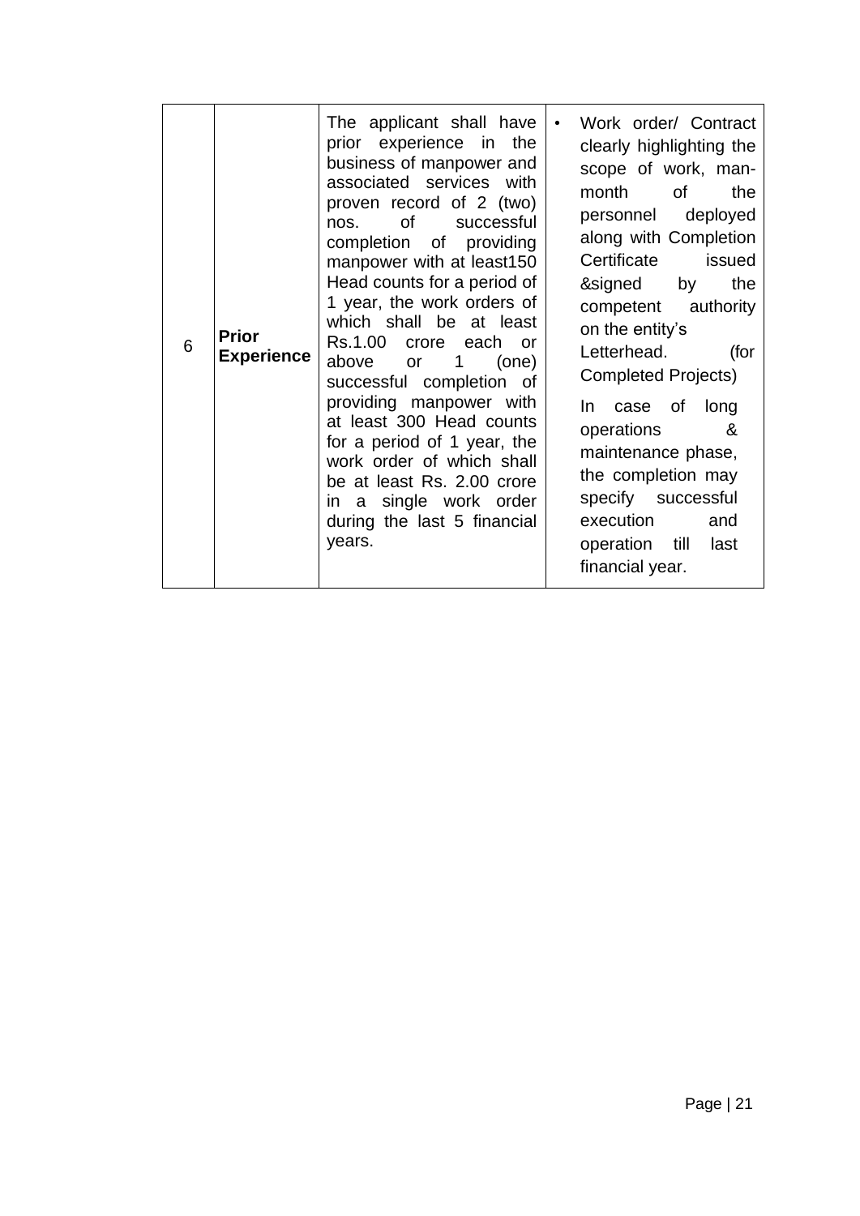| 6 | **Prior Experience** | The applicant shall have prior experience in the business of manpower and associated services with proven record of 2 (two) nos. of successful completion of providing manpower with at least150 Head counts for a period of 1 year, the work orders of which shall be at least Rs.1.00 crore each or above or 1 (one) successful completion of providing manpower with at least 300 Head counts for a period of 1 year, the work order of which shall be at least Rs. 2.00 crore in a single work order during the last 5 financial years. | • Work order/ Contract clearly highlighting the scope of work, man-month of the personnel deployed along with Completion Certificate issued &signed by the competent authority on the entity's Letterhead. (for Completed Projects)<br><br>In case of long operations & maintenance phase, the completion may specify successful execution and operation till last financial year. |
|---|---|---|---|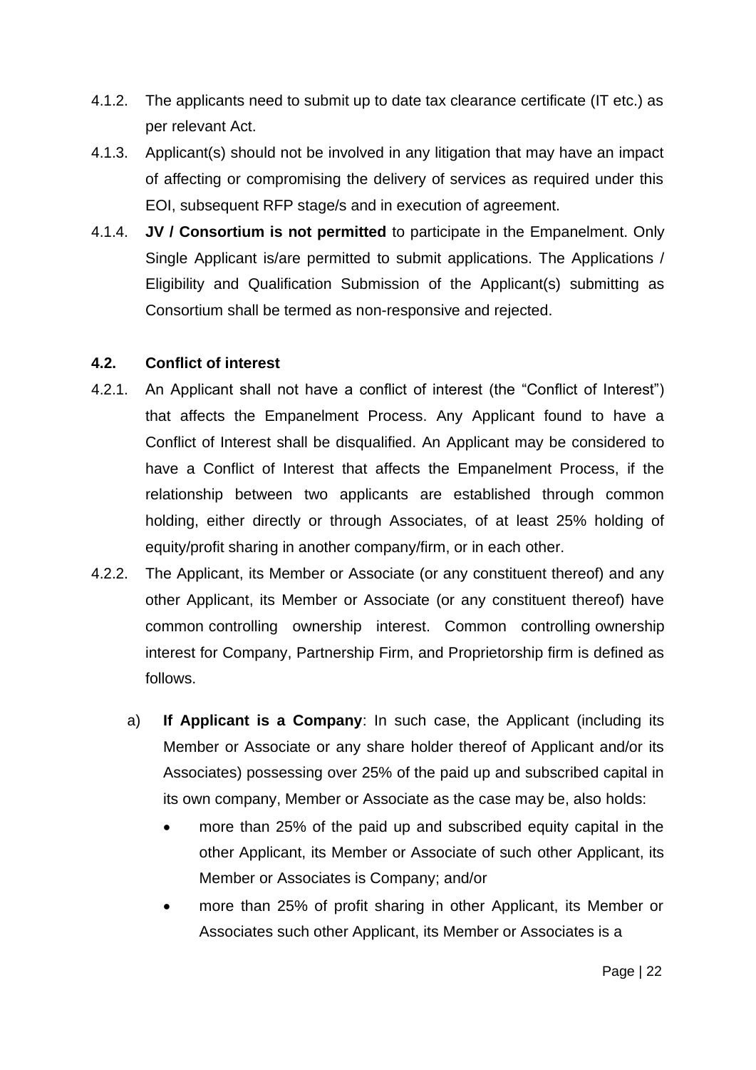4.1.2. The applicants need to submit up to date tax clearance certificate (IT etc.) as per relevant Act.

4.1.3. Applicant(s) should not be involved in any litigation that may have an impact of affecting or compromising the delivery of services as required under this EOI, subsequent RFP stage/s and in execution of agreement.

4.1.4. **JV / Consortium is not permitted** to participate in the Empanelment. Only Single Applicant is/are permitted to submit applications. The Applications / Eligibility and Qualification Submission of the Applicant(s) submitting as Consortium shall be termed as non-responsive and rejected.

### 4.2. Conflict of interest

4.2.1. An Applicant shall not have a conflict of interest (the "Conflict of Interest") that affects the Empanelment Process. Any Applicant found to have a Conflict of Interest shall be disqualified. An Applicant may be considered to have a Conflict of Interest that affects the Empanelment Process, if the relationship between two applicants are established through common holding, either directly or through Associates, of at least 25% holding of equity/profit sharing in another company/firm, or in each other.

4.2.2. The Applicant, its Member or Associate (or any constituent thereof) and any other Applicant, its Member or Associate (or any constituent thereof) have common controlling ownership interest. Common controlling ownership interest for Company, Partnership Firm, and Proprietorship firm is defined as follows.

a) **If Applicant is a Company**: In such case, the Applicant (including its Member or Associate or any share holder thereof of Applicant and/or its Associates) possessing over 25% of the paid up and subscribed capital in its own company, Member or Associate as the case may be, also holds:

- more than 25% of the paid up and subscribed equity capital in the other Applicant, its Member or Associate of such other Applicant, its Member or Associates is Company; and/or
- more than 25% of profit sharing in other Applicant, its Member or Associates such other Applicant, its Member or Associates is a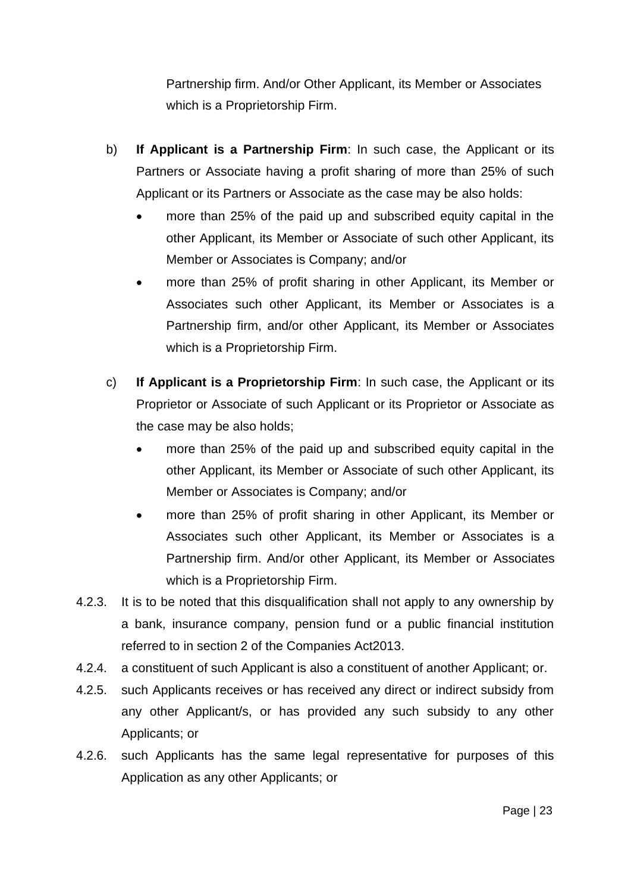Partnership firm. And/or Other Applicant, its Member or Associates which is a Proprietorship Firm.

b) **If Applicant is a Partnership Firm**: In such case, the Applicant or its Partners or Associate having a profit sharing of more than 25% of such Applicant or its Partners or Associate as the case may be also holds:

- more than 25% of the paid up and subscribed equity capital in the other Applicant, its Member or Associate of such other Applicant, its Member or Associates is Company; and/or
- more than 25% of profit sharing in other Applicant, its Member or Associates such other Applicant, its Member or Associates is a Partnership firm, and/or other Applicant, its Member or Associates which is a Proprietorship Firm.

c) **If Applicant is a Proprietorship Firm**: In such case, the Applicant or its Proprietor or Associate of such Applicant or its Proprietor or Associate as the case may be also holds;

- more than 25% of the paid up and subscribed equity capital in the other Applicant, its Member or Associate of such other Applicant, its Member or Associates is Company; and/or
- more than 25% of profit sharing in other Applicant, its Member or Associates such other Applicant, its Member or Associates is a Partnership firm. And/or other Applicant, its Member or Associates which is a Proprietorship Firm.

4.2.3. It is to be noted that this disqualification shall not apply to any ownership by a bank, insurance company, pension fund or a public financial institution referred to in section 2 of the Companies Act2013.

4.2.4. a constituent of such Applicant is also a constituent of another Applicant; or.

4.2.5. such Applicants receives or has received any direct or indirect subsidy from any other Applicant/s, or has provided any such subsidy to any other Applicants; or

4.2.6. such Applicants has the same legal representative for purposes of this Application as any other Applicants; or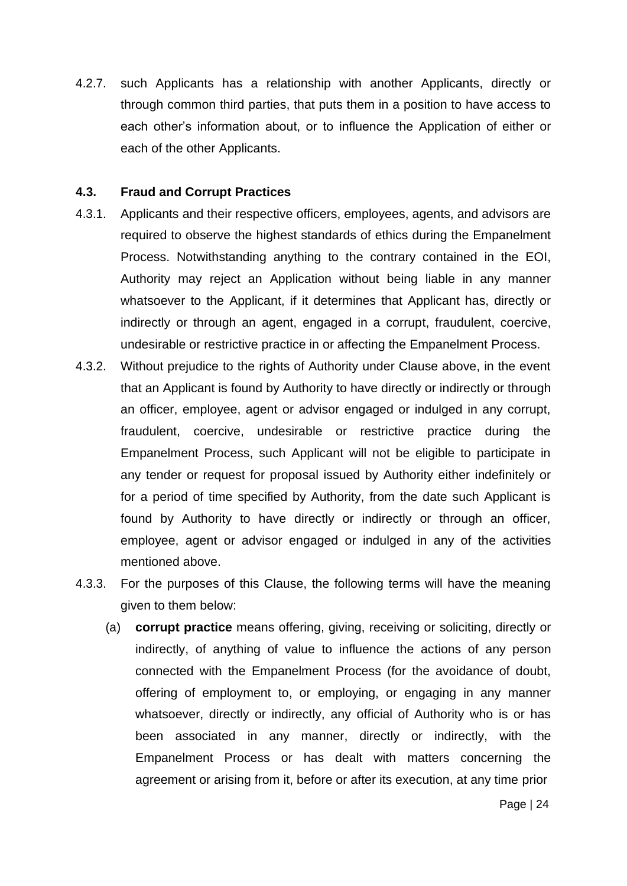4.2.7. such Applicants has a relationship with another Applicants, directly or through common third parties, that puts them in a position to have access to each other's information about, or to influence the Application of either or each of the other Applicants.

### 4.3. Fraud and Corrupt Practices

4.3.1. Applicants and their respective officers, employees, agents, and advisors are required to observe the highest standards of ethics during the Empanelment Process. Notwithstanding anything to the contrary contained in the EOI, Authority may reject an Application without being liable in any manner whatsoever to the Applicant, if it determines that Applicant has, directly or indirectly or through an agent, engaged in a corrupt, fraudulent, coercive, undesirable or restrictive practice in or affecting the Empanelment Process.

4.3.2. Without prejudice to the rights of Authority under Clause above, in the event that an Applicant is found by Authority to have directly or indirectly or through an officer, employee, agent or advisor engaged or indulged in any corrupt, fraudulent, coercive, undesirable or restrictive practice during the Empanelment Process, such Applicant will not be eligible to participate in any tender or request for proposal issued by Authority either indefinitely or for a period of time specified by Authority, from the date such Applicant is found by Authority to have directly or indirectly or through an officer, employee, agent or advisor engaged or indulged in any of the activities mentioned above.

4.3.3. For the purposes of this Clause, the following terms will have the meaning given to them below:

(a) **corrupt practice** means offering, giving, receiving or soliciting, directly or indirectly, of anything of value to influence the actions of any person connected with the Empanelment Process (for the avoidance of doubt, offering of employment to, or employing, or engaging in any manner whatsoever, directly or indirectly, any official of Authority who is or has been associated in any manner, directly or indirectly, with the Empanelment Process or has dealt with matters concerning the agreement or arising from it, before or after its execution, at any time prior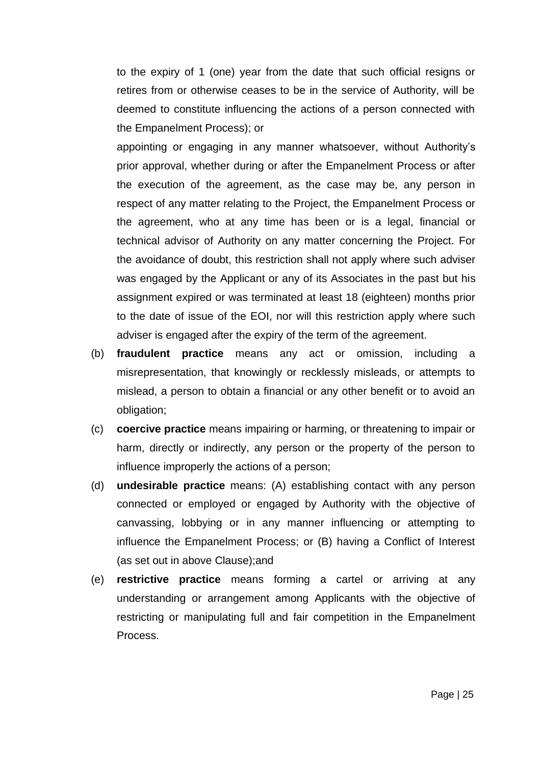to the expiry of 1 (one) year from the date that such official resigns or retires from or otherwise ceases to be in the service of Authority, will be deemed to constitute influencing the actions of a person connected with the Empanelment Process); or

appointing or engaging in any manner whatsoever, without Authority's prior approval, whether during or after the Empanelment Process or after the execution of the agreement, as the case may be, any person in respect of any matter relating to the Project, the Empanelment Process or the agreement, who at any time has been or is a legal, financial or technical advisor of Authority on any matter concerning the Project. For the avoidance of doubt, this restriction shall not apply where such adviser was engaged by the Applicant or any of its Associates in the past but his assignment expired or was terminated at least 18 (eighteen) months prior to the date of issue of the EOI, nor will this restriction apply where such adviser is engaged after the expiry of the term of the agreement.

(b) **fraudulent practice** means any act or omission, including a misrepresentation, that knowingly or recklessly misleads, or attempts to mislead, a person to obtain a financial or any other benefit or to avoid an obligation;

(c) **coercive practice** means impairing or harming, or threatening to impair or harm, directly or indirectly, any person or the property of the person to influence improperly the actions of a person;

(d) **undesirable practice** means: (A) establishing contact with any person connected or employed or engaged by Authority with the objective of canvassing, lobbying or in any manner influencing or attempting to influence the Empanelment Process; or (B) having a Conflict of Interest (as set out in above Clause);and

(e) **restrictive practice** means forming a cartel or arriving at any understanding or arrangement among Applicants with the objective of restricting or manipulating full and fair competition in the Empanelment Process.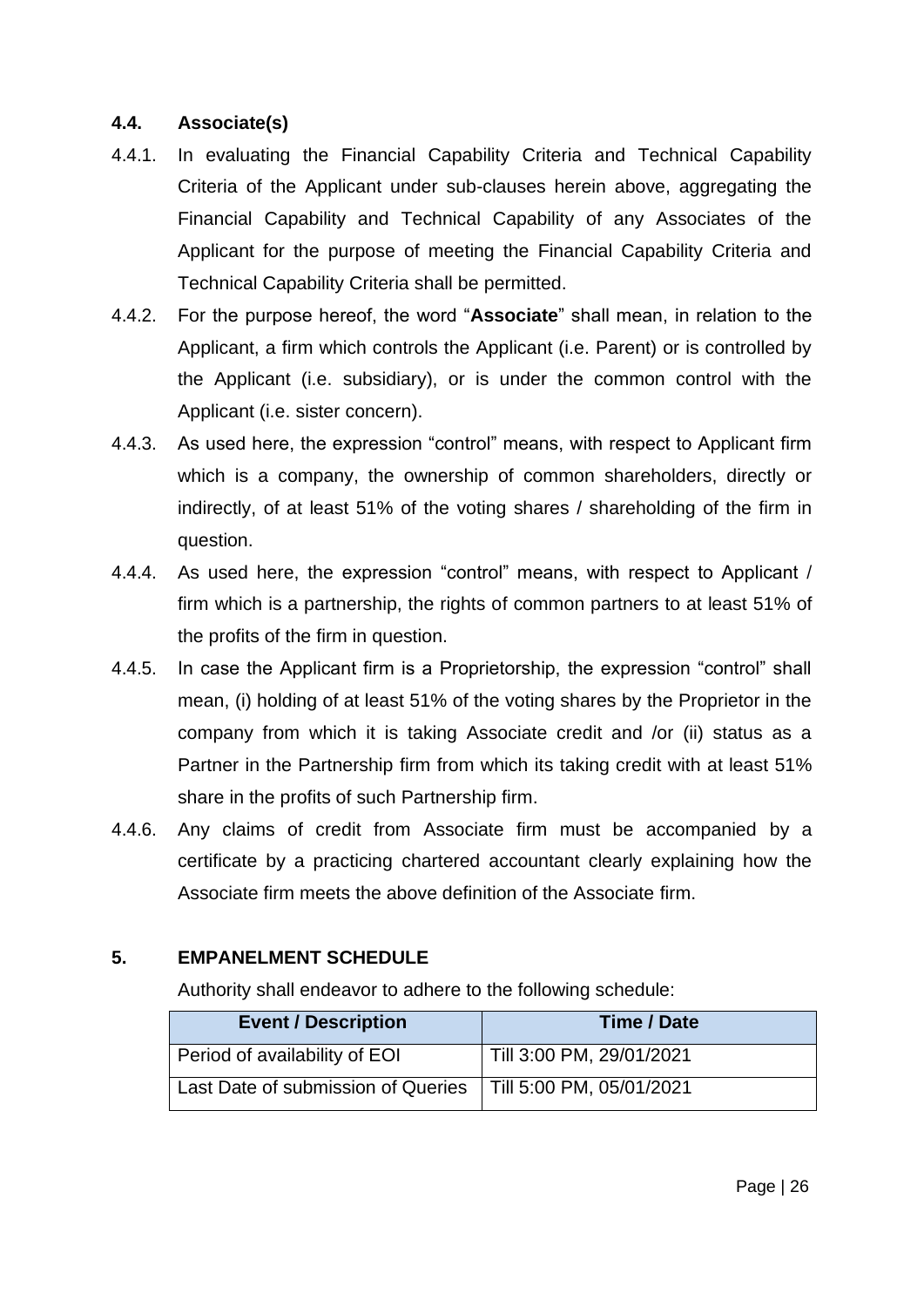### 4.4. Associate(s)

4.4.1. In evaluating the Financial Capability Criteria and Technical Capability Criteria of the Applicant under sub-clauses herein above, aggregating the Financial Capability and Technical Capability of any Associates of the Applicant for the purpose of meeting the Financial Capability Criteria and Technical Capability Criteria shall be permitted.

4.4.2. For the purpose hereof, the word "**Associate**" shall mean, in relation to the Applicant, a firm which controls the Applicant (i.e. Parent) or is controlled by the Applicant (i.e. subsidiary), or is under the common control with the Applicant (i.e. sister concern).

4.4.3. As used here, the expression "control" means, with respect to Applicant firm which is a company, the ownership of common shareholders, directly or indirectly, of at least 51% of the voting shares / shareholding of the firm in question.

4.4.4. As used here, the expression "control" means, with respect to Applicant / firm which is a partnership, the rights of common partners to at least 51% of the profits of the firm in question.

4.4.5. In case the Applicant firm is a Proprietorship, the expression "control" shall mean, (i) holding of at least 51% of the voting shares by the Proprietor in the company from which it is taking Associate credit and /or (ii) status as a Partner in the Partnership firm from which its taking credit with at least 51% share in the profits of such Partnership firm.

4.4.6. Any claims of credit from Associate firm must be accompanied by a certificate by a practicing chartered accountant clearly explaining how the Associate firm meets the above definition of the Associate firm.

## 5. EMPANELMENT SCHEDULE

Authority shall endeavor to adhere to the following schedule:

| Event / Description | Time / Date |
|---|---|
| Period of availability of EOI | Till 3:00 PM, 29/01/2021 |
| Last Date of submission of Queries | Till 5:00 PM, 05/01/2021 |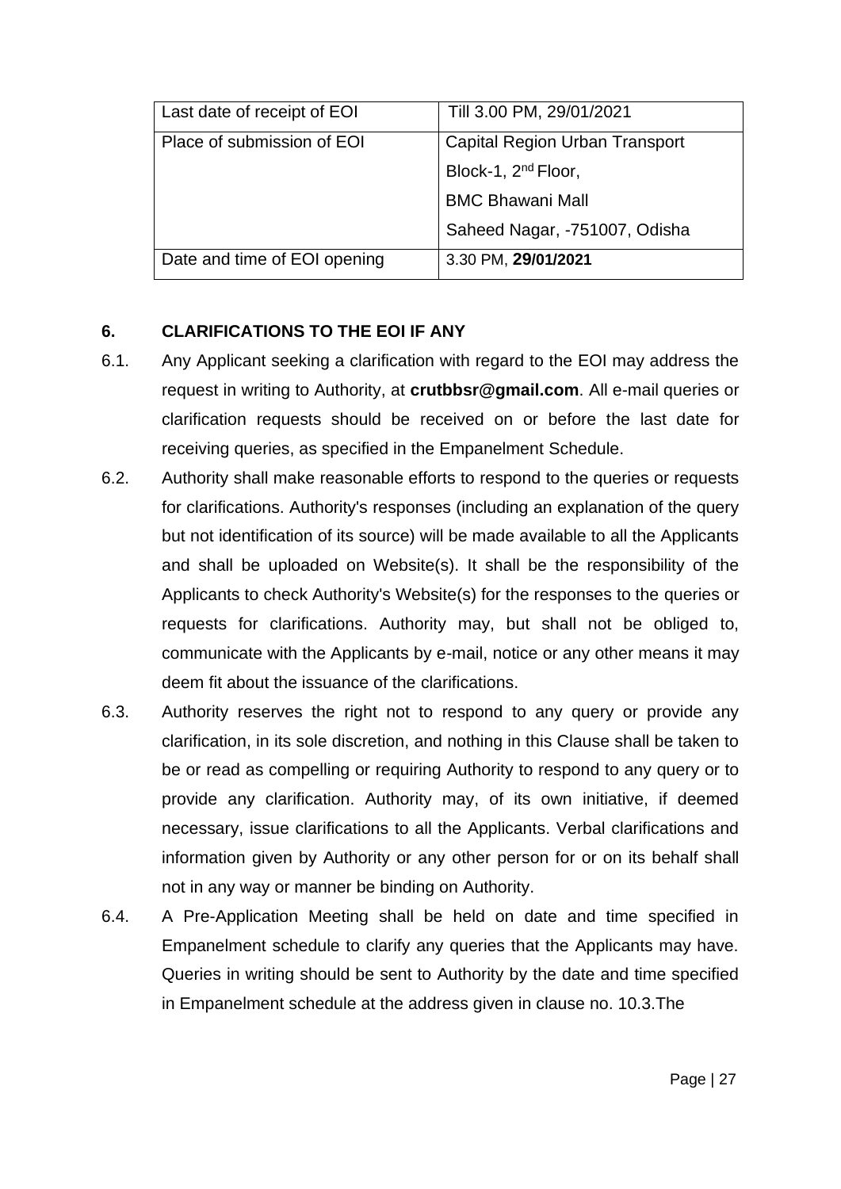| Last date of receipt of EOI | Till 3.00 PM, 29/01/2021 |
| --- | --- |
| Place of submission of EOI | Capital Region Urban Transport<br>Block-1, 2nd Floor,<br>BMC Bhawani Mall<br>Saheed Nagar, -751007, Odisha |
| Date and time of EOI opening | 3.30 PM, **29/01/2021** |

## 6. CLARIFICATIONS TO THE EOI IF ANY

6.1. Any Applicant seeking a clarification with regard to the EOI may address the request in writing to Authority, at **crutbbsr@gmail.com**. All e-mail queries or clarification requests should be received on or before the last date for receiving queries, as specified in the Empanelment Schedule.

6.2. Authority shall make reasonable efforts to respond to the queries or requests for clarifications. Authority's responses (including an explanation of the query but not identification of its source) will be made available to all the Applicants and shall be uploaded on Website(s). It shall be the responsibility of the Applicants to check Authority's Website(s) for the responses to the queries or requests for clarifications. Authority may, but shall not be obliged to, communicate with the Applicants by e-mail, notice or any other means it may deem fit about the issuance of the clarifications.

6.3. Authority reserves the right not to respond to any query or provide any clarification, in its sole discretion, and nothing in this Clause shall be taken to be or read as compelling or requiring Authority to respond to any query or to provide any clarification. Authority may, of its own initiative, if deemed necessary, issue clarifications to all the Applicants. Verbal clarifications and information given by Authority or any other person for or on its behalf shall not in any way or manner be binding on Authority.

6.4. A Pre-Application Meeting shall be held on date and time specified in Empanelment schedule to clarify any queries that the Applicants may have. Queries in writing should be sent to Authority by the date and time specified in Empanelment schedule at the address given in clause no. 10.3.The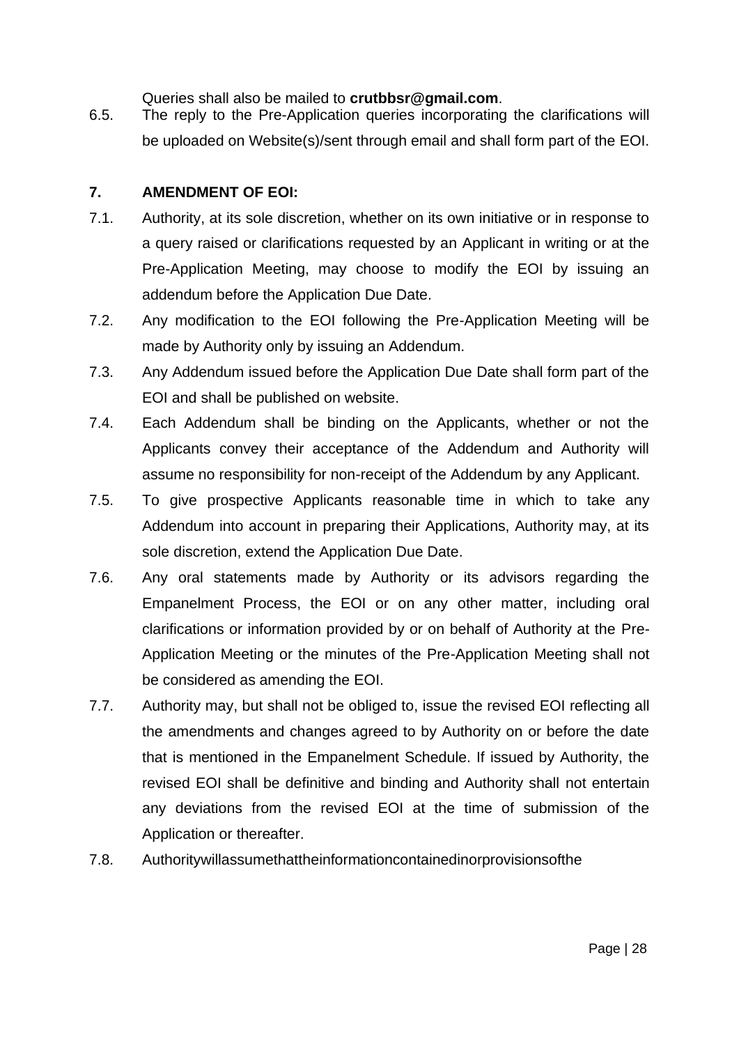Queries shall also be mailed to **crutbbsr@gmail.com**.

6.5. The reply to the Pre-Application queries incorporating the clarifications will be uploaded on Website(s)/sent through email and shall form part of the EOI.

## 7. AMENDMENT OF EOI:

7.1. Authority, at its sole discretion, whether on its own initiative or in response to a query raised or clarifications requested by an Applicant in writing or at the Pre-Application Meeting, may choose to modify the EOI by issuing an addendum before the Application Due Date.

7.2. Any modification to the EOI following the Pre-Application Meeting will be made by Authority only by issuing an Addendum.

7.3. Any Addendum issued before the Application Due Date shall form part of the EOI and shall be published on website.

7.4. Each Addendum shall be binding on the Applicants, whether or not the Applicants convey their acceptance of the Addendum and Authority will assume no responsibility for non-receipt of the Addendum by any Applicant.

7.5. To give prospective Applicants reasonable time in which to take any Addendum into account in preparing their Applications, Authority may, at its sole discretion, extend the Application Due Date.

7.6. Any oral statements made by Authority or its advisors regarding the Empanelment Process, the EOI or on any other matter, including oral clarifications or information provided by or on behalf of Authority at the Pre-Application Meeting or the minutes of the Pre-Application Meeting shall not be considered as amending the EOI.

7.7. Authority may, but shall not be obliged to, issue the revised EOI reflecting all the amendments and changes agreed to by Authority on or before the date that is mentioned in the Empanelment Schedule. If issued by Authority, the revised EOI shall be definitive and binding and Authority shall not entertain any deviations from the revised EOI at the time of submission of the Application or thereafter.

7.8. Authoritywillassumethattheinformationcontainedinorprovisionsofthe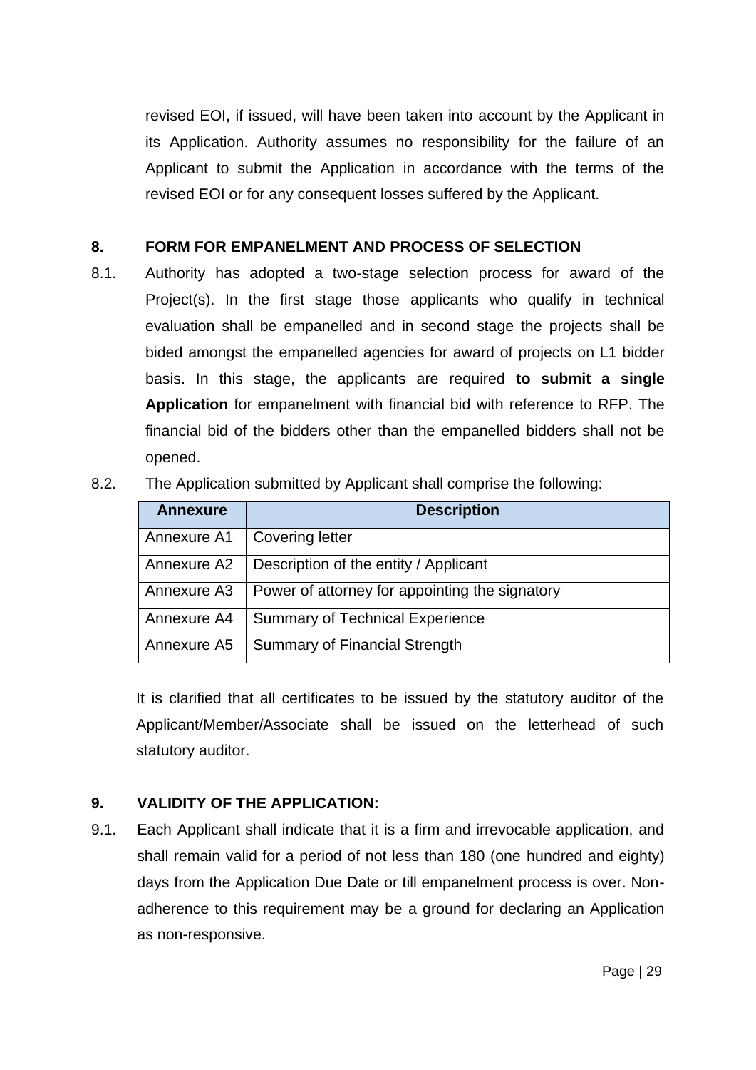revised EOI, if issued, will have been taken into account by the Applicant in its Application. Authority assumes no responsibility for the failure of an Applicant to submit the Application in accordance with the terms of the revised EOI or for any consequent losses suffered by the Applicant.

## 8. FORM FOR EMPANELMENT AND PROCESS OF SELECTION

8.1. Authority has adopted a two-stage selection process for award of the Project(s). In the first stage those applicants who qualify in technical evaluation shall be empanelled and in second stage the projects shall be bided amongst the empanelled agencies for award of projects on L1 bidder basis. In this stage, the applicants are required **to submit a single Application** for empanelment with financial bid with reference to RFP. The financial bid of the bidders other than the empanelled bidders shall not be opened.

8.2. The Application submitted by Applicant shall comprise the following:

| Annexure | Description |
|---|---|
| Annexure A1 | Covering letter |
| Annexure A2 | Description of the entity / Applicant |
| Annexure A3 | Power of attorney for appointing the signatory |
| Annexure A4 | Summary of Technical Experience |
| Annexure A5 | Summary of Financial Strength |

It is clarified that all certificates to be issued by the statutory auditor of the Applicant/Member/Associate shall be issued on the letterhead of such statutory auditor.

## 9. VALIDITY OF THE APPLICATION:

9.1. Each Applicant shall indicate that it is a firm and irrevocable application, and shall remain valid for a period of not less than 180 (one hundred and eighty) days from the Application Due Date or till empanelment process is over. Non-adherence to this requirement may be a ground for declaring an Application as non-responsive.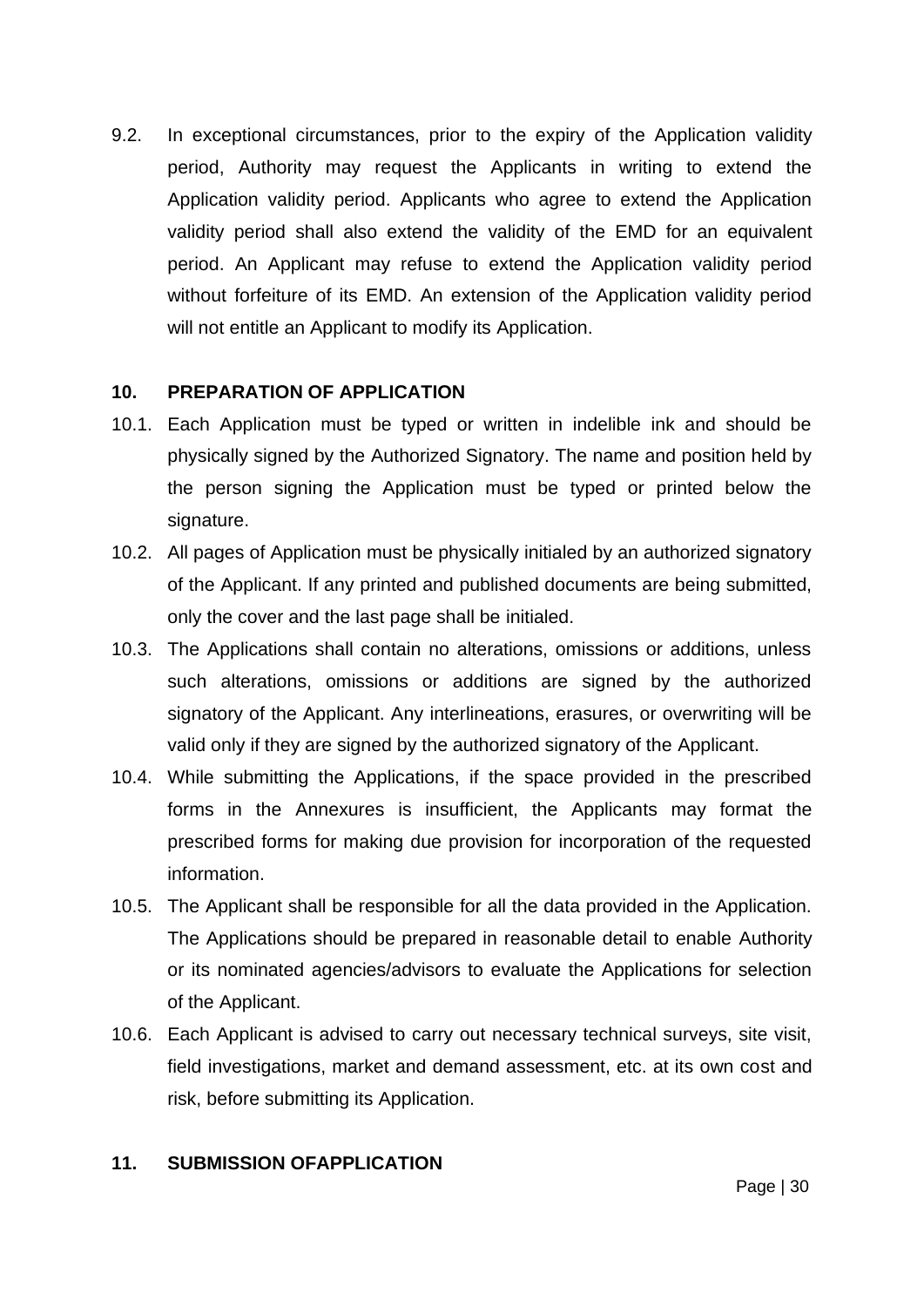9.2. In exceptional circumstances, prior to the expiry of the Application validity period, Authority may request the Applicants in writing to extend the Application validity period. Applicants who agree to extend the Application validity period shall also extend the validity of the EMD for an equivalent period. An Applicant may refuse to extend the Application validity period without forfeiture of its EMD. An extension of the Application validity period will not entitle an Applicant to modify its Application.

**10. PREPARATION OF APPLICATION**

10.1. Each Application must be typed or written in indelible ink and should be physically signed by the Authorized Signatory. The name and position held by the person signing the Application must be typed or printed below the signature.

10.2. All pages of Application must be physically initialed by an authorized signatory of the Applicant. If any printed and published documents are being submitted, only the cover and the last page shall be initialed.

10.3. The Applications shall contain no alterations, omissions or additions, unless such alterations, omissions or additions are signed by the authorized signatory of the Applicant. Any interlineations, erasures, or overwriting will be valid only if they are signed by the authorized signatory of the Applicant.

10.4. While submitting the Applications, if the space provided in the prescribed forms in the Annexures is insufficient, the Applicants may format the prescribed forms for making due provision for incorporation of the requested information.

10.5. The Applicant shall be responsible for all the data provided in the Application. The Applications should be prepared in reasonable detail to enable Authority or its nominated agencies/advisors to evaluate the Applications for selection of the Applicant.

10.6. Each Applicant is advised to carry out necessary technical surveys, site visit, field investigations, market and demand assessment, etc. at its own cost and risk, before submitting its Application.

**11. SUBMISSION OFAPPLICATION**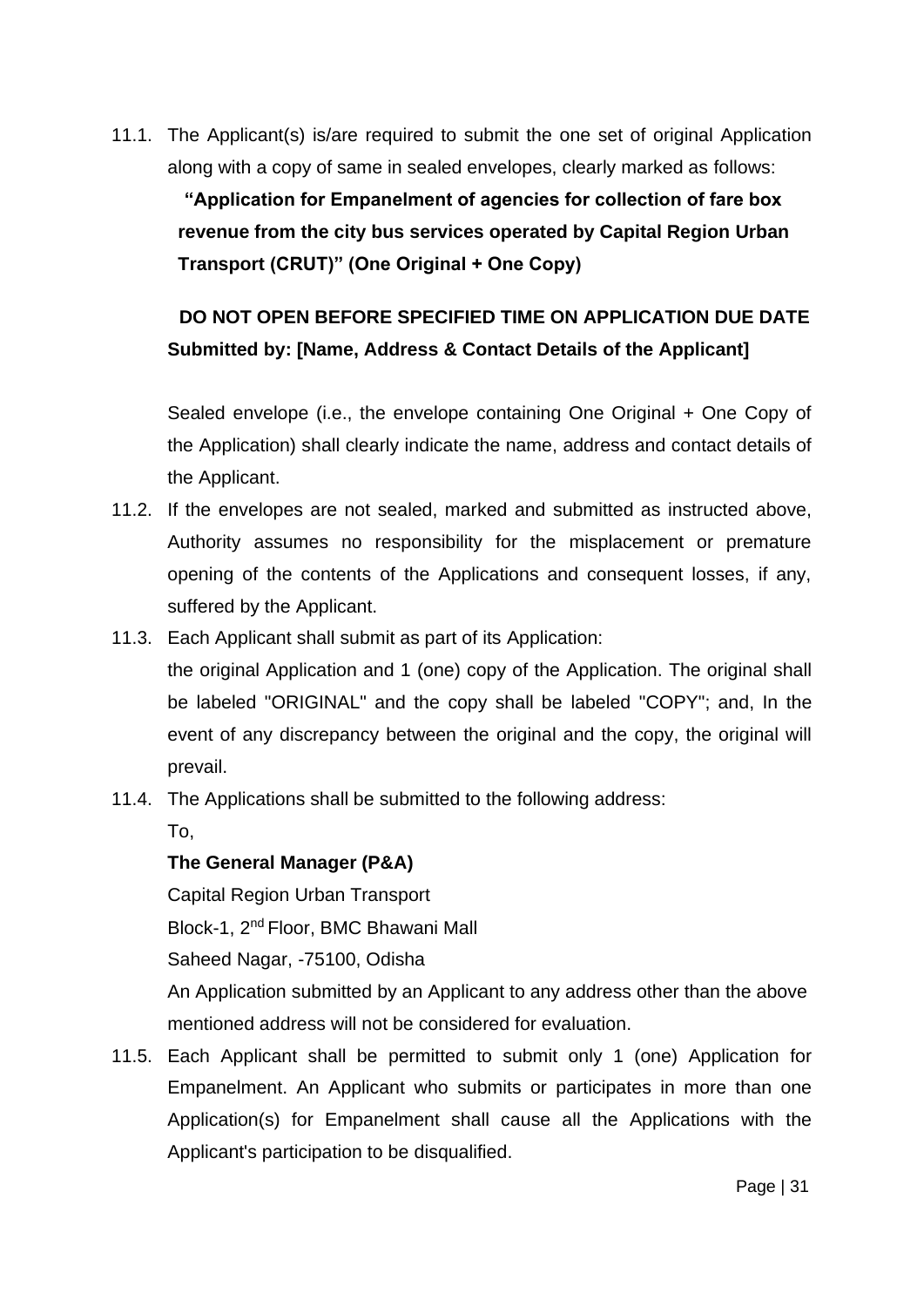11.1. The Applicant(s) is/are required to submit the one set of original Application along with a copy of same in sealed envelopes, clearly marked as follows:

**"Application for Empanelment of agencies for collection of fare box revenue from the city bus services operated by Capital Region Urban Transport (CRUT)" (One Original + One Copy)**

**DO NOT OPEN BEFORE SPECIFIED TIME ON APPLICATION DUE DATE**
**Submitted by: [Name, Address & Contact Details of the Applicant]**

Sealed envelope (i.e., the envelope containing One Original + One Copy of the Application) shall clearly indicate the name, address and contact details of the Applicant.

11.2. If the envelopes are not sealed, marked and submitted as instructed above, Authority assumes no responsibility for the misplacement or premature opening of the contents of the Applications and consequent losses, if any, suffered by the Applicant.

11.3. Each Applicant shall submit as part of its Application:
the original Application and 1 (one) copy of the Application. The original shall be labeled "ORIGINAL" and the copy shall be labeled "COPY"; and, In the event of any discrepancy between the original and the copy, the original will prevail.

11.4. The Applications shall be submitted to the following address:

To,

**The General Manager (P&A)**

Capital Region Urban Transport

Block-1, 2nd Floor, BMC Bhawani Mall

Saheed Nagar, -75100, Odisha

An Application submitted by an Applicant to any address other than the above mentioned address will not be considered for evaluation.

11.5. Each Applicant shall be permitted to submit only 1 (one) Application for Empanelment. An Applicant who submits or participates in more than one Application(s) for Empanelment shall cause all the Applications with the Applicant's participation to be disqualified.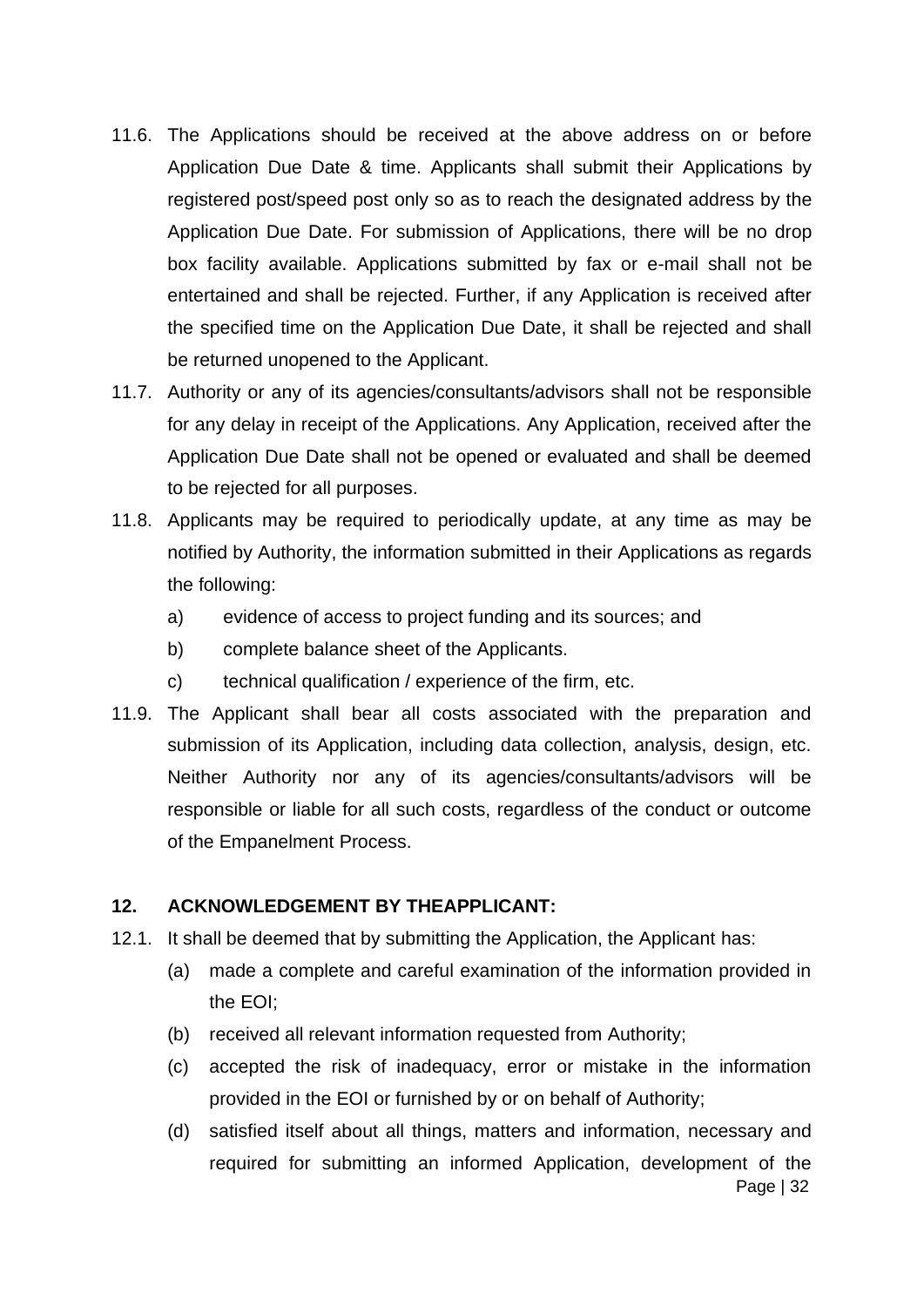11.6. The Applications should be received at the above address on or before Application Due Date & time. Applicants shall submit their Applications by registered post/speed post only so as to reach the designated address by the Application Due Date. For submission of Applications, there will be no drop box facility available. Applications submitted by fax or e-mail shall not be entertained and shall be rejected. Further, if any Application is received after the specified time on the Application Due Date, it shall be rejected and shall be returned unopened to the Applicant.

11.7. Authority or any of its agencies/consultants/advisors shall not be responsible for any delay in receipt of the Applications. Any Application, received after the Application Due Date shall not be opened or evaluated and shall be deemed to be rejected for all purposes.

11.8. Applicants may be required to periodically update, at any time as may be notified by Authority, the information submitted in their Applications as regards the following:

a) evidence of access to project funding and its sources; and

b) complete balance sheet of the Applicants.

c) technical qualification / experience of the firm, etc.

11.9. The Applicant shall bear all costs associated with the preparation and submission of its Application, including data collection, analysis, design, etc. Neither Authority nor any of its agencies/consultants/advisors will be responsible or liable for all such costs, regardless of the conduct or outcome of the Empanelment Process.

**12. ACKNOWLEDGEMENT BY THEAPPLICANT:**

12.1. It shall be deemed that by submitting the Application, the Applicant has:

(a) made a complete and careful examination of the information provided in the EOI;

(b) received all relevant information requested from Authority;

(c) accepted the risk of inadequacy, error or mistake in the information provided in the EOI or furnished by or on behalf of Authority;

(d) satisfied itself about all things, matters and information, necessary and required for submitting an informed Application, development of the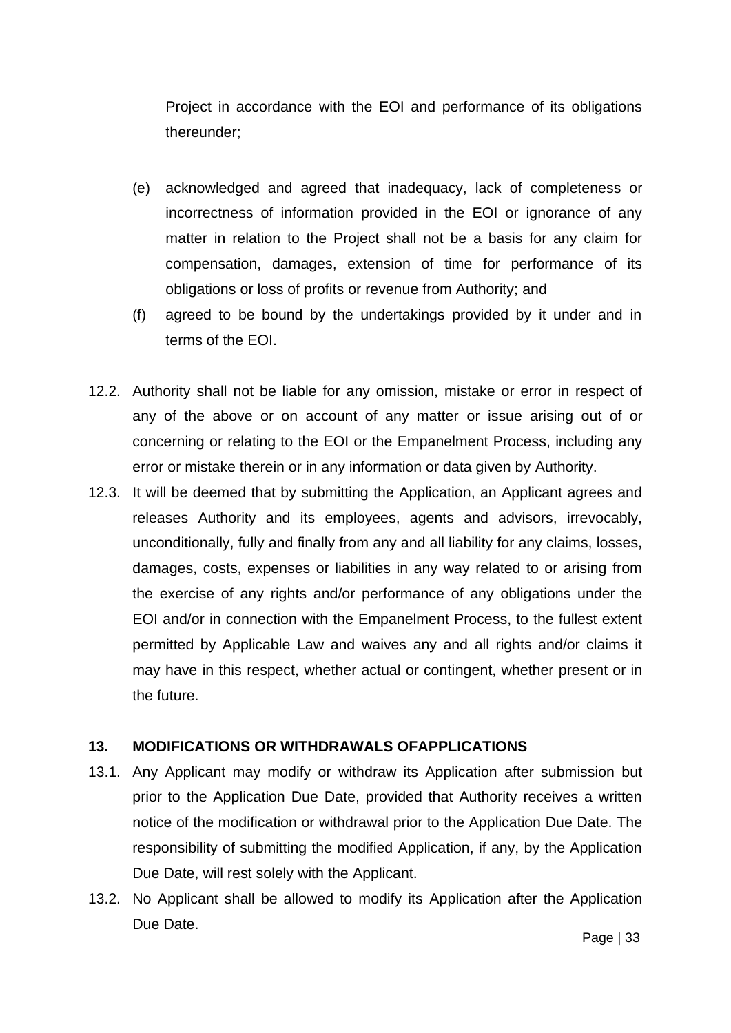Project in accordance with the EOI and performance of its obligations thereunder;

(e) acknowledged and agreed that inadequacy, lack of completeness or incorrectness of information provided in the EOI or ignorance of any matter in relation to the Project shall not be a basis for any claim for compensation, damages, extension of time for performance of its obligations or loss of profits or revenue from Authority; and

(f) agreed to be bound by the undertakings provided by it under and in terms of the EOI.

12.2. Authority shall not be liable for any omission, mistake or error in respect of any of the above or on account of any matter or issue arising out of or concerning or relating to the EOI or the Empanelment Process, including any error or mistake therein or in any information or data given by Authority.

12.3. It will be deemed that by submitting the Application, an Applicant agrees and releases Authority and its employees, agents and advisors, irrevocably, unconditionally, fully and finally from any and all liability for any claims, losses, damages, costs, expenses or liabilities in any way related to or arising from the exercise of any rights and/or performance of any obligations under the EOI and/or in connection with the Empanelment Process, to the fullest extent permitted by Applicable Law and waives any and all rights and/or claims it may have in this respect, whether actual or contingent, whether present or in the future.

## 13. MODIFICATIONS OR WITHDRAWALS OFAPPLICATIONS

13.1. Any Applicant may modify or withdraw its Application after submission but prior to the Application Due Date, provided that Authority receives a written notice of the modification or withdrawal prior to the Application Due Date. The responsibility of submitting the modified Application, if any, by the Application Due Date, will rest solely with the Applicant.

13.2. No Applicant shall be allowed to modify its Application after the Application Due Date.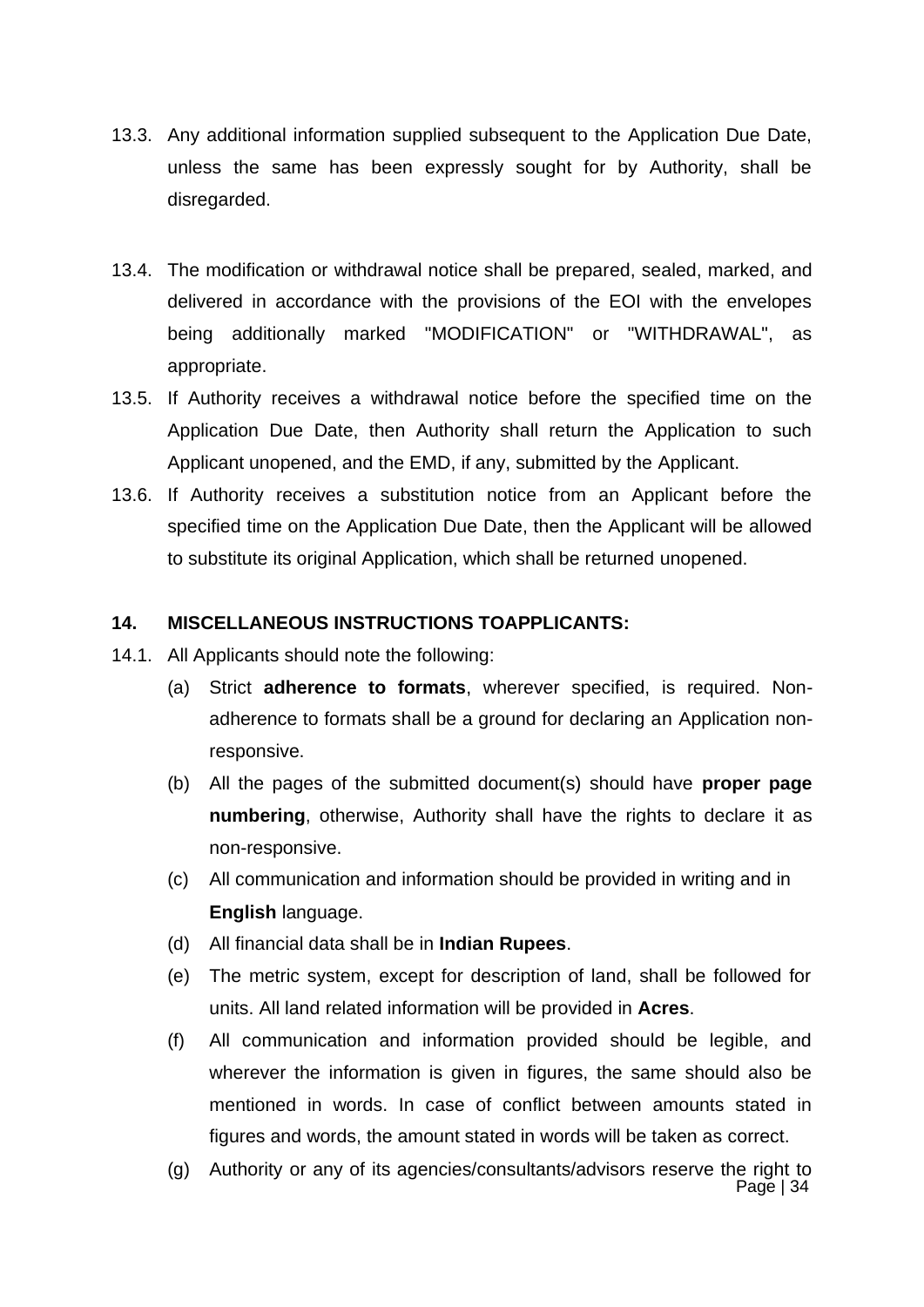13.3. Any additional information supplied subsequent to the Application Due Date, unless the same has been expressly sought for by Authority, shall be disregarded.

13.4. The modification or withdrawal notice shall be prepared, sealed, marked, and delivered in accordance with the provisions of the EOI with the envelopes being additionally marked "MODIFICATION" or "WITHDRAWAL", as appropriate.

13.5. If Authority receives a withdrawal notice before the specified time on the Application Due Date, then Authority shall return the Application to such Applicant unopened, and the EMD, if any, submitted by the Applicant.

13.6. If Authority receives a substitution notice from an Applicant before the specified time on the Application Due Date, then the Applicant will be allowed to substitute its original Application, which shall be returned unopened.

## 14. MISCELLANEOUS INSTRUCTIONS TOAPPLICANTS:

14.1. All Applicants should note the following:

(a) Strict **adherence to formats**, wherever specified, is required. Non-adherence to formats shall be a ground for declaring an Application non-responsive.

(b) All the pages of the submitted document(s) should have **proper page numbering**, otherwise, Authority shall have the rights to declare it as non-responsive.

(c) All communication and information should be provided in writing and in **English** language.

(d) All financial data shall be in **Indian Rupees**.

(e) The metric system, except for description of land, shall be followed for units. All land related information will be provided in **Acres**.

(f) All communication and information provided should be legible, and wherever the information is given in figures, the same should also be mentioned in words. In case of conflict between amounts stated in figures and words, the amount stated in words will be taken as correct.

(g) Authority or any of its agencies/consultants/advisors reserve the right to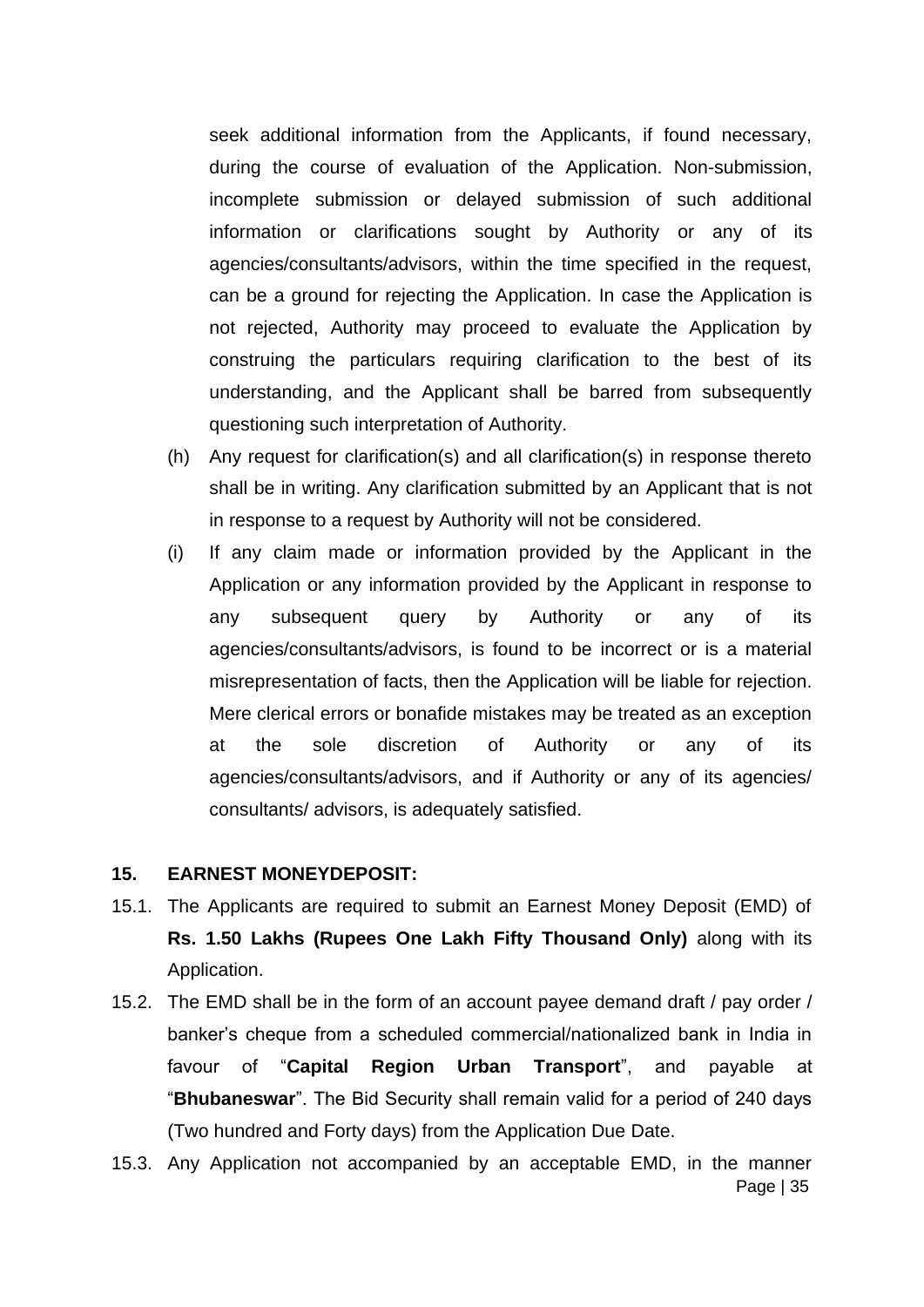seek additional information from the Applicants, if found necessary, during the course of evaluation of the Application. Non-submission, incomplete submission or delayed submission of such additional information or clarifications sought by Authority or any of its agencies/consultants/advisors, within the time specified in the request, can be a ground for rejecting the Application. In case the Application is not rejected, Authority may proceed to evaluate the Application by construing the particulars requiring clarification to the best of its understanding, and the Applicant shall be barred from subsequently questioning such interpretation of Authority.

(h) Any request for clarification(s) and all clarification(s) in response thereto shall be in writing. Any clarification submitted by an Applicant that is not in response to a request by Authority will not be considered.

(i) If any claim made or information provided by the Applicant in the Application or any information provided by the Applicant in response to any subsequent query by Authority or any of its agencies/consultants/advisors, is found to be incorrect or is a material misrepresentation of facts, then the Application will be liable for rejection. Mere clerical errors or bonafide mistakes may be treated as an exception at the sole discretion of Authority or any of its agencies/consultants/advisors, and if Authority or any of its agencies/ consultants/ advisors, is adequately satisfied.

## 15. EARNEST MONEYDEPOSIT:

15.1. The Applicants are required to submit an Earnest Money Deposit (EMD) of **Rs. 1.50 Lakhs (Rupees One Lakh Fifty Thousand Only)** along with its Application.

15.2. The EMD shall be in the form of an account payee demand draft / pay order / banker's cheque from a scheduled commercial/nationalized bank in India in favour of "**Capital Region Urban Transport**", and payable at "**Bhubaneswar**". The Bid Security shall remain valid for a period of 240 days (Two hundred and Forty days) from the Application Due Date.

15.3. Any Application not accompanied by an acceptable EMD, in the manner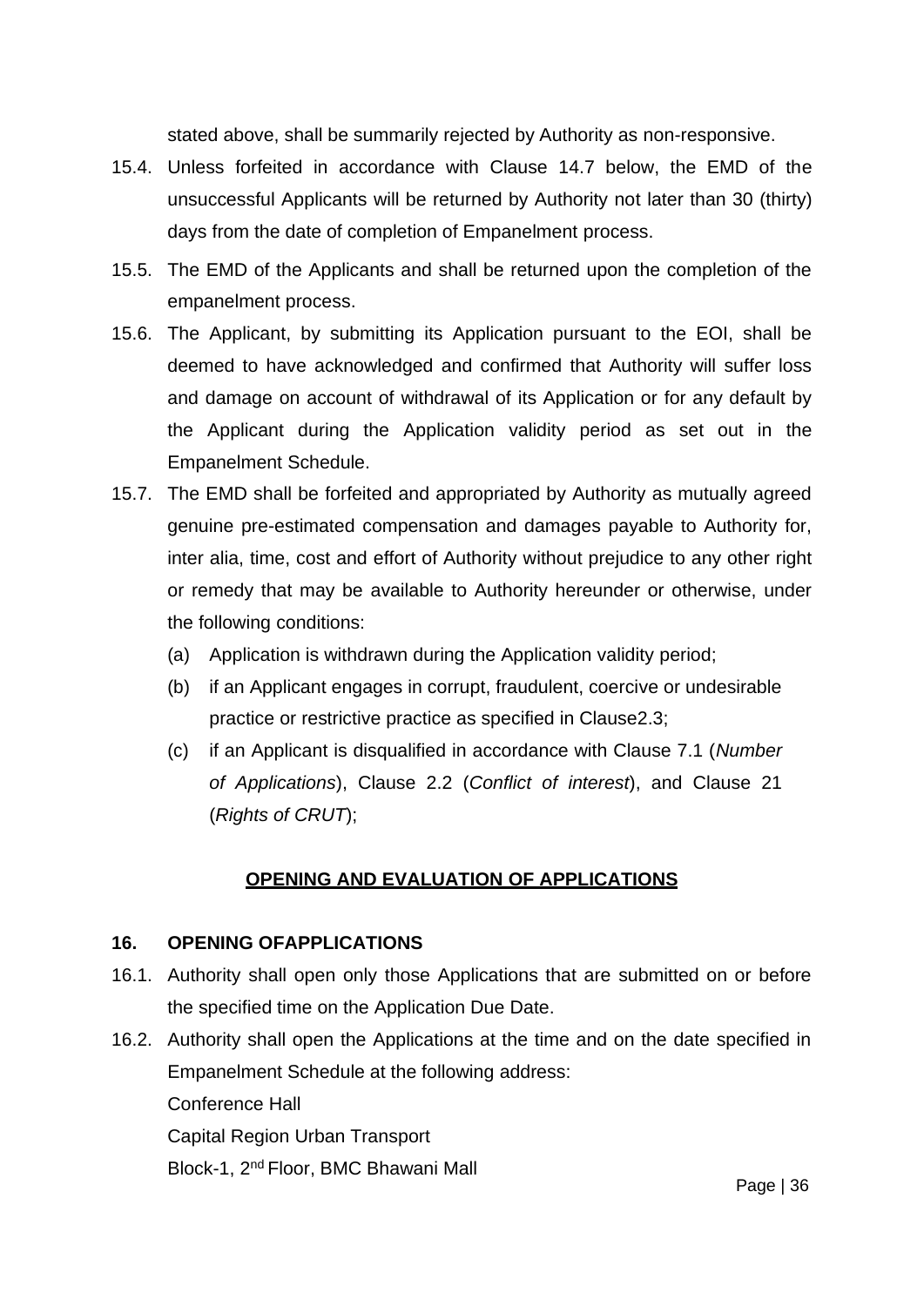stated above, shall be summarily rejected by Authority as non-responsive.

15.4. Unless forfeited in accordance with Clause 14.7 below, the EMD of the unsuccessful Applicants will be returned by Authority not later than 30 (thirty) days from the date of completion of Empanelment process.

15.5. The EMD of the Applicants and shall be returned upon the completion of the empanelment process.

15.6. The Applicant, by submitting its Application pursuant to the EOI, shall be deemed to have acknowledged and confirmed that Authority will suffer loss and damage on account of withdrawal of its Application or for any default by the Applicant during the Application validity period as set out in the Empanelment Schedule.

15.7. The EMD shall be forfeited and appropriated by Authority as mutually agreed genuine pre-estimated compensation and damages payable to Authority for, inter alia, time, cost and effort of Authority without prejudice to any other right or remedy that may be available to Authority hereunder or otherwise, under the following conditions:

(a) Application is withdrawn during the Application validity period;

(b) if an Applicant engages in corrupt, fraudulent, coercive or undesirable practice or restrictive practice as specified in Clause2.3;

(c) if an Applicant is disqualified in accordance with Clause 7.1 (*Number of Applications*), Clause 2.2 (*Conflict of interest*), and Clause 21 (*Rights of CRUT*);

## OPENING AND EVALUATION OF APPLICATIONS

### 16. OPENING OFAPPLICATIONS

16.1. Authority shall open only those Applications that are submitted on or before the specified time on the Application Due Date.

16.2. Authority shall open the Applications at the time and on the date specified in Empanelment Schedule at the following address:

Conference Hall

Capital Region Urban Transport

Block-1, 2nd Floor, BMC Bhawani Mall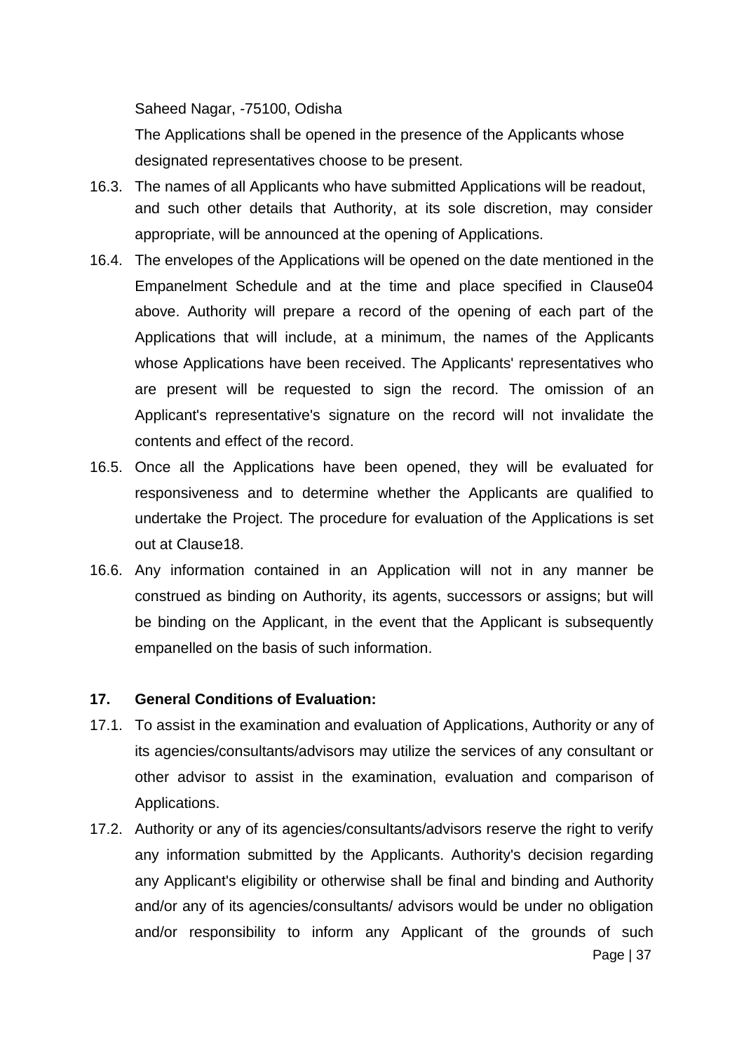Saheed Nagar, -75100, Odisha

The Applications shall be opened in the presence of the Applicants whose designated representatives choose to be present.

16.3. The names of all Applicants who have submitted Applications will be readout, and such other details that Authority, at its sole discretion, may consider appropriate, will be announced at the opening of Applications.

16.4. The envelopes of the Applications will be opened on the date mentioned in the Empanelment Schedule and at the time and place specified in Clause04 above. Authority will prepare a record of the opening of each part of the Applications that will include, at a minimum, the names of the Applicants whose Applications have been received. The Applicants' representatives who are present will be requested to sign the record. The omission of an Applicant's representative's signature on the record will not invalidate the contents and effect of the record.

16.5. Once all the Applications have been opened, they will be evaluated for responsiveness and to determine whether the Applicants are qualified to undertake the Project. The procedure for evaluation of the Applications is set out at Clause18.

16.6. Any information contained in an Application will not in any manner be construed as binding on Authority, its agents, successors or assigns; but will be binding on the Applicant, in the event that the Applicant is subsequently empanelled on the basis of such information.

**17. General Conditions of Evaluation:**

17.1. To assist in the examination and evaluation of Applications, Authority or any of its agencies/consultants/advisors may utilize the services of any consultant or other advisor to assist in the examination, evaluation and comparison of Applications.

17.2. Authority or any of its agencies/consultants/advisors reserve the right to verify any information submitted by the Applicants. Authority's decision regarding any Applicant's eligibility or otherwise shall be final and binding and Authority and/or any of its agencies/consultants/ advisors would be under no obligation and/or responsibility to inform any Applicant of the grounds of such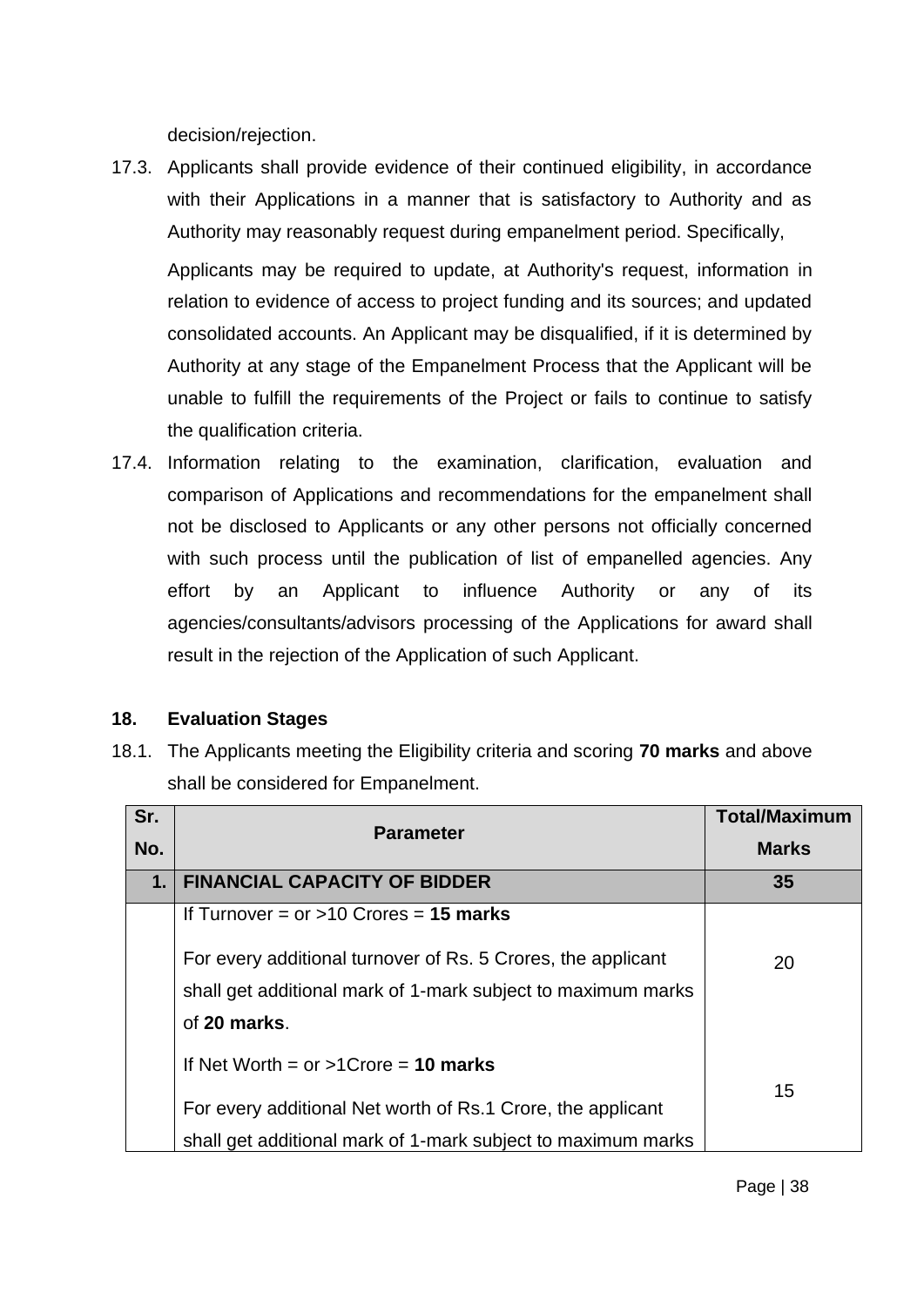decision/rejection.

17.3. Applicants shall provide evidence of their continued eligibility, in accordance with their Applications in a manner that is satisfactory to Authority and as Authority may reasonably request during empanelment period. Specifically,

Applicants may be required to update, at Authority's request, information in relation to evidence of access to project funding and its sources; and updated consolidated accounts. An Applicant may be disqualified, if it is determined by Authority at any stage of the Empanelment Process that the Applicant will be unable to fulfill the requirements of the Project or fails to continue to satisfy the qualification criteria.

17.4. Information relating to the examination, clarification, evaluation and comparison of Applications and recommendations for the empanelment shall not be disclosed to Applicants or any other persons not officially concerned with such process until the publication of list of empanelled agencies. Any effort by an Applicant to influence Authority or any of its agencies/consultants/advisors processing of the Applications for award shall result in the rejection of the Application of such Applicant.

**18. Evaluation Stages**

18.1. The Applicants meeting the Eligibility criteria and scoring **70 marks** and above shall be considered for Empanelment.

| Sr. No. | Parameter | Total/Maximum Marks |
|---|---|---|
| **1.** | **FINANCIAL CAPACITY OF BIDDER** | **35** |
| | If Turnover = or >10 Crores = **15 marks**<br><br>For every additional turnover of Rs. 5 Crores, the applicant shall get additional mark of 1-mark subject to maximum marks of **20 marks**. | 20 |
| | If Net Worth = or >1Crore = **10 marks**<br><br>For every additional Net worth of Rs.1 Crore, the applicant shall get additional mark of 1-mark subject to maximum marks | 15 |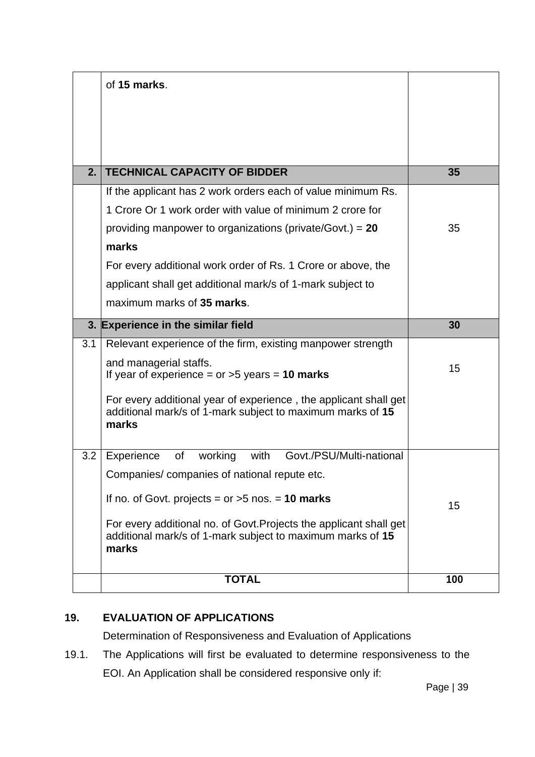| | | |
|---|---|---|
| | of **15 marks**. | |
| **2.** | **TECHNICAL CAPACITY OF BIDDER** | **35** |
| | If the applicant has 2 work orders each of value minimum Rs. 1 Crore Or 1 work order with value of minimum 2 crore for providing manpower to organizations (private/Govt.) = **20 marks**<br>For every additional work order of Rs. 1 Crore or above, the applicant shall get additional mark/s of 1-mark subject to maximum marks of **35 marks**. | 35 |
| **3.** | **Experience in the similar field** | **30** |
| 3.1 | Relevant experience of the firm, existing manpower strength and managerial staffs.<br>If year of experience = or >5 years = **10 marks**<br>For every additional year of experience , the applicant shall get additional mark/s of 1-mark subject to maximum marks of **15 marks** | 15 |
| 3.2 | Experience of working with Govt./PSU/Multi-national Companies/ companies of national repute etc.<br>If no. of Govt. projects = or >5 nos. = **10 marks**<br>For every additional no. of Govt.Projects the applicant shall get additional mark/s of 1-mark subject to maximum marks of **15 marks** | 15 |
| | **TOTAL** | **100** |

## 19. EVALUATION OF APPLICATIONS

Determination of Responsiveness and Evaluation of Applications

19.1. The Applications will first be evaluated to determine responsiveness to the EOI. An Application shall be considered responsive only if: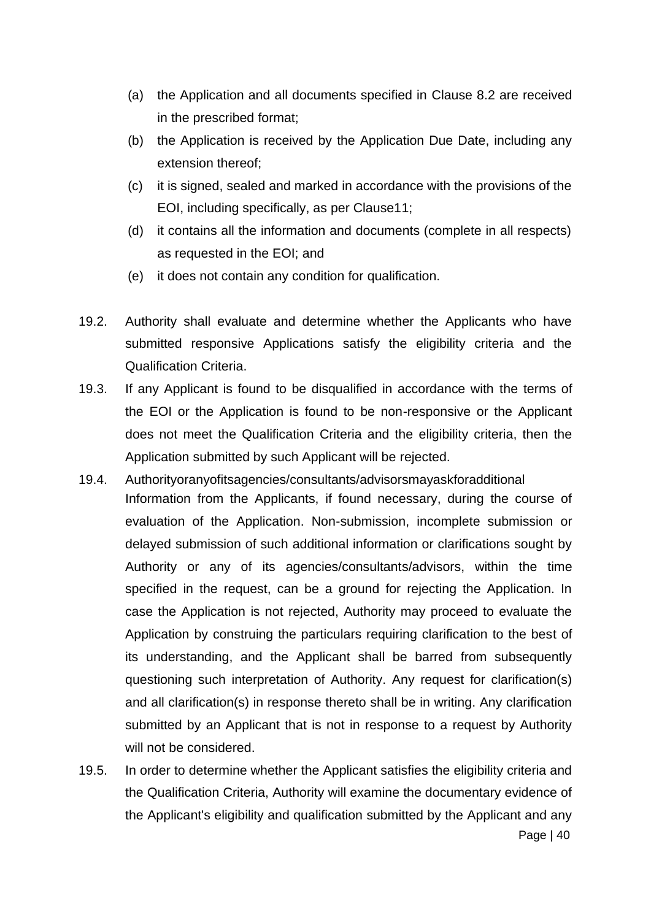(a) the Application and all documents specified in Clause 8.2 are received in the prescribed format;

(b) the Application is received by the Application Due Date, including any extension thereof;

(c) it is signed, sealed and marked in accordance with the provisions of the EOI, including specifically, as per Clause11;

(d) it contains all the information and documents (complete in all respects) as requested in the EOI; and

(e) it does not contain any condition for qualification.

19.2. Authority shall evaluate and determine whether the Applicants who have submitted responsive Applications satisfy the eligibility criteria and the Qualification Criteria.

19.3. If any Applicant is found to be disqualified in accordance with the terms of the EOI or the Application is found to be non-responsive or the Applicant does not meet the Qualification Criteria and the eligibility criteria, then the Application submitted by such Applicant will be rejected.

19.4. Authorityoranyofitsagencies/consultants/advisorsmayaskforadditional Information from the Applicants, if found necessary, during the course of evaluation of the Application. Non-submission, incomplete submission or delayed submission of such additional information or clarifications sought by Authority or any of its agencies/consultants/advisors, within the time specified in the request, can be a ground for rejecting the Application. In case the Application is not rejected, Authority may proceed to evaluate the Application by construing the particulars requiring clarification to the best of its understanding, and the Applicant shall be barred from subsequently questioning such interpretation of Authority. Any request for clarification(s) and all clarification(s) in response thereto shall be in writing. Any clarification submitted by an Applicant that is not in response to a request by Authority will not be considered.

19.5. In order to determine whether the Applicant satisfies the eligibility criteria and the Qualification Criteria, Authority will examine the documentary evidence of the Applicant's eligibility and qualification submitted by the Applicant and any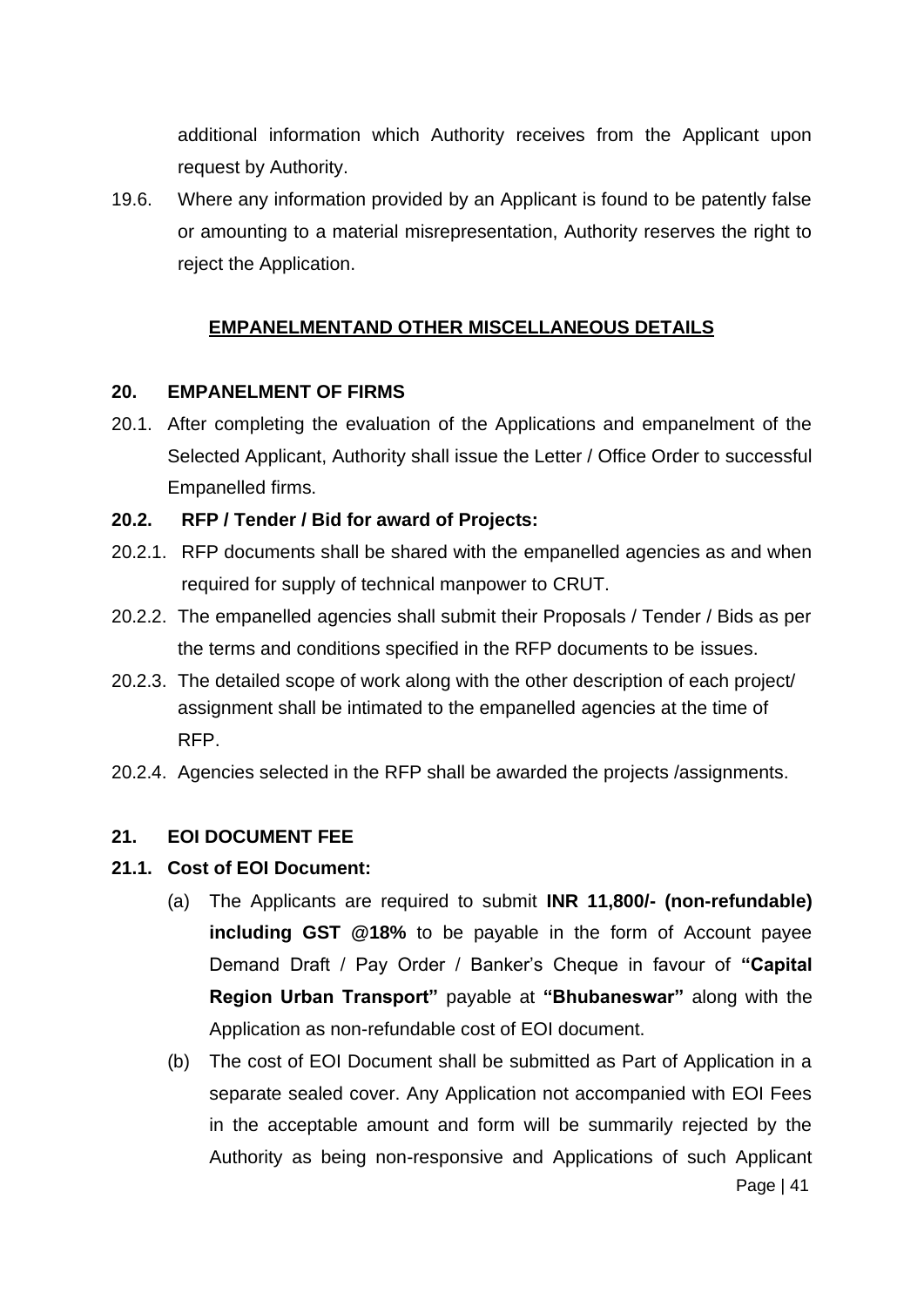additional information which Authority receives from the Applicant upon request by Authority.

19.6. Where any information provided by an Applicant is found to be patently false or amounting to a material misrepresentation, Authority reserves the right to reject the Application.

## EMPANELMENTAND OTHER MISCELLANEOUS DETAILS

### 20. EMPANELMENT OF FIRMS

20.1. After completing the evaluation of the Applications and empanelment of the Selected Applicant, Authority shall issue the Letter / Office Order to successful Empanelled firms.

**20.2. RFP / Tender / Bid for award of Projects:**

20.2.1. RFP documents shall be shared with the empanelled agencies as and when required for supply of technical manpower to CRUT.

20.2.2. The empanelled agencies shall submit their Proposals / Tender / Bids as per the terms and conditions specified in the RFP documents to be issues.

20.2.3. The detailed scope of work along with the other description of each project/ assignment shall be intimated to the empanelled agencies at the time of RFP.

20.2.4. Agencies selected in the RFP shall be awarded the projects /assignments.

### 21. EOI DOCUMENT FEE

**21.1. Cost of EOI Document:**

(a) The Applicants are required to submit **INR 11,800/- (non-refundable) including GST @18%** to be payable in the form of Account payee Demand Draft / Pay Order / Banker's Cheque in favour of **"Capital Region Urban Transport"** payable at **"Bhubaneswar"** along with the Application as non-refundable cost of EOI document.

(b) The cost of EOI Document shall be submitted as Part of Application in a separate sealed cover. Any Application not accompanied with EOI Fees in the acceptable amount and form will be summarily rejected by the Authority as being non-responsive and Applications of such Applicant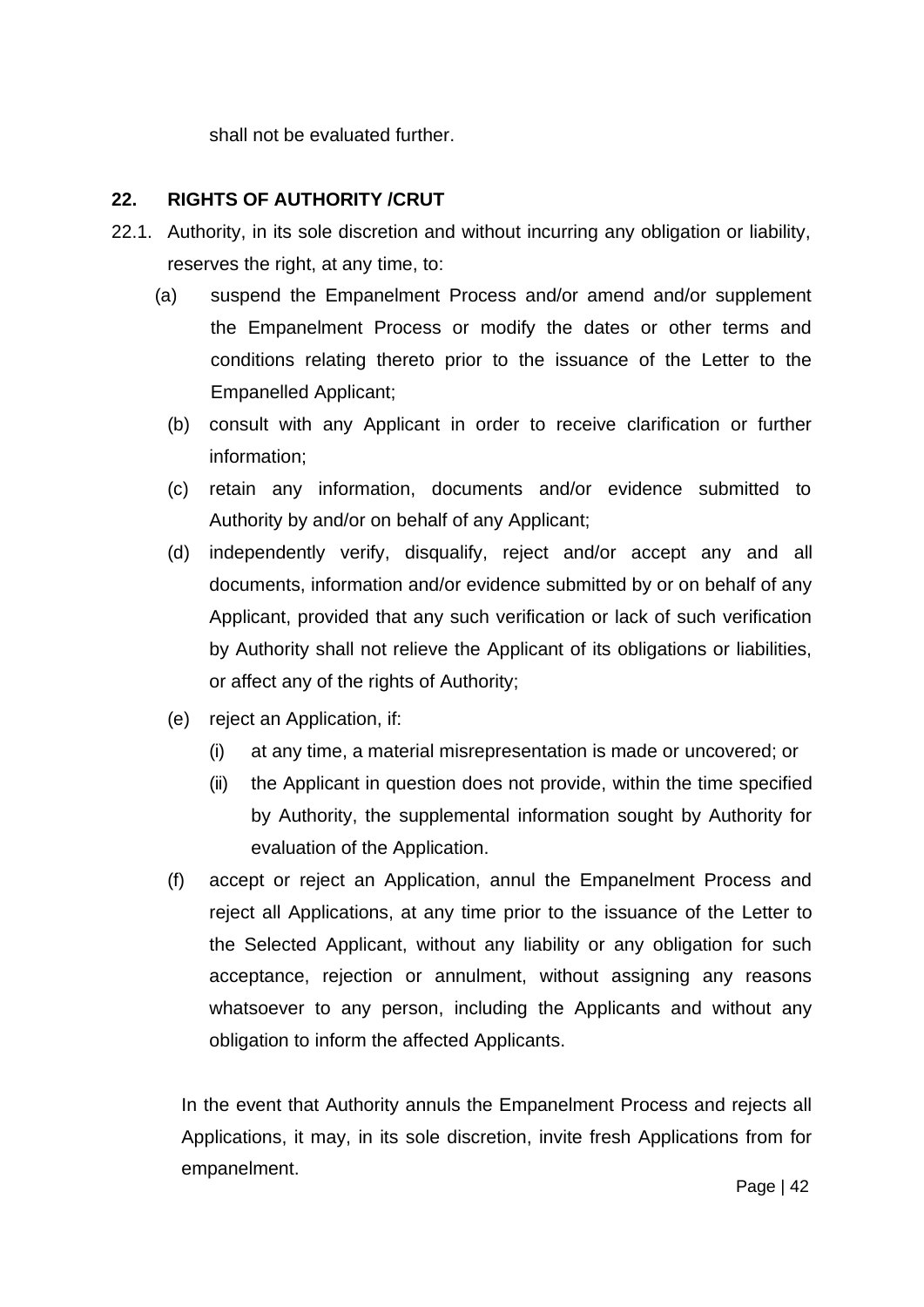shall not be evaluated further.

## 22. RIGHTS OF AUTHORITY /CRUT

22.1. Authority, in its sole discretion and without incurring any obligation or liability, reserves the right, at any time, to:

(a) suspend the Empanelment Process and/or amend and/or supplement the Empanelment Process or modify the dates or other terms and conditions relating thereto prior to the issuance of the Letter to the Empanelled Applicant;

(b) consult with any Applicant in order to receive clarification or further information;

(c) retain any information, documents and/or evidence submitted to Authority by and/or on behalf of any Applicant;

(d) independently verify, disqualify, reject and/or accept any and all documents, information and/or evidence submitted by or on behalf of any Applicant, provided that any such verification or lack of such verification by Authority shall not relieve the Applicant of its obligations or liabilities, or affect any of the rights of Authority;

(e) reject an Application, if:

  (i) at any time, a material misrepresentation is made or uncovered; or

  (ii) the Applicant in question does not provide, within the time specified by Authority, the supplemental information sought by Authority for evaluation of the Application.

(f) accept or reject an Application, annul the Empanelment Process and reject all Applications, at any time prior to the issuance of the Letter to the Selected Applicant, without any liability or any obligation for such acceptance, rejection or annulment, without assigning any reasons whatsoever to any person, including the Applicants and without any obligation to inform the affected Applicants.

In the event that Authority annuls the Empanelment Process and rejects all Applications, it may, in its sole discretion, invite fresh Applications from for empanelment.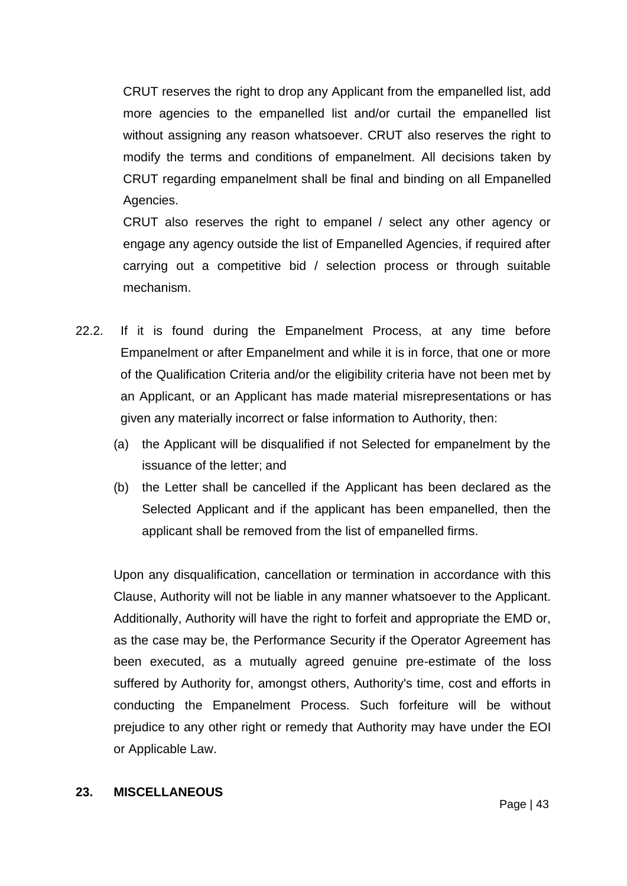CRUT reserves the right to drop any Applicant from the empanelled list, add more agencies to the empanelled list and/or curtail the empanelled list without assigning any reason whatsoever. CRUT also reserves the right to modify the terms and conditions of empanelment. All decisions taken by CRUT regarding empanelment shall be final and binding on all Empanelled Agencies.

CRUT also reserves the right to empanel / select any other agency or engage any agency outside the list of Empanelled Agencies, if required after carrying out a competitive bid / selection process or through suitable mechanism.

22.2. If it is found during the Empanelment Process, at any time before Empanelment or after Empanelment and while it is in force, that one or more of the Qualification Criteria and/or the eligibility criteria have not been met by an Applicant, or an Applicant has made material misrepresentations or has given any materially incorrect or false information to Authority, then:

(a) the Applicant will be disqualified if not Selected for empanelment by the issuance of the letter; and

(b) the Letter shall be cancelled if the Applicant has been declared as the Selected Applicant and if the applicant has been empanelled, then the applicant shall be removed from the list of empanelled firms.

Upon any disqualification, cancellation or termination in accordance with this Clause, Authority will not be liable in any manner whatsoever to the Applicant. Additionally, Authority will have the right to forfeit and appropriate the EMD or, as the case may be, the Performance Security if the Operator Agreement has been executed, as a mutually agreed genuine pre-estimate of the loss suffered by Authority for, amongst others, Authority's time, cost and efforts in conducting the Empanelment Process. Such forfeiture will be without prejudice to any other right or remedy that Authority may have under the EOI or Applicable Law.

## 23. MISCELLANEOUS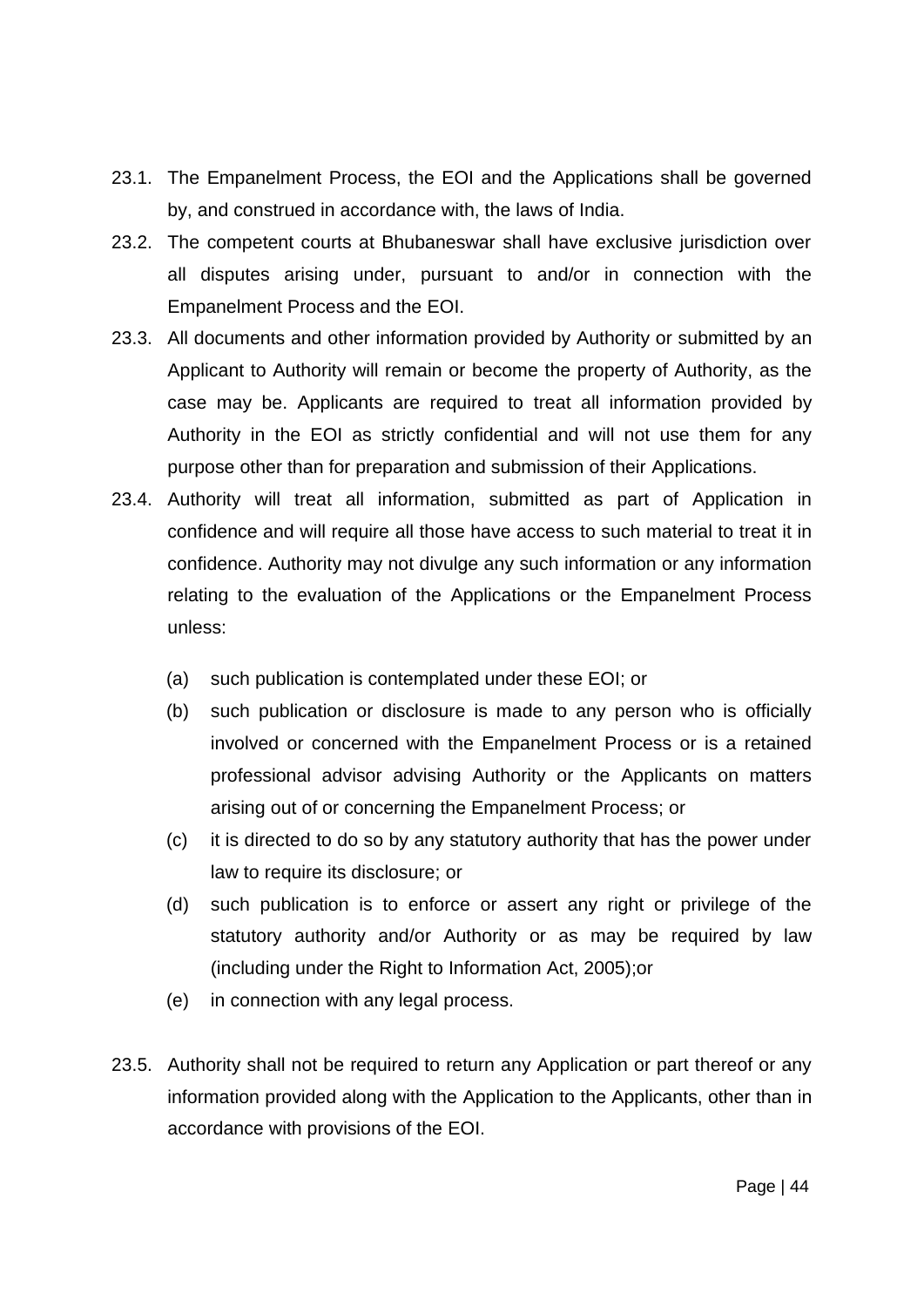23.1. The Empanelment Process, the EOI and the Applications shall be governed by, and construed in accordance with, the laws of India.

23.2. The competent courts at Bhubaneswar shall have exclusive jurisdiction over all disputes arising under, pursuant to and/or in connection with the Empanelment Process and the EOI.

23.3. All documents and other information provided by Authority or submitted by an Applicant to Authority will remain or become the property of Authority, as the case may be. Applicants are required to treat all information provided by Authority in the EOI as strictly confidential and will not use them for any purpose other than for preparation and submission of their Applications.

23.4. Authority will treat all information, submitted as part of Application in confidence and will require all those have access to such material to treat it in confidence. Authority may not divulge any such information or any information relating to the evaluation of the Applications or the Empanelment Process unless:

   (a) such publication is contemplated under these EOI; or

   (b) such publication or disclosure is made to any person who is officially involved or concerned with the Empanelment Process or is a retained professional advisor advising Authority or the Applicants on matters arising out of or concerning the Empanelment Process; or

   (c) it is directed to do so by any statutory authority that has the power under law to require its disclosure; or

   (d) such publication is to enforce or assert any right or privilege of the statutory authority and/or Authority or as may be required by law (including under the Right to Information Act, 2005);or

   (e) in connection with any legal process.

23.5. Authority shall not be required to return any Application or part thereof or any information provided along with the Application to the Applicants, other than in accordance with provisions of the EOI.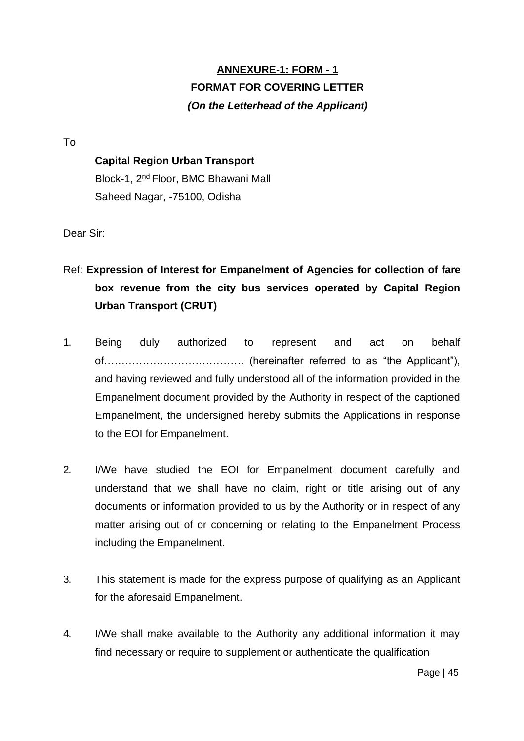**ANNEXURE-1: FORM - 1**

**FORMAT FOR COVERING LETTER**

***(On the Letterhead of the Applicant)***

To

**Capital Region Urban Transport**
Block-1, 2nd Floor, BMC Bhawani Mall
Saheed Nagar, -75100, Odisha

Dear Sir:

Ref: **Expression of Interest for Empanelment of Agencies for collection of fare box revenue from the city bus services operated by Capital Region Urban Transport (CRUT)**

1. Being duly authorized to represent and act on behalf of………………………………… (hereinafter referred to as "the Applicant"), and having reviewed and fully understood all of the information provided in the Empanelment document provided by the Authority in respect of the captioned Empanelment, the undersigned hereby submits the Applications in response to the EOI for Empanelment.

2. I/We have studied the EOI for Empanelment document carefully and understand that we shall have no claim, right or title arising out of any documents or information provided to us by the Authority or in respect of any matter arising out of or concerning or relating to the Empanelment Process including the Empanelment.

3. This statement is made for the express purpose of qualifying as an Applicant for the aforesaid Empanelment.

4. I/We shall make available to the Authority any additional information it may find necessary or require to supplement or authenticate the qualification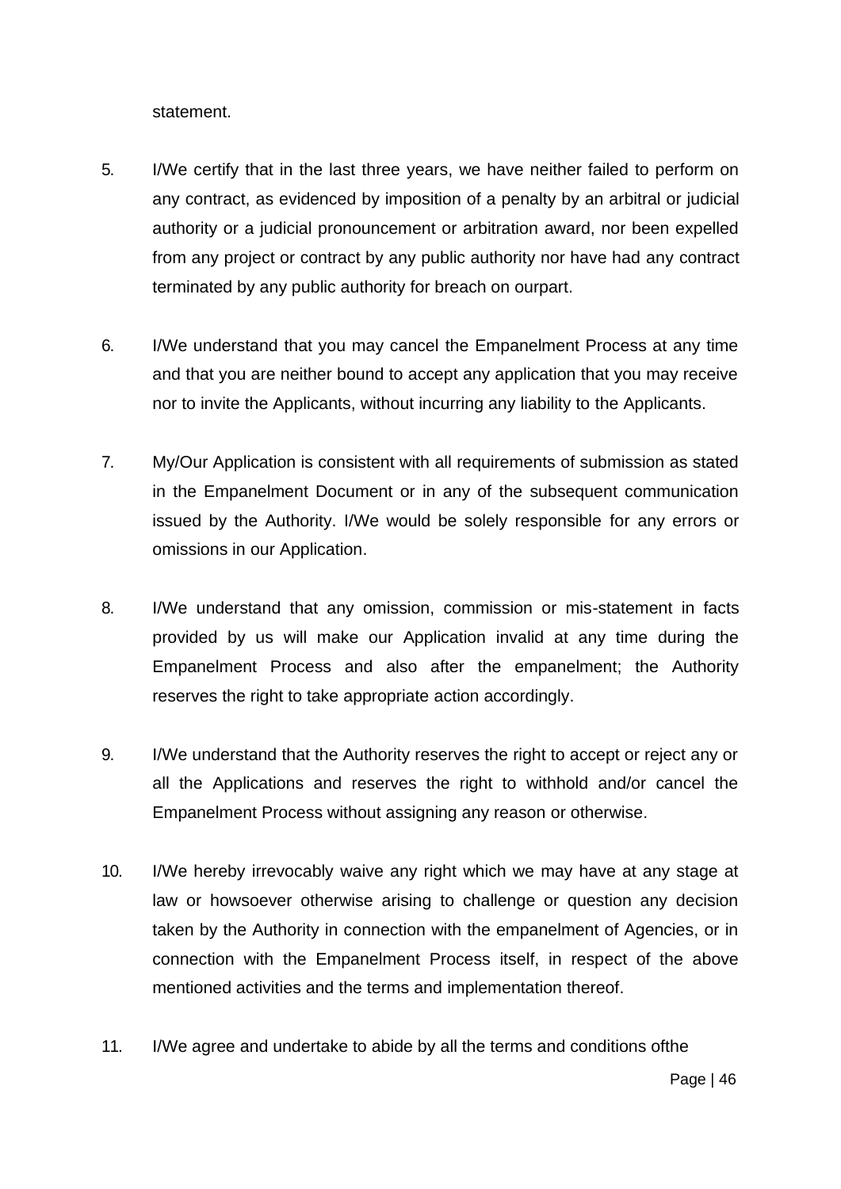statement.

5. I/We certify that in the last three years, we have neither failed to perform on any contract, as evidenced by imposition of a penalty by an arbitral or judicial authority or a judicial pronouncement or arbitration award, nor been expelled from any project or contract by any public authority nor have had any contract terminated by any public authority for breach on ourpart.

6. I/We understand that you may cancel the Empanelment Process at any time and that you are neither bound to accept any application that you may receive nor to invite the Applicants, without incurring any liability to the Applicants.

7. My/Our Application is consistent with all requirements of submission as stated in the Empanelment Document or in any of the subsequent communication issued by the Authority. I/We would be solely responsible for any errors or omissions in our Application.

8. I/We understand that any omission, commission or mis-statement in facts provided by us will make our Application invalid at any time during the Empanelment Process and also after the empanelment; the Authority reserves the right to take appropriate action accordingly.

9. I/We understand that the Authority reserves the right to accept or reject any or all the Applications and reserves the right to withhold and/or cancel the Empanelment Process without assigning any reason or otherwise.

10. I/We hereby irrevocably waive any right which we may have at any stage at law or howsoever otherwise arising to challenge or question any decision taken by the Authority in connection with the empanelment of Agencies, or in connection with the Empanelment Process itself, in respect of the above mentioned activities and the terms and implementation thereof.

11. I/We agree and undertake to abide by all the terms and conditions ofthe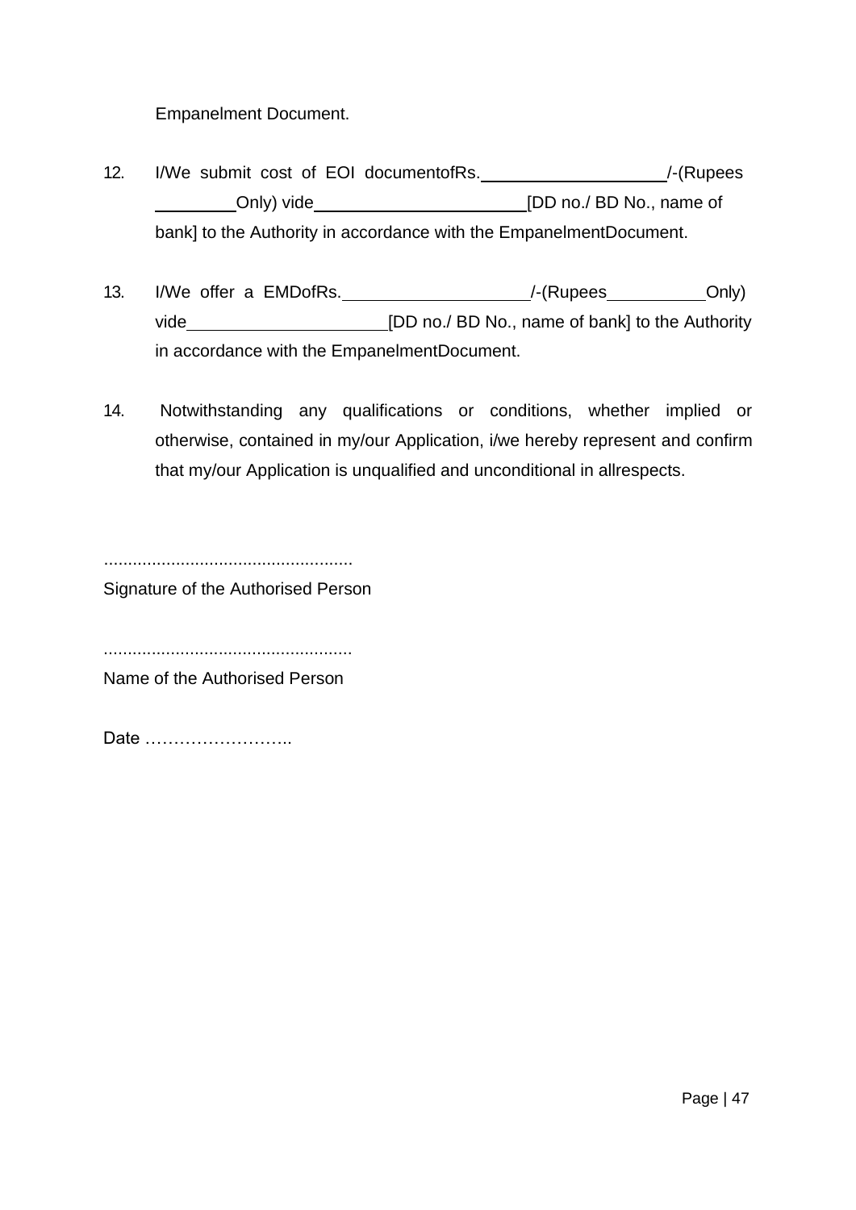Empanelment Document.

12. I/We submit cost of EOI documentofRs.____________________/-(Rupees _________Only) vide_______________________[DD no./ BD No., name of bank] to the Authority in accordance with the EmpanelmentDocument.

13. I/We offer a EMDofRs.____________________/-(Rupees__________Only) vide______________________[DD no./ BD No., name of bank] to the Authority in accordance with the EmpanelmentDocument.

14. Notwithstanding any qualifications or conditions, whether implied or otherwise, contained in my/our Application, i/we hereby represent and confirm that my/our Application is unqualified and unconditional in allrespects.

....................................................
Signature of the Authorised Person

....................................................
Name of the Authorised Person

Date ……………………..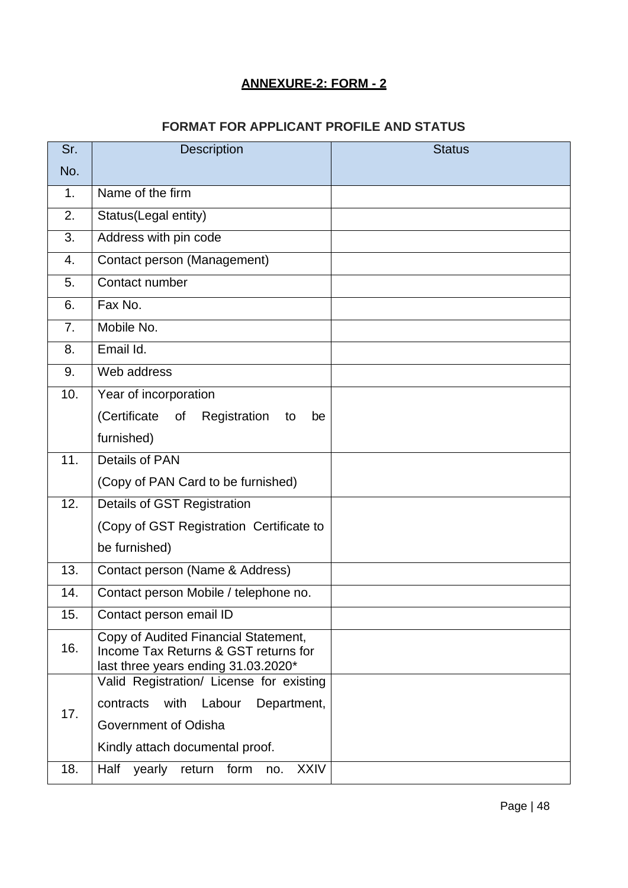## ANNEXURE-2: FORM - 2

### FORMAT FOR APPLICANT PROFILE AND STATUS

| Sr. No. | Description | Status |
|---|---|---|
| 1. | Name of the firm | |
| 2. | Status(Legal entity) | |
| 3. | Address with pin code | |
| 4. | Contact person (Management) | |
| 5. | Contact number | |
| 6. | Fax No. | |
| 7. | Mobile No. | |
| 8. | Email Id. | |
| 9. | Web address | |
| 10. | Year of incorporation (Certificate of Registration to be furnished) | |
| 11. | Details of PAN (Copy of PAN Card to be furnished) | |
| 12. | Details of GST Registration (Copy of GST Registration Certificate to be furnished) | |
| 13. | Contact person (Name & Address) | |
| 14. | Contact person Mobile / telephone no. | |
| 15. | Contact person email ID | |
| 16. | Copy of Audited Financial Statement, Income Tax Returns & GST returns for last three years ending 31.03.2020* | |
| 17. | Valid Registration/ License for existing contracts with Labour Department, Government of Odisha Kindly attach documental proof. | |
| 18. | Half yearly return form no. XXIV | |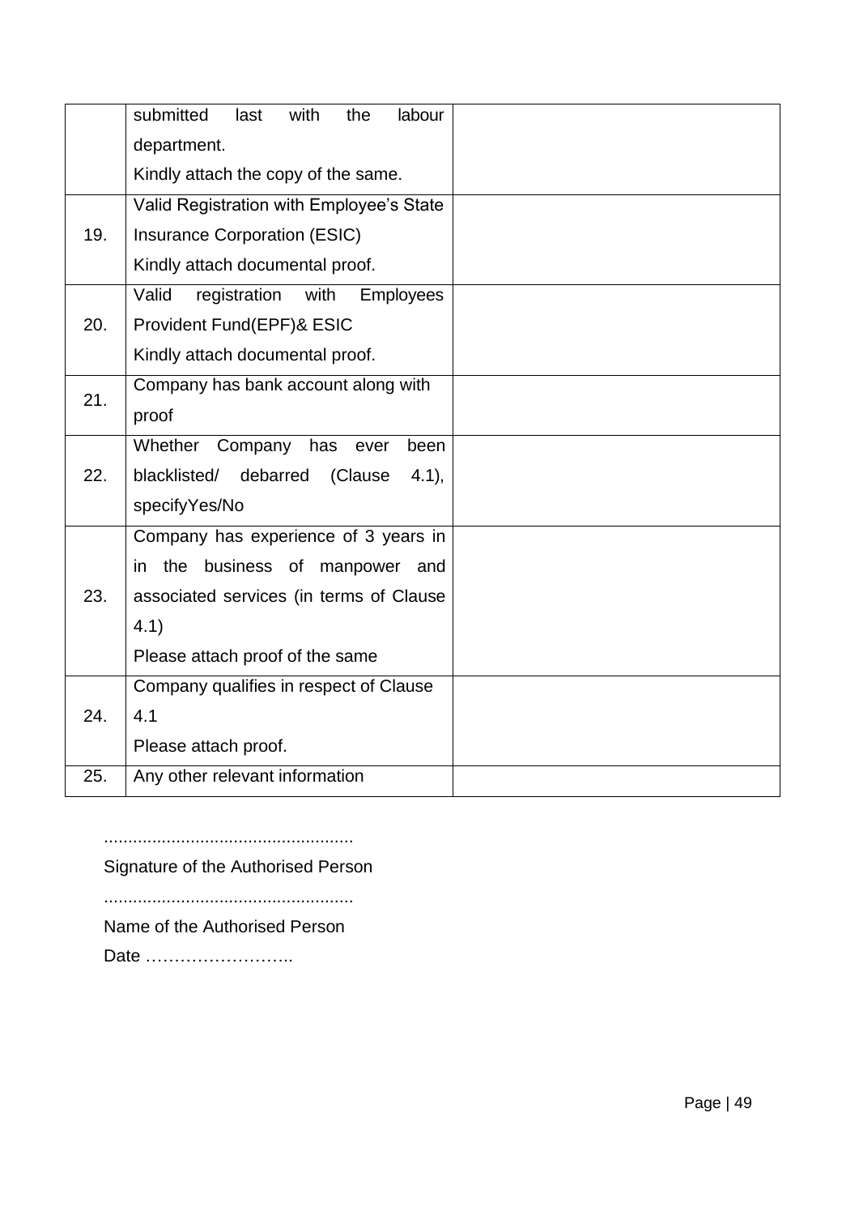| | | |
|---|---|---|
| | submitted last with the labour department.<br>Kindly attach the copy of the same. | |
| 19. | Valid Registration with Employee's State Insurance Corporation (ESIC)<br>Kindly attach documental proof. | |
| 20. | Valid registration with Employees Provident Fund(EPF)& ESIC<br>Kindly attach documental proof. | |
| 21. | Company has bank account along with proof | |
| 22. | Whether Company has ever been blacklisted/ debarred (Clause 4.1), specifyYes/No | |
| 23. | Company has experience of 3 years in in the business of manpower and associated services (in terms of Clause 4.1)<br>Please attach proof of the same | |
| 24. | Company qualifies in respect of Clause 4.1<br>Please attach proof. | |
| 25. | Any other relevant information | |

...................................................

Signature of the Authorised Person

...................................................

Name of the Authorised Person

Date ……………………..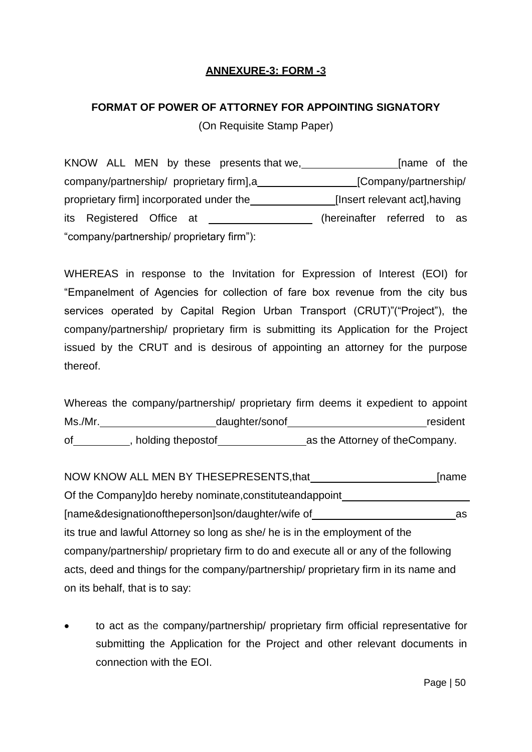## ANNEXURE-3: FORM -3

### FORMAT OF POWER OF ATTORNEY FOR APPOINTING SIGNATORY

(On Requisite Stamp Paper)

KNOW ALL MEN by these presents that we,\_\_\_\_\_\_\_\_\_\_\_\_\_\_\_\_[name of the company/partnership/ proprietary firm],a\_\_\_\_\_\_\_\_\_\_\_\_\_\_\_\_\_[Company/partnership/ proprietary firm] incorporated under the\_\_\_\_\_\_\_\_\_\_\_\_\_\_[Insert relevant act],having its Registered Office at \_\_\_\_\_\_\_\_\_\_\_\_\_\_\_\_\_\_ (hereinafter referred to as "company/partnership/ proprietary firm"):

WHEREAS in response to the Invitation for Expression of Interest (EOI) for "Empanelment of Agencies for collection of fare box revenue from the city bus services operated by Capital Region Urban Transport (CRUT)"("Project"), the company/partnership/ proprietary firm is submitting its Application for the Project issued by the CRUT and is desirous of appointing an attorney for the purpose thereof.

Whereas the company/partnership/ proprietary firm deems it expedient to appoint Ms./Mr.\_\_\_\_\_\_\_\_\_\_\_\_\_\_\_\_\_\_\_daughter/sonof\_\_\_\_\_\_\_\_\_\_\_\_\_\_\_\_\_\_\_\_\_\_\_resident of\_\_\_\_\_\_\_\_\_, holding thepostof\_\_\_\_\_\_\_\_\_\_\_\_\_\_\_as the Attorney of theCompany.

NOW KNOW ALL MEN BY THESEPRESENTS,that\_\_\_\_\_\_\_\_\_\_\_\_\_\_\_\_\_\_\_\_\_[name Of the Company]do hereby nominate,constituteandappoint\_\_\_\_\_\_\_\_\_\_\_\_\_\_\_\_\_\_\_\_\_\_ [name&designationoftheperson]son/daughter/wife of\_\_\_\_\_\_\_\_\_\_\_\_\_\_\_\_\_\_\_\_\_\_\_\_\_as its true and lawful Attorney so long as she/ he is in the employment of the company/partnership/ proprietary firm to do and execute all or any of the following acts, deed and things for the company/partnership/ proprietary firm in its name and on its behalf, that is to say:

- to act as the company/partnership/ proprietary firm official representative for submitting the Application for the Project and other relevant documents in connection with the EOI.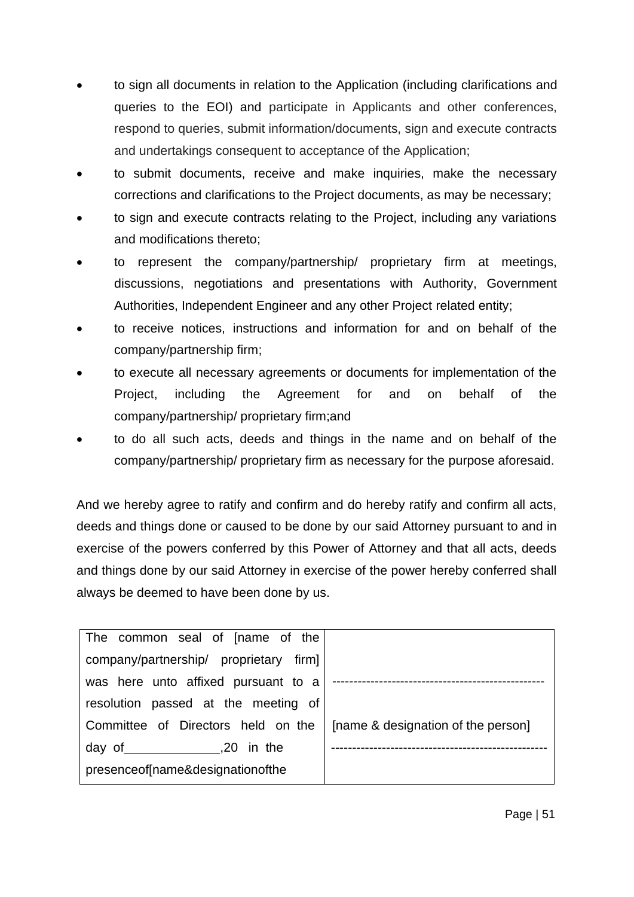- to sign all documents in relation to the Application (including clarifications and queries to the EOI) and participate in Applicants and other conferences, respond to queries, submit information/documents, sign and execute contracts and undertakings consequent to acceptance of the Application;
- to submit documents, receive and make inquiries, make the necessary corrections and clarifications to the Project documents, as may be necessary;
- to sign and execute contracts relating to the Project, including any variations and modifications thereto;
- to represent the company/partnership/ proprietary firm at meetings, discussions, negotiations and presentations with Authority, Government Authorities, Independent Engineer and any other Project related entity;
- to receive notices, instructions and information for and on behalf of the company/partnership firm;
- to execute all necessary agreements or documents for implementation of the Project, including the Agreement for and on behalf of the company/partnership/ proprietary firm;and
- to do all such acts, deeds and things in the name and on behalf of the company/partnership/ proprietary firm as necessary for the purpose aforesaid.

And we hereby agree to ratify and confirm and do hereby ratify and confirm all acts, deeds and things done or caused to be done by our said Attorney pursuant to and in exercise of the powers conferred by this Power of Attorney and that all acts, deeds and things done by our said Attorney in exercise of the power hereby conferred shall always be deemed to have been done by us.

| | |
|---|---|
| The common seal of [name of the company/partnership/ proprietary firm] was here unto affixed pursuant to a resolution passed at the meeting of Committee of Directors held on the day of \_\_\_\_\_\_\_\_\_\_\_\_,20 in the presenceof[name&designationofthe | ------------------------------------------------- [name & designation of the person] -------------------------------------------------- |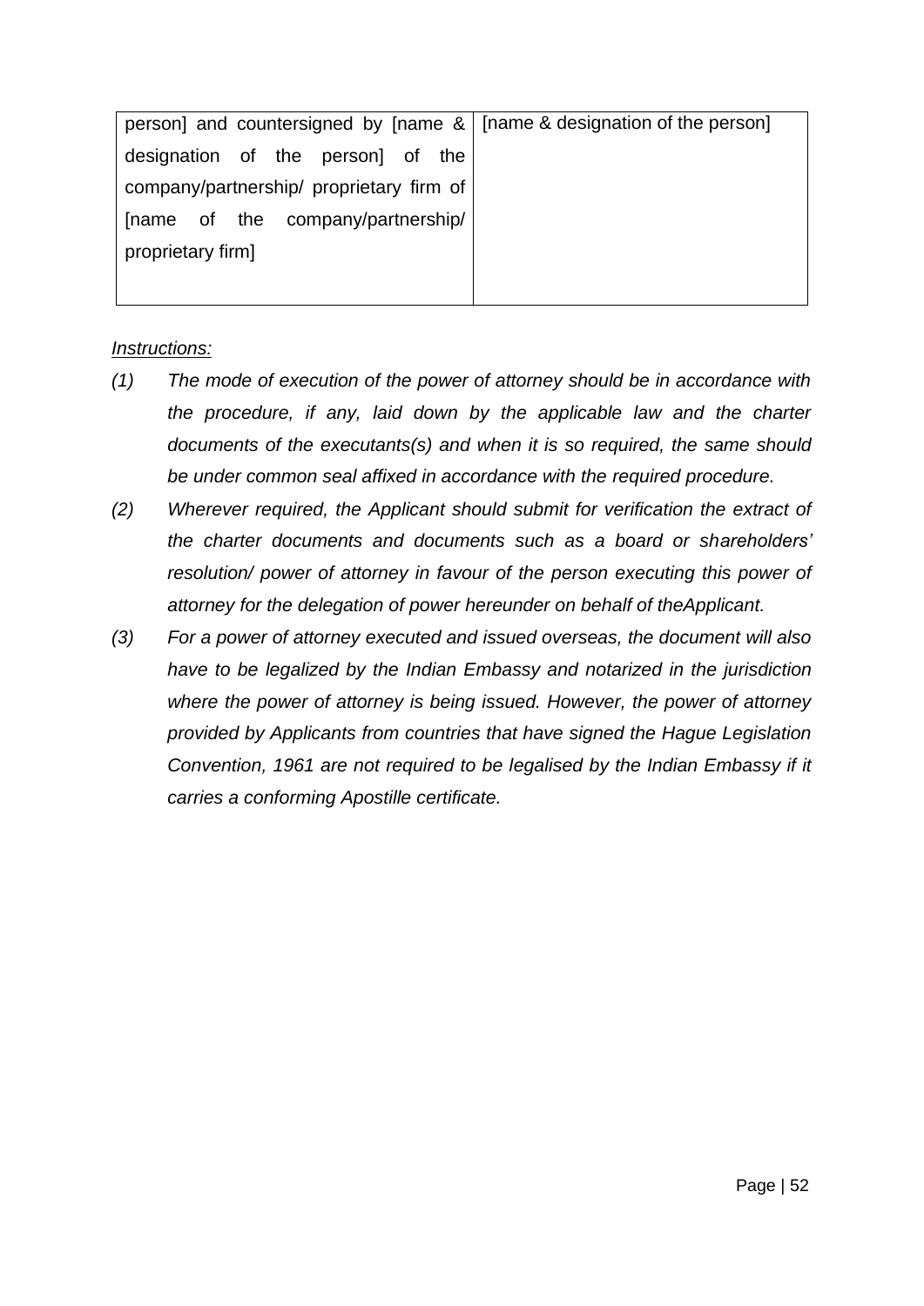| person] and countersigned by [name & designation of the person] of the company/partnership/ proprietary firm of [name of the company/partnership/ proprietary firm] | [name & designation of the person] |
|---|---|

*<u>Instructions:</u>*

*(1) The mode of execution of the power of attorney should be in accordance with the procedure, if any, laid down by the applicable law and the charter documents of the executants(s) and when it is so required, the same should be under common seal affixed in accordance with the required procedure.*

*(2) Wherever required, the Applicant should submit for verification the extract of the charter documents and documents such as a board or shareholders' resolution/ power of attorney in favour of the person executing this power of attorney for the delegation of power hereunder on behalf of theApplicant.*

*(3) For a power of attorney executed and issued overseas, the document will also have to be legalized by the Indian Embassy and notarized in the jurisdiction where the power of attorney is being issued. However, the power of attorney provided by Applicants from countries that have signed the Hague Legislation Convention, 1961 are not required to be legalised by the Indian Embassy if it carries a conforming Apostille certificate.*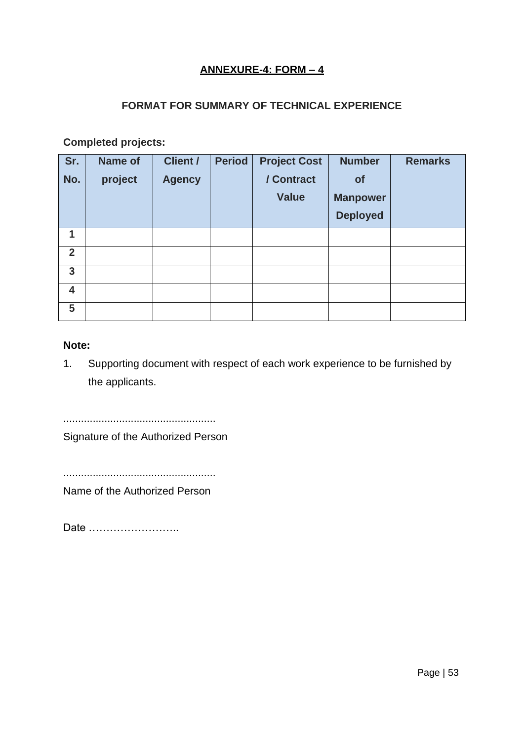## ANNEXURE-4: FORM – 4

### FORMAT FOR SUMMARY OF TECHNICAL EXPERIENCE

**Completed projects:**

| Sr. No. | Name of project | Client / Agency | Period | Project Cost / Contract Value | Number of Manpower Deployed | Remarks |
|---|---|---|---|---|---|---|
| 1 | | | | | | |
| 2 | | | | | | |
| 3 | | | | | | |
| 4 | | | | | | |
| 5 | | | | | | |

**Note:**

1. Supporting document with respect of each work experience to be furnished by the applicants.

....................................................
Signature of the Authorized Person

....................................................
Name of the Authorized Person

Date ……………………..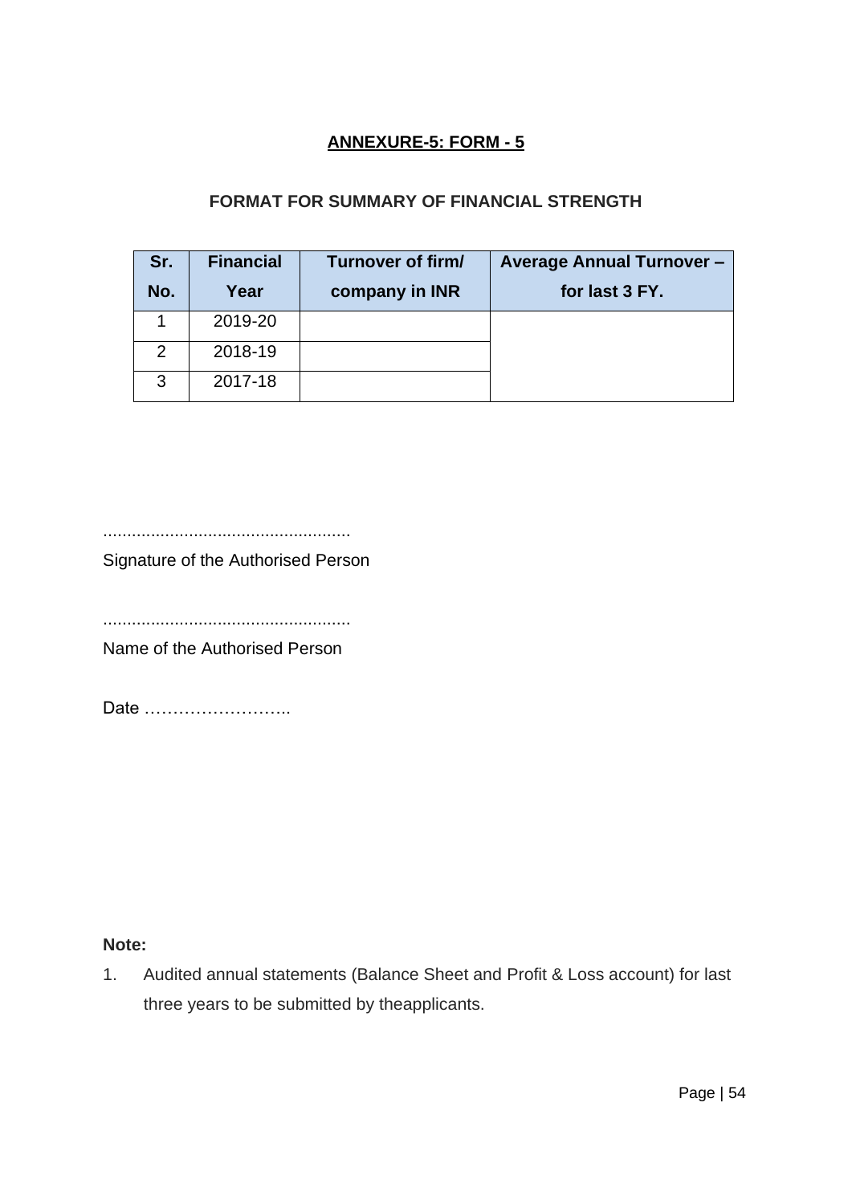# ANNEXURE-5: FORM - 5

## FORMAT FOR SUMMARY OF FINANCIAL STRENGTH

| Sr. No. | Financial Year | Turnover of firm/ company in INR | Average Annual Turnover – for last 3 FY. |
|---|---|---|---|
| 1 | 2019-20 | | |
| 2 | 2018-19 | | |
| 3 | 2017-18 | | |

...................................................
Signature of the Authorised Person

...................................................
Name of the Authorised Person

Date ……………………..

**Note:**

1. Audited annual statements (Balance Sheet and Profit & Loss account) for last three years to be submitted by theapplicants.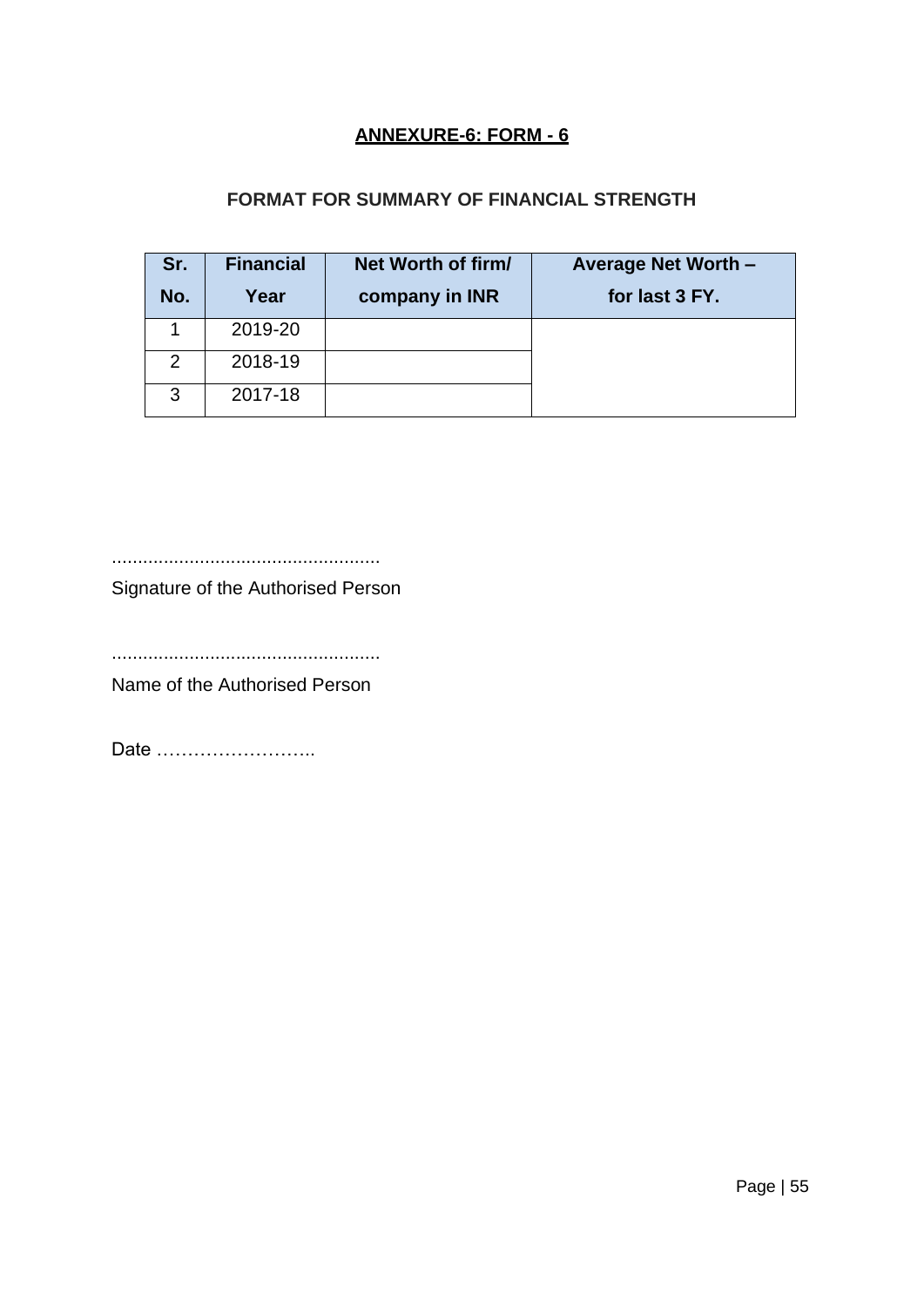## ANNEXURE-6: FORM - 6

### FORMAT FOR SUMMARY OF FINANCIAL STRENGTH

| Sr. No. | Financial Year | Net Worth of firm/ company in INR | Average Net Worth – for last 3 FY. |
|---|---|---|---|
| 1 | 2019-20 | | |
| 2 | 2018-19 | | |
| 3 | 2017-18 | | |

...................................................

Signature of the Authorised Person

...................................................

Name of the Authorised Person

Date ……………………..